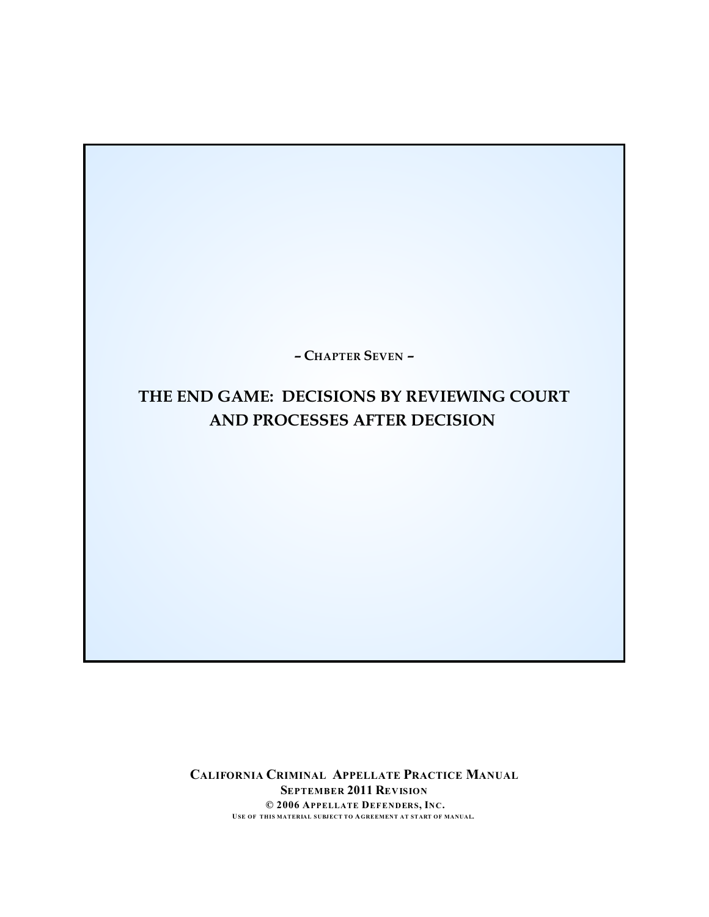– CHAPTER SEVEN –

# THE END GAME: DECISIONS BY REVIEWING COURT AND PROCESSES AFTER DECISION

**CALIFORNIA CRIMINAL APPELLATE PRACTICE MANUAL**
**SEPTEMBER 2011 REVISION**
**© 2006 APPELLATE DEFENDERS, INC.**
USE OF THIS MATERIAL SUBJECT TO AGREEMENT AT START OF MANUAL.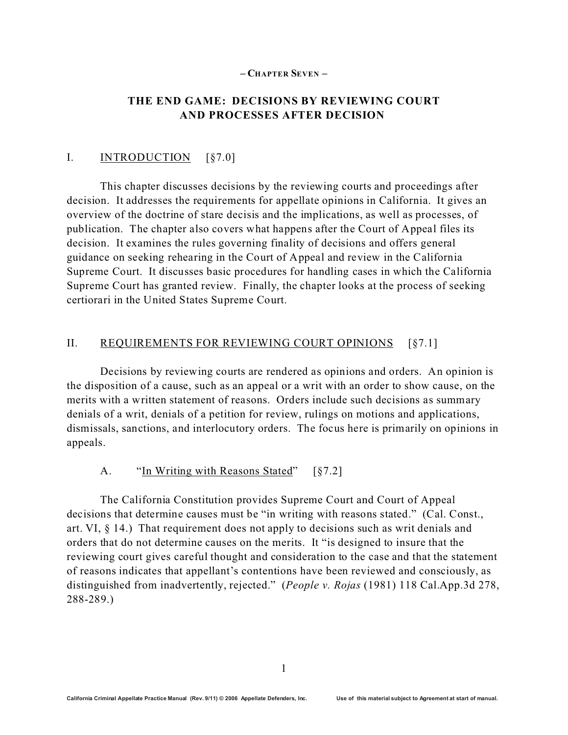– CHAPTER SEVEN –

# THE END GAME: DECISIONS BY REVIEWING COURT AND PROCESSES AFTER DECISION

## I. INTRODUCTION [§7.0]

This chapter discusses decisions by the reviewing courts and proceedings after decision. It addresses the requirements for appellate opinions in California. It gives an overview of the doctrine of stare decisis and the implications, as well as processes, of publication. The chapter also covers what happens after the Court of Appeal files its decision. It examines the rules governing finality of decisions and offers general guidance on seeking rehearing in the Court of Appeal and review in the California Supreme Court. It discusses basic procedures for handling cases in which the California Supreme Court has granted review. Finally, the chapter looks at the process of seeking certiorari in the United States Supreme Court.

## II. REQUIREMENTS FOR REVIEWING COURT OPINIONS [§7.1]

Decisions by reviewing courts are rendered as opinions and orders. An opinion is the disposition of a cause, such as an appeal or a writ with an order to show cause, on the merits with a written statement of reasons. Orders include such decisions as summary denials of a writ, denials of a petition for review, rulings on motions and applications, dismissals, sanctions, and interlocutory orders. The focus here is primarily on opinions in appeals.

### A. "In Writing with Reasons Stated" [§7.2]

The California Constitution provides Supreme Court and Court of Appeal decisions that determine causes must be "in writing with reasons stated." (Cal. Const., art. VI, § 14.) That requirement does not apply to decisions such as writ denials and orders that do not determine causes on the merits. It "is designed to insure that the reviewing court gives careful thought and consideration to the case and that the statement of reasons indicates that appellant's contentions have been reviewed and consciously, as distinguished from inadvertently, rejected." (*People v. Rojas* (1981) 118 Cal.App.3d 278, 288-289.)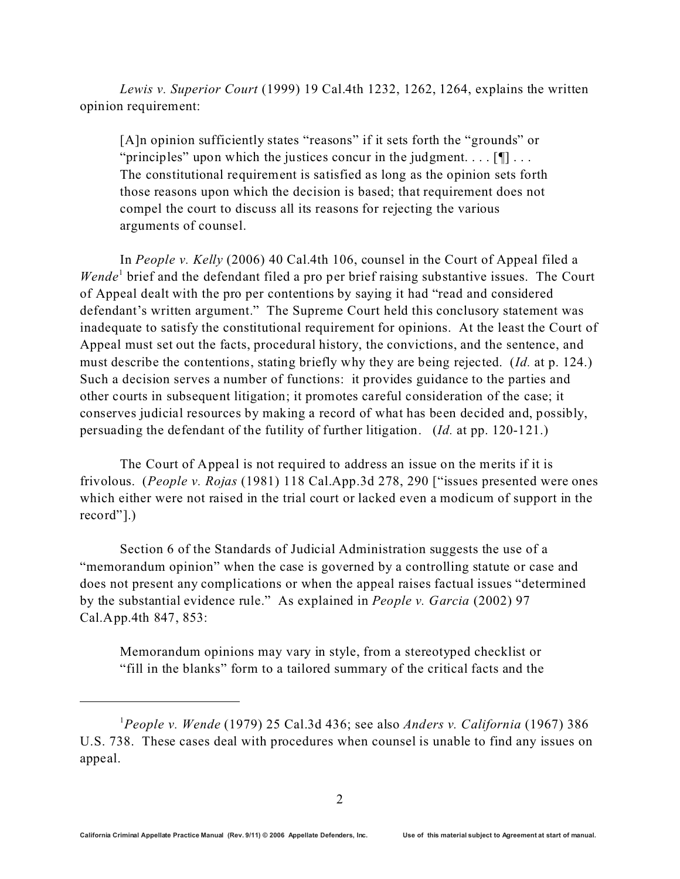*Lewis v. Superior Court* (1999) 19 Cal.4th 1232, 1262, 1264, explains the written opinion requirement:

> [A]n opinion sufficiently states "reasons" if it sets forth the "grounds" or "principles" upon which the justices concur in the judgment. . . . [¶] . . . The constitutional requirement is satisfied as long as the opinion sets forth those reasons upon which the decision is based; that requirement does not compel the court to discuss all its reasons for rejecting the various arguments of counsel.

In *People v. Kelly* (2006) 40 Cal.4th 106, counsel in the Court of Appeal filed a *Wende*[1] brief and the defendant filed a pro per brief raising substantive issues. The Court of Appeal dealt with the pro per contentions by saying it had "read and considered defendant's written argument." The Supreme Court held this conclusory statement was inadequate to satisfy the constitutional requirement for opinions. At the least the Court of Appeal must set out the facts, procedural history, the convictions, and the sentence, and must describe the contentions, stating briefly why they are being rejected. (*Id.* at p. 124.) Such a decision serves a number of functions: it provides guidance to the parties and other courts in subsequent litigation; it promotes careful consideration of the case; it conserves judicial resources by making a record of what has been decided and, possibly, persuading the defendant of the futility of further litigation. (*Id.* at pp. 120-121.)

The Court of Appeal is not required to address an issue on the merits if it is frivolous. (*People v. Rojas* (1981) 118 Cal.App.3d 278, 290 ["issues presented were ones which either were not raised in the trial court or lacked even a modicum of support in the record"].)

Section 6 of the Standards of Judicial Administration suggests the use of a "memorandum opinion" when the case is governed by a controlling statute or case and does not present any complications or when the appeal raises factual issues "determined by the substantial evidence rule." As explained in *People v. Garcia* (2002) 97 Cal.App.4th 847, 853:

> Memorandum opinions may vary in style, from a stereotyped checklist or "fill in the blanks" form to a tailored summary of the critical facts and the

---

[1] *People v. Wende* (1979) 25 Cal.3d 436; see also *Anders v. California* (1967) 386 U.S. 738. These cases deal with procedures when counsel is unable to find any issues on appeal.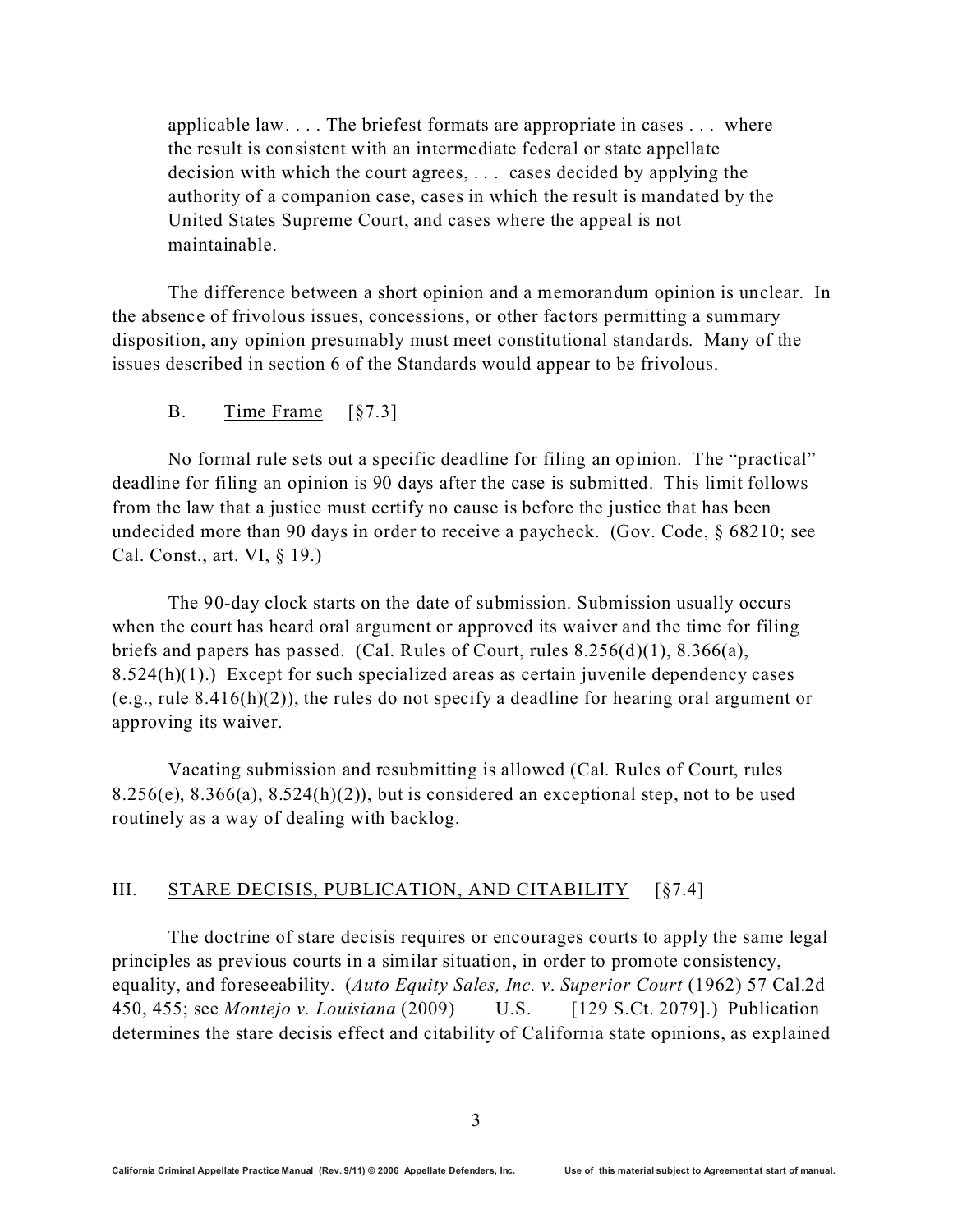> applicable law. . . . The briefest formats are appropriate in cases . . . where the result is consistent with an intermediate federal or state appellate decision with which the court agrees, . . . cases decided by applying the authority of a companion case, cases in which the result is mandated by the United States Supreme Court, and cases where the appeal is not maintainable.

The difference between a short opinion and a memorandum opinion is unclear. In the absence of frivolous issues, concessions, or other factors permitting a summary disposition, any opinion presumably must meet constitutional standards. Many of the issues described in section 6 of the Standards would appear to be frivolous.

### B. Time Frame [§7.3]

No formal rule sets out a specific deadline for filing an opinion. The "practical" deadline for filing an opinion is 90 days after the case is submitted. This limit follows from the law that a justice must certify no cause is before the justice that has been undecided more than 90 days in order to receive a paycheck. (Gov. Code, § 68210; see Cal. Const., art. VI, § 19.)

The 90-day clock starts on the date of submission. Submission usually occurs when the court has heard oral argument or approved its waiver and the time for filing briefs and papers has passed. (Cal. Rules of Court, rules 8.256(d)(1), 8.366(a), 8.524(h)(1).) Except for such specialized areas as certain juvenile dependency cases (e.g., rule 8.416(h)(2)), the rules do not specify a deadline for hearing oral argument or approving its waiver.

Vacating submission and resubmitting is allowed (Cal. Rules of Court, rules 8.256(e), 8.366(a), 8.524(h)(2)), but is considered an exceptional step, not to be used routinely as a way of dealing with backlog.

## III. STARE DECISIS, PUBLICATION, AND CITABILITY [§7.4]

The doctrine of stare decisis requires or encourages courts to apply the same legal principles as previous courts in a similar situation, in order to promote consistency, equality, and foreseeability. (*Auto Equity Sales, Inc. v. Superior Court* (1962) 57 Cal.2d 450, 455; see *Montejo v. Louisiana* (2009) ___ U.S. ___ [129 S.Ct. 2079].) Publication determines the stare decisis effect and citability of California state opinions, as explained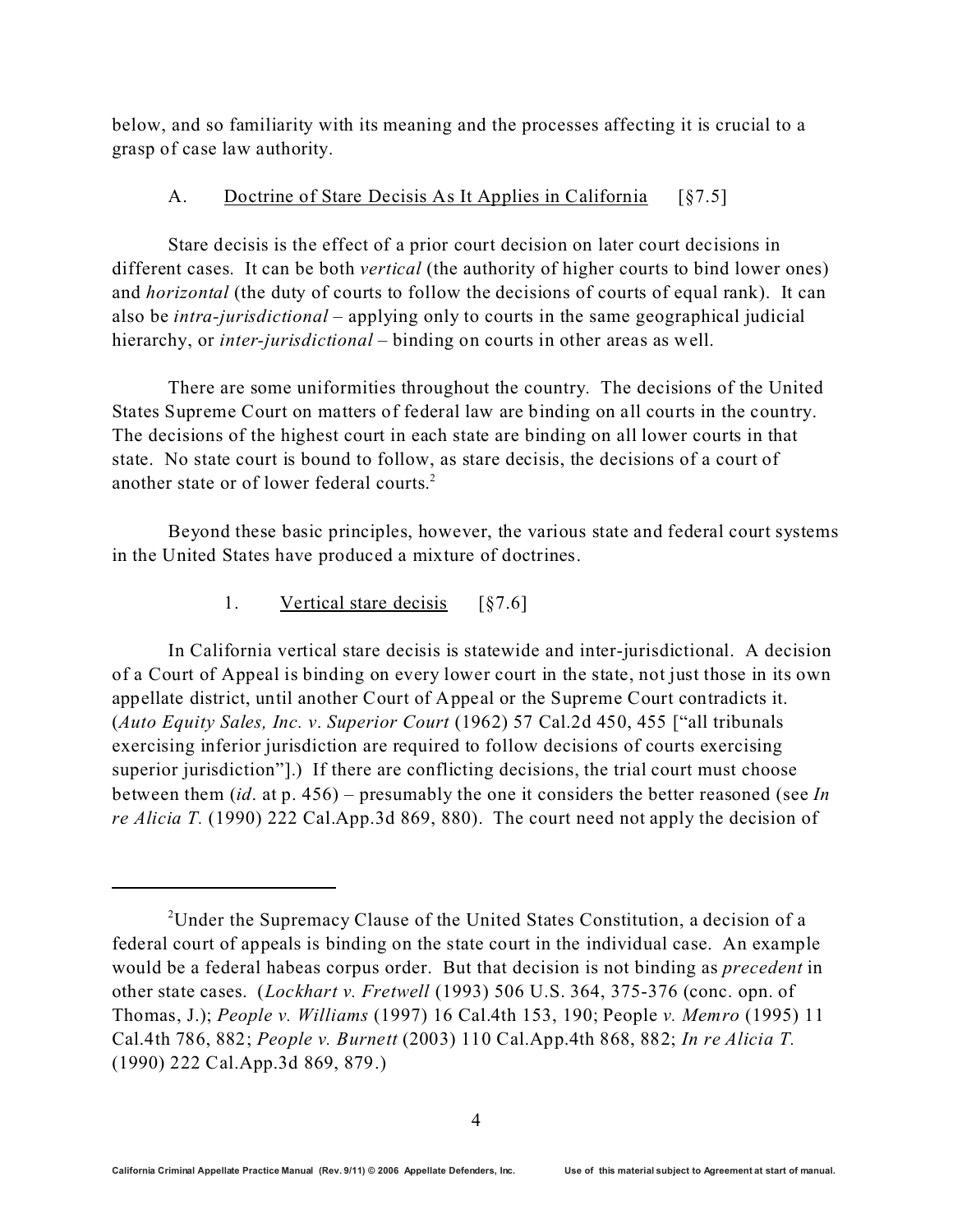below, and so familiarity with its meaning and the processes affecting it is crucial to a grasp of case law authority.

### A. Doctrine of Stare Decisis As It Applies in California [§7.5]

Stare decisis is the effect of a prior court decision on later court decisions in different cases. It can be both *vertical* (the authority of higher courts to bind lower ones) and *horizontal* (the duty of courts to follow the decisions of courts of equal rank). It can also be *intra-jurisdictional* – applying only to courts in the same geographical judicial hierarchy, or *inter-jurisdictional* – binding on courts in other areas as well.

There are some uniformities throughout the country. The decisions of the United States Supreme Court on matters of federal law are binding on all courts in the country. The decisions of the highest court in each state are binding on all lower courts in that state. No state court is bound to follow, as stare decisis, the decisions of a court of another state or of lower federal courts.[2]

Beyond these basic principles, however, the various state and federal court systems in the United States have produced a mixture of doctrines.

#### 1. Vertical stare decisis [§7.6]

In California vertical stare decisis is statewide and inter-jurisdictional. A decision of a Court of Appeal is binding on every lower court in the state, not just those in its own appellate district, until another Court of Appeal or the Supreme Court contradicts it. (*Auto Equity Sales, Inc. v. Superior Court* (1962) 57 Cal.2d 450, 455 ["all tribunals exercising inferior jurisdiction are required to follow decisions of courts exercising superior jurisdiction"].) If there are conflicting decisions, the trial court must choose between them (*id.* at p. 456) – presumably the one it considers the better reasoned (see *In re Alicia T.* (1990) 222 Cal.App.3d 869, 880). The court need not apply the decision of

---

[2]Under the Supremacy Clause of the United States Constitution, a decision of a federal court of appeals is binding on the state court in the individual case. An example would be a federal habeas corpus order. But that decision is not binding as *precedent* in other state cases. (*Lockhart v. Fretwell* (1993) 506 U.S. 364, 375-376 (conc. opn. of Thomas, J.); *People v. Williams* (1997) 16 Cal.4th 153, 190; People *v. Memro* (1995) 11 Cal.4th 786, 882; *People v. Burnett* (2003) 110 Cal.App.4th 868, 882; *In re Alicia T.* (1990) 222 Cal.App.3d 869, 879.)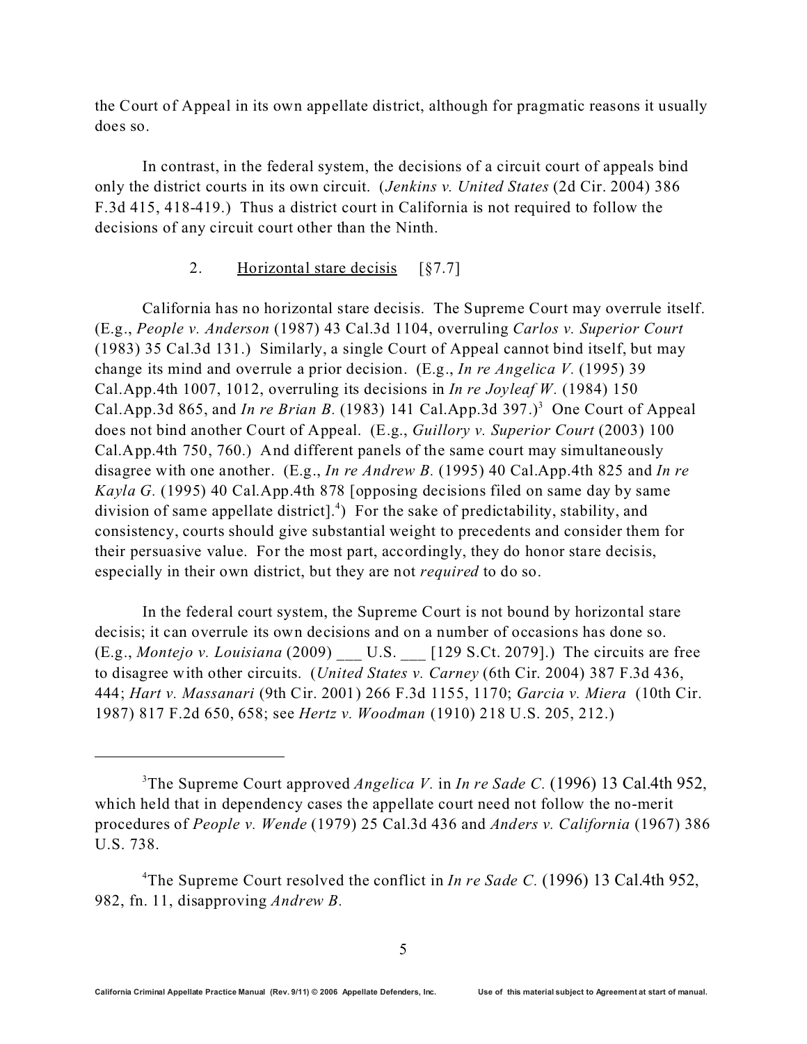the Court of Appeal in its own appellate district, although for pragmatic reasons it usually does so.

In contrast, in the federal system, the decisions of a circuit court of appeals bind only the district courts in its own circuit. (*Jenkins v. United States* (2d Cir. 2004) 386 F.3d 415, 418-419.) Thus a district court in California is not required to follow the decisions of any circuit court other than the Ninth.

### 2. Horizontal stare decisis [§7.7]

California has no horizontal stare decisis. The Supreme Court may overrule itself. (E.g., *People v. Anderson* (1987) 43 Cal.3d 1104, overruling *Carlos v. Superior Court* (1983) 35 Cal.3d 131.) Similarly, a single Court of Appeal cannot bind itself, but may change its mind and overrule a prior decision. (E.g., *In re Angelica V.* (1995) 39 Cal.App.4th 1007, 1012, overruling its decisions in *In re Joyleaf W.* (1984) 150 Cal.App.3d 865, and *In re Brian B.* (1983) 141 Cal.App.3d 397.)[3] One Court of Appeal does not bind another Court of Appeal. (E.g., *Guillory v. Superior Court* (2003) 100 Cal.App.4th 750, 760.) And different panels of the same court may simultaneously disagree with one another. (E.g., *In re Andrew B.* (1995) 40 Cal.App.4th 825 and *In re Kayla G.* (1995) 40 Cal.App.4th 878 [opposing decisions filed on same day by same division of same appellate district].[4]) For the sake of predictability, stability, and consistency, courts should give substantial weight to precedents and consider them for their persuasive value. For the most part, accordingly, they do honor stare decisis, especially in their own district, but they are not *required* to do so.

In the federal court system, the Supreme Court is not bound by horizontal stare decisis; it can overrule its own decisions and on a number of occasions has done so. (E.g., *Montejo v. Louisiana* (2009) ___ U.S. ___ [129 S.Ct. 2079].) The circuits are free to disagree with other circuits. (*United States v. Carney* (6th Cir. 2004) 387 F.3d 436, 444; *Hart v. Massanari* (9th Cir. 2001) 266 F.3d 1155, 1170; *Garcia v. Miera* (10th Cir. 1987) 817 F.2d 650, 658; see *Hertz v. Woodman* (1910) 218 U.S. 205, 212.)

---

[3] The Supreme Court approved *Angelica V.* in *In re Sade C.* (1996) 13 Cal.4th 952, which held that in dependency cases the appellate court need not follow the no-merit procedures of *People v. Wende* (1979) 25 Cal.3d 436 and *Anders v. California* (1967) 386 U.S. 738.

[4] The Supreme Court resolved the conflict in *In re Sade C.* (1996) 13 Cal.4th 952, 982, fn. 11, disapproving *Andrew B.*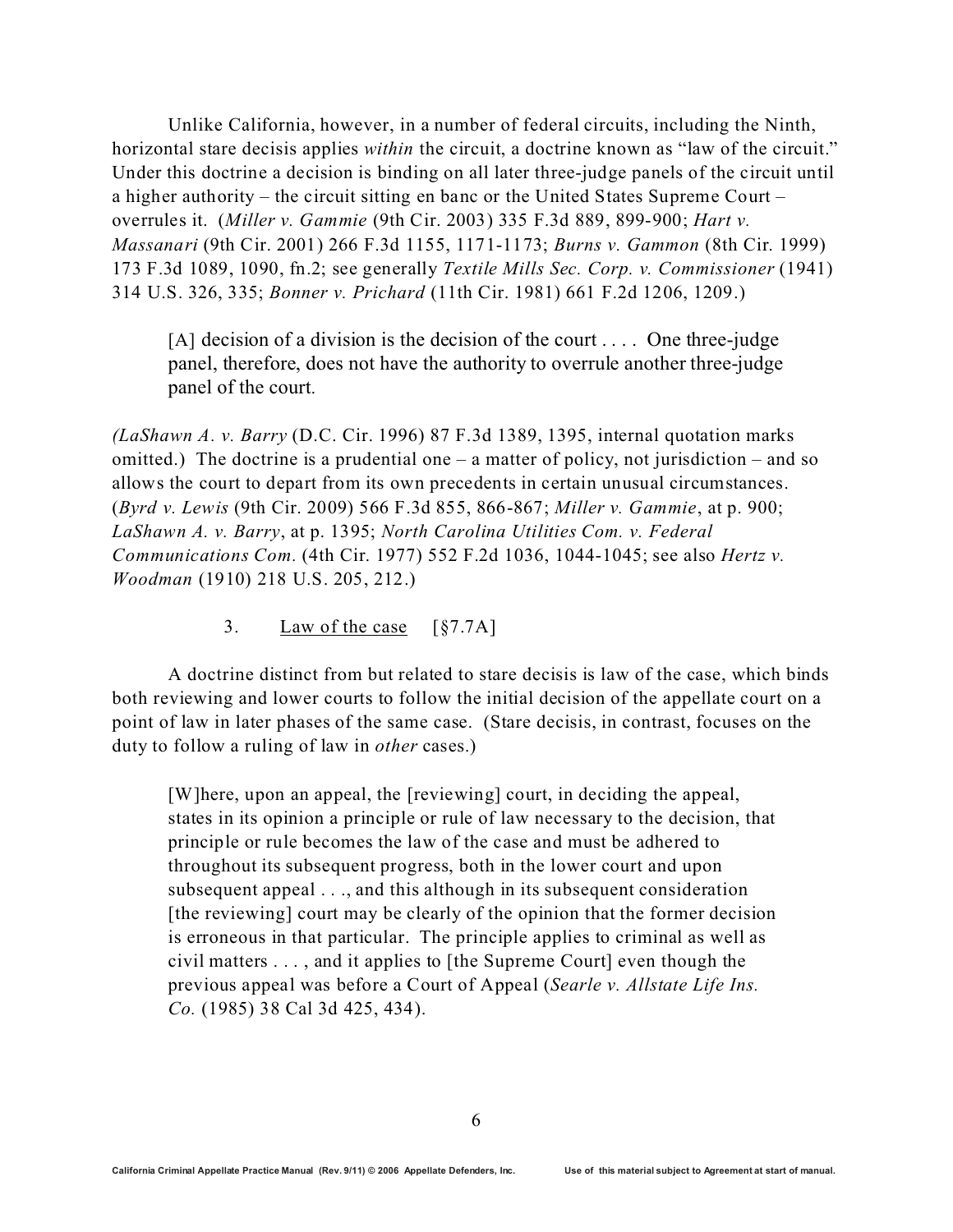Unlike California, however, in a number of federal circuits, including the Ninth, horizontal stare decisis applies *within* the circuit, a doctrine known as "law of the circuit." Under this doctrine a decision is binding on all later three-judge panels of the circuit until a higher authority – the circuit sitting en banc or the United States Supreme Court – overrules it. (*Miller v. Gammie* (9th Cir. 2003) 335 F.3d 889, 899-900; *Hart v. Massanari* (9th Cir. 2001) 266 F.3d 1155, 1171-1173; *Burns v. Gammon* (8th Cir. 1999) 173 F.3d 1089, 1090, fn.2; see generally *Textile Mills Sec. Corp. v. Commissioner* (1941) 314 U.S. 326, 335; *Bonner v. Prichard* (11th Cir. 1981) 661 F.2d 1206, 1209.)

> [A] decision of a division is the decision of the court . . . . One three-judge panel, therefore, does not have the authority to overrule another three-judge panel of the court.

(*LaShawn A. v. Barry* (D.C. Cir. 1996) 87 F.3d 1389, 1395, internal quotation marks omitted.) The doctrine is a prudential one – a matter of policy, not jurisdiction – and so allows the court to depart from its own precedents in certain unusual circumstances. (*Byrd v. Lewis* (9th Cir. 2009) 566 F.3d 855, 866-867; *Miller v. Gammie*, at p. 900; *LaShawn A. v. Barry*, at p. 1395; *North Carolina Utilities Com. v. Federal Communications Com.* (4th Cir. 1977) 552 F.2d 1036, 1044-1045; see also *Hertz v. Woodman* (1910) 218 U.S. 205, 212.)

### 3. Law of the case [§7.7A]

A doctrine distinct from but related to stare decisis is law of the case, which binds both reviewing and lower courts to follow the initial decision of the appellate court on a point of law in later phases of the same case. (Stare decisis, in contrast, focuses on the duty to follow a ruling of law in *other* cases.)

> [W]here, upon an appeal, the [reviewing] court, in deciding the appeal, states in its opinion a principle or rule of law necessary to the decision, that principle or rule becomes the law of the case and must be adhered to throughout its subsequent progress, both in the lower court and upon subsequent appeal . . ., and this although in its subsequent consideration [the reviewing] court may be clearly of the opinion that the former decision is erroneous in that particular. The principle applies to criminal as well as civil matters . . . , and it applies to [the Supreme Court] even though the previous appeal was before a Court of Appeal (*Searle v. Allstate Life Ins. Co.* (1985) 38 Cal 3d 425, 434).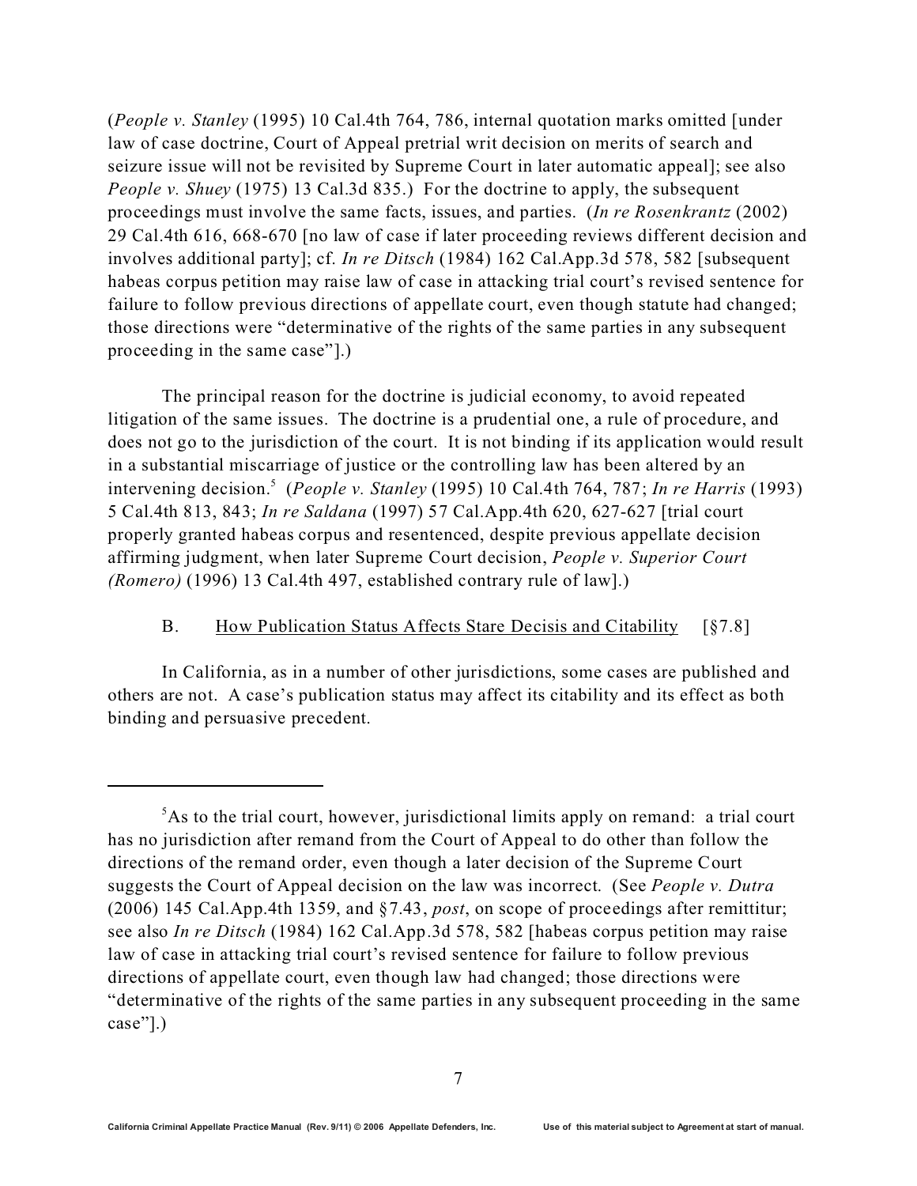(*People v. Stanley* (1995) 10 Cal.4th 764, 786, internal quotation marks omitted [under law of case doctrine, Court of Appeal pretrial writ decision on merits of search and seizure issue will not be revisited by Supreme Court in later automatic appeal]; see also *People v. Shuey* (1975) 13 Cal.3d 835.) For the doctrine to apply, the subsequent proceedings must involve the same facts, issues, and parties. (*In re Rosenkrantz* (2002) 29 Cal.4th 616, 668-670 [no law of case if later proceeding reviews different decision and involves additional party]; cf. *In re Ditsch* (1984) 162 Cal.App.3d 578, 582 [subsequent habeas corpus petition may raise law of case in attacking trial court's revised sentence for failure to follow previous directions of appellate court, even though statute had changed; those directions were "determinative of the rights of the same parties in any subsequent proceeding in the same case"].)

The principal reason for the doctrine is judicial economy, to avoid repeated litigation of the same issues. The doctrine is a prudential one, a rule of procedure, and does not go to the jurisdiction of the court. It is not binding if its application would result in a substantial miscarriage of justice or the controlling law has been altered by an intervening decision.[5] (*People v. Stanley* (1995) 10 Cal.4th 764, 787; *In re Harris* (1993) 5 Cal.4th 813, 843; *In re Saldana* (1997) 57 Cal.App.4th 620, 627-627 [trial court properly granted habeas corpus and resentenced, despite previous appellate decision affirming judgment, when later Supreme Court decision, *People v. Superior Court (Romero)* (1996) 13 Cal.4th 497, established contrary rule of law].)

### B. How Publication Status Affects Stare Decisis and Citability [§7.8]

In California, as in a number of other jurisdictions, some cases are published and others are not. A case's publication status may affect its citability and its effect as both binding and persuasive precedent.

---

[5] As to the trial court, however, jurisdictional limits apply on remand: a trial court has no jurisdiction after remand from the Court of Appeal to do other than follow the directions of the remand order, even though a later decision of the Supreme Court suggests the Court of Appeal decision on the law was incorrect. (See *People v. Dutra* (2006) 145 Cal.App.4th 1359, and §7.43, *post*, on scope of proceedings after remittitur; see also *In re Ditsch* (1984) 162 Cal.App.3d 578, 582 [habeas corpus petition may raise law of case in attacking trial court's revised sentence for failure to follow previous directions of appellate court, even though law had changed; those directions were "determinative of the rights of the same parties in any subsequent proceeding in the same case"].)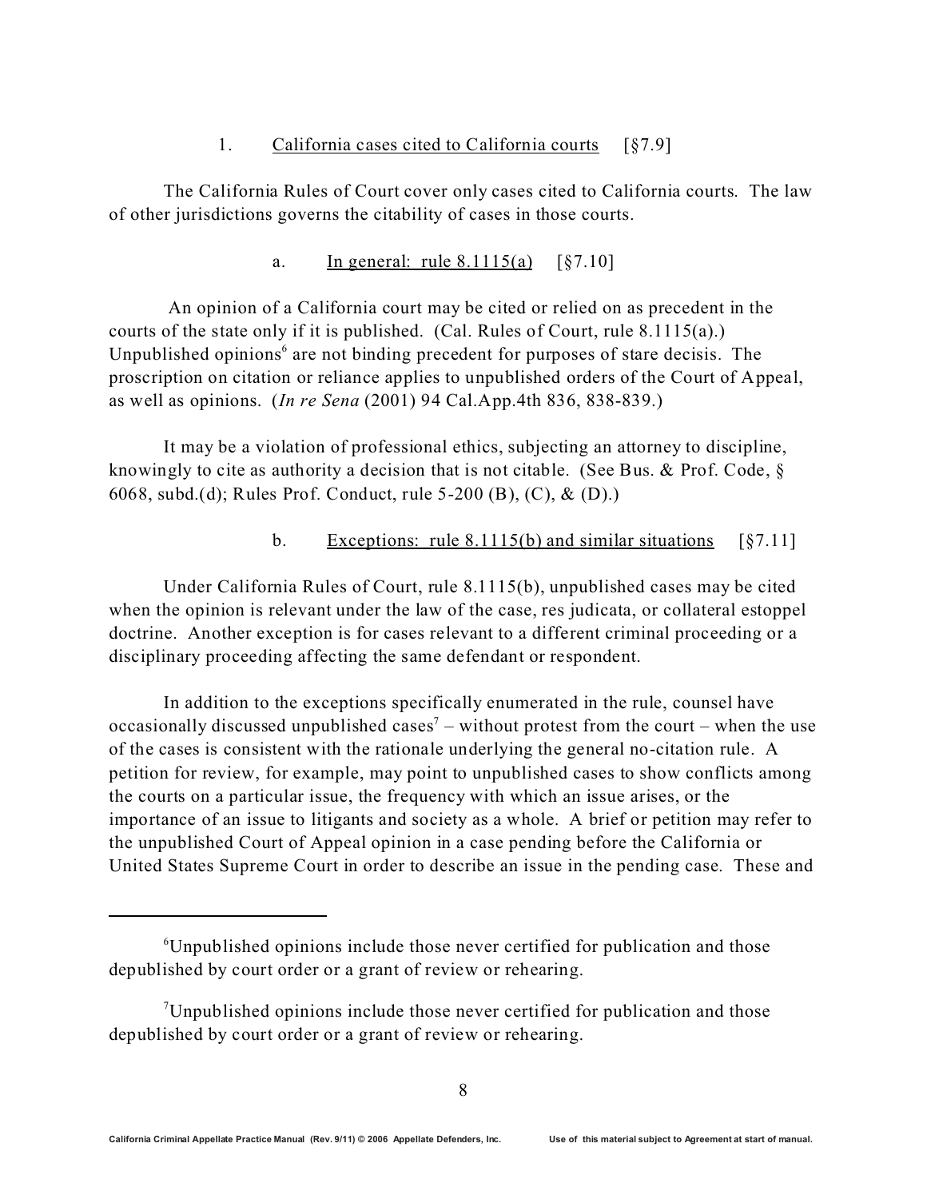### 1. <u>California cases cited to California courts</u> [§7.9]

The California Rules of Court cover only cases cited to California courts. The law of other jurisdictions governs the citability of cases in those courts.

#### a. <u>In general: rule 8.1115(a)</u> [§7.10]

An opinion of a California court may be cited or relied on as precedent in the courts of the state only if it is published. (Cal. Rules of Court, rule 8.1115(a).) Unpublished opinions[6] are not binding precedent for purposes of stare decisis. The proscription on citation or reliance applies to unpublished orders of the Court of Appeal, as well as opinions. (*In re Sena* (2001) 94 Cal.App.4th 836, 838-839.)

It may be a violation of professional ethics, subjecting an attorney to discipline, knowingly to cite as authority a decision that is not citable. (See Bus. & Prof. Code, § 6068, subd.(d); Rules Prof. Conduct, rule 5-200 (B), (C), & (D).)

#### b. <u>Exceptions: rule 8.1115(b) and similar situations</u> [§7.11]

Under California Rules of Court, rule 8.1115(b), unpublished cases may be cited when the opinion is relevant under the law of the case, res judicata, or collateral estoppel doctrine. Another exception is for cases relevant to a different criminal proceeding or a disciplinary proceeding affecting the same defendant or respondent.

In addition to the exceptions specifically enumerated in the rule, counsel have occasionally discussed unpublished cases[7] – without protest from the court – when the use of the cases is consistent with the rationale underlying the general no-citation rule. A petition for review, for example, may point to unpublished cases to show conflicts among the courts on a particular issue, the frequency with which an issue arises, or the importance of an issue to litigants and society as a whole. A brief or petition may refer to the unpublished Court of Appeal opinion in a case pending before the California or United States Supreme Court in order to describe an issue in the pending case. These and

---

[6]Unpublished opinions include those never certified for publication and those depublished by court order or a grant of review or rehearing.

[7]Unpublished opinions include those never certified for publication and those depublished by court order or a grant of review or rehearing.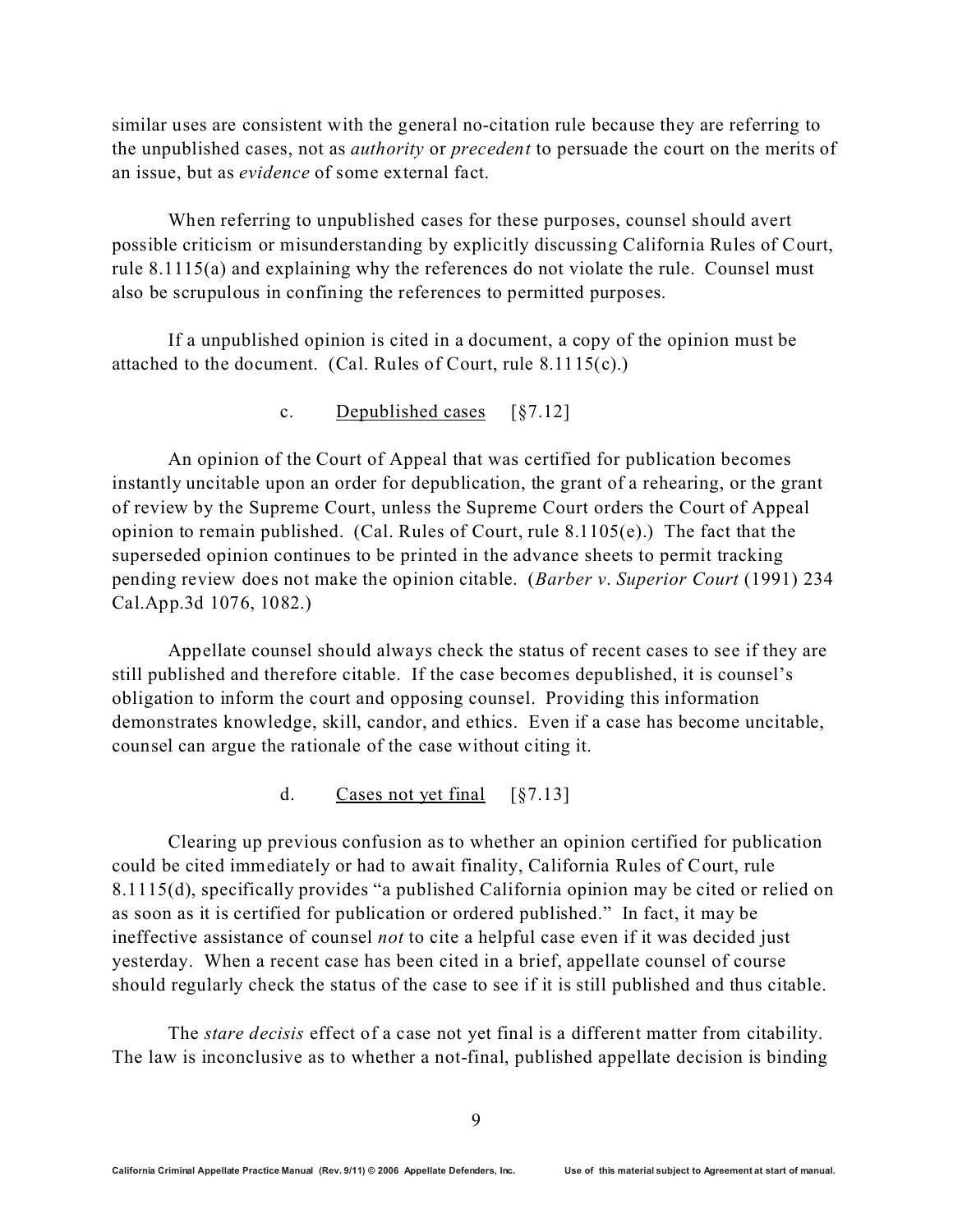similar uses are consistent with the general no-citation rule because they are referring to the unpublished cases, not as *authority* or *precedent* to persuade the court on the merits of an issue, but as *evidence* of some external fact.

When referring to unpublished cases for these purposes, counsel should avert possible criticism or misunderstanding by explicitly discussing California Rules of Court, rule 8.1115(a) and explaining why the references do not violate the rule. Counsel must also be scrupulous in confining the references to permitted purposes.

If a unpublished opinion is cited in a document, a copy of the opinion must be attached to the document. (Cal. Rules of Court, rule 8.1115(c).)

#### c. Depublished cases [§7.12]

An opinion of the Court of Appeal that was certified for publication becomes instantly uncitable upon an order for depublication, the grant of a rehearing, or the grant of review by the Supreme Court, unless the Supreme Court orders the Court of Appeal opinion to remain published. (Cal. Rules of Court, rule 8.1105(e).) The fact that the superseded opinion continues to be printed in the advance sheets to permit tracking pending review does not make the opinion citable. (*Barber v. Superior Court* (1991) 234 Cal.App.3d 1076, 1082.)

Appellate counsel should always check the status of recent cases to see if they are still published and therefore citable. If the case becomes depublished, it is counsel's obligation to inform the court and opposing counsel. Providing this information demonstrates knowledge, skill, candor, and ethics. Even if a case has become uncitable, counsel can argue the rationale of the case without citing it.

#### d. Cases not yet final [§7.13]

Clearing up previous confusion as to whether an opinion certified for publication could be cited immediately or had to await finality, California Rules of Court, rule 8.1115(d), specifically provides "a published California opinion may be cited or relied on as soon as it is certified for publication or ordered published." In fact, it may be ineffective assistance of counsel *not* to cite a helpful case even if it was decided just yesterday. When a recent case has been cited in a brief, appellate counsel of course should regularly check the status of the case to see if it is still published and thus citable.

The *stare decisis* effect of a case not yet final is a different matter from citability. The law is inconclusive as to whether a not-final, published appellate decision is binding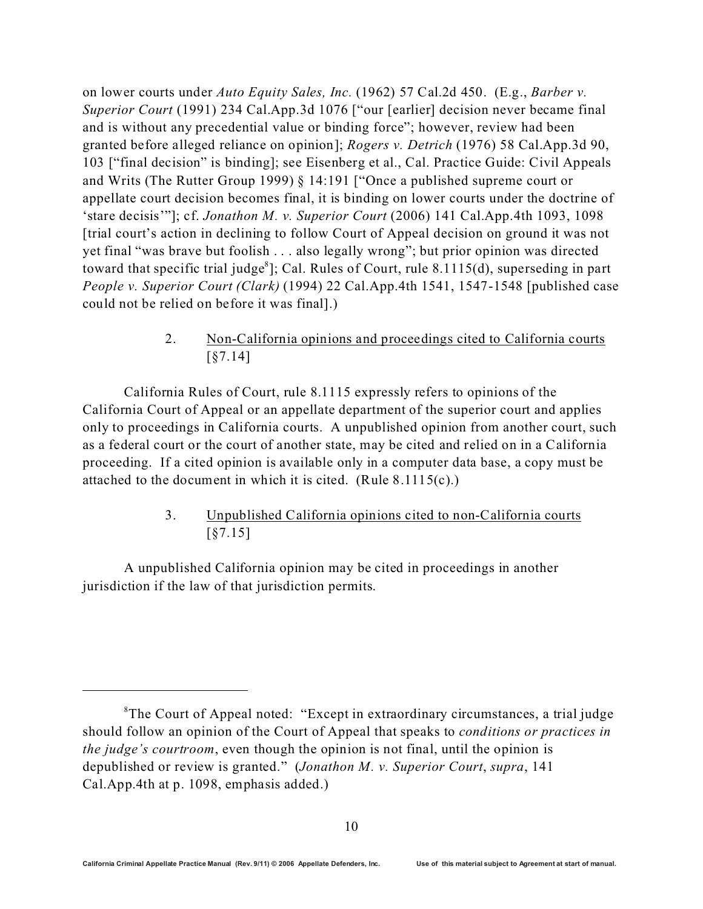on lower courts under *Auto Equity Sales, Inc.* (1962) 57 Cal.2d 450. (E.g., *Barber v. Superior Court* (1991) 234 Cal.App.3d 1076 ["our [earlier] decision never became final and is without any precedential value or binding force"; however, review had been granted before alleged reliance on opinion]; *Rogers v. Detrich* (1976) 58 Cal.App.3d 90, 103 ["final decision" is binding]; see Eisenberg et al., Cal. Practice Guide: Civil Appeals and Writs (The Rutter Group 1999) § 14:191 ["Once a published supreme court or appellate court decision becomes final, it is binding on lower courts under the doctrine of 'stare decisis'"]; cf. *Jonathon M. v. Superior Court* (2006) 141 Cal.App.4th 1093, 1098 [trial court's action in declining to follow Court of Appeal decision on ground it was not yet final "was brave but foolish . . . also legally wrong"; but prior opinion was directed toward that specific trial judge[8]]; Cal. Rules of Court, rule 8.1115(d), superseding in part *People v. Superior Court (Clark)* (1994) 22 Cal.App.4th 1541, 1547-1548 [published case could not be relied on before it was final].)

### 2. Non-California opinions and proceedings cited to California courts [§7.14]

California Rules of Court, rule 8.1115 expressly refers to opinions of the California Court of Appeal or an appellate department of the superior court and applies only to proceedings in California courts. A unpublished opinion from another court, such as a federal court or the court of another state, may be cited and relied on in a California proceeding. If a cited opinion is available only in a computer data base, a copy must be attached to the document in which it is cited. (Rule 8.1115(c).)

### 3. Unpublished California opinions cited to non-California courts [§7.15]

A unpublished California opinion may be cited in proceedings in another jurisdiction if the law of that jurisdiction permits.

---

[8] The Court of Appeal noted: "Except in extraordinary circumstances, a trial judge should follow an opinion of the Court of Appeal that speaks to *conditions or practices in the judge's courtroom*, even though the opinion is not final, until the opinion is depublished or review is granted." (*Jonathon M. v. Superior Court*, *supra*, 141 Cal.App.4th at p. 1098, emphasis added.)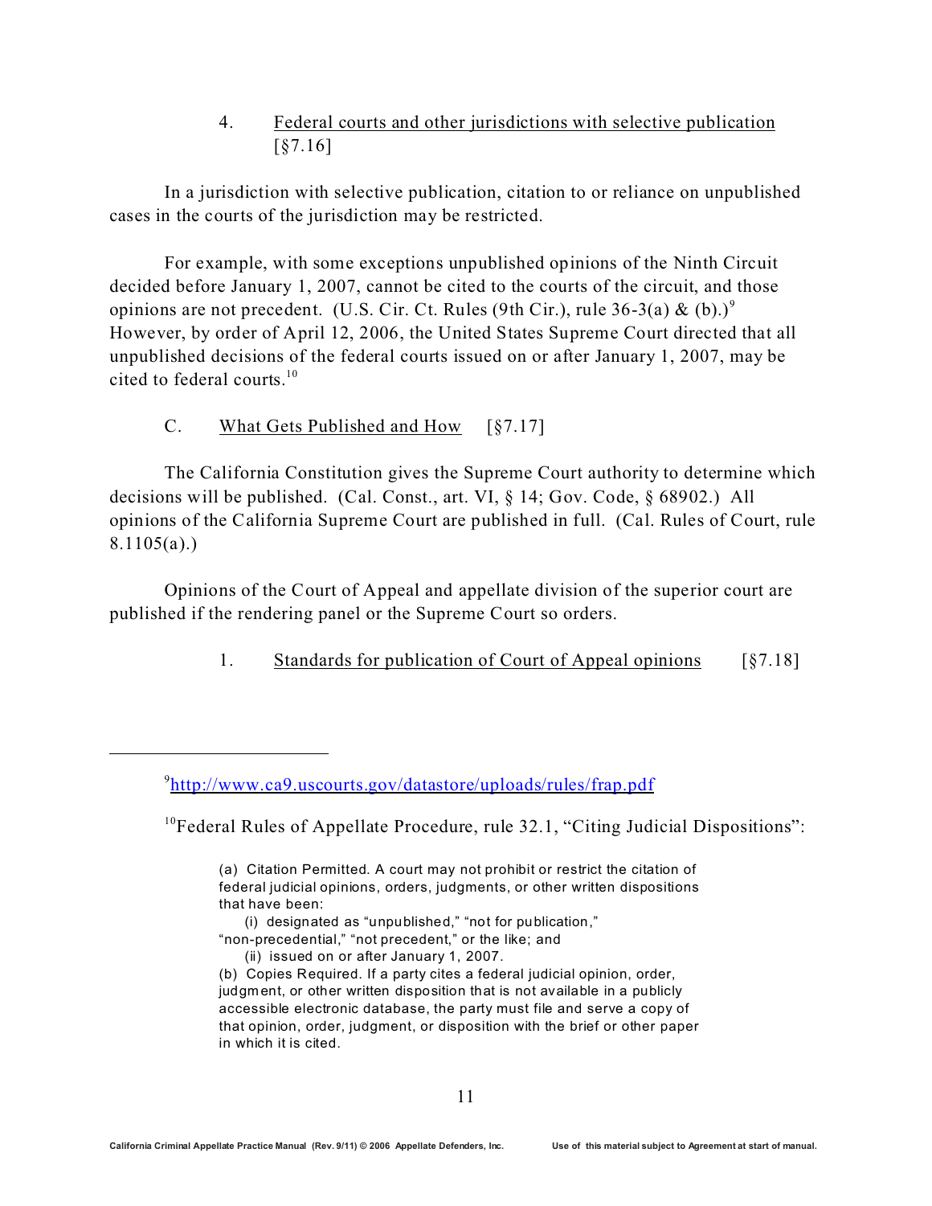#### 4. Federal courts and other jurisdictions with selective publication [§7.16]

In a jurisdiction with selective publication, citation to or reliance on unpublished cases in the courts of the jurisdiction may be restricted.

For example, with some exceptions unpublished opinions of the Ninth Circuit decided before January 1, 2007, cannot be cited to the courts of the circuit, and those opinions are not precedent. (U.S. Cir. Ct. Rules (9th Cir.), rule 36-3(a) & (b).)[9] However, by order of April 12, 2006, the United States Supreme Court directed that all unpublished decisions of the federal courts issued on or after January 1, 2007, may be cited to federal courts.[10]

### C. What Gets Published and How [§7.17]

The California Constitution gives the Supreme Court authority to determine which decisions will be published. (Cal. Const., art. VI, § 14; Gov. Code, § 68902.) All opinions of the California Supreme Court are published in full. (Cal. Rules of Court, rule 8.1105(a).)

Opinions of the Court of Appeal and appellate division of the superior court are published if the rendering panel or the Supreme Court so orders.

#### 1. Standards for publication of Court of Appeal opinions [§7.18]

---

[9] http://www.ca9.uscourts.gov/datastore/uploads/rules/frap.pdf

[10] Federal Rules of Appellate Procedure, rule 32.1, "Citing Judicial Dispositions":

> (a) Citation Permitted. A court may not prohibit or restrict the citation of federal judicial opinions, orders, judgments, or other written dispositions that have been:
> (i) designated as "unpublished," "not for publication," "non-precedential," "not precedent," or the like; and
> (ii) issued on or after January 1, 2007.
> (b) Copies Required. If a party cites a federal judicial opinion, order, judgment, or other written disposition that is not available in a publicly accessible electronic database, the party must file and serve a copy of that opinion, order, judgment, or disposition with the brief or other paper in which it is cited.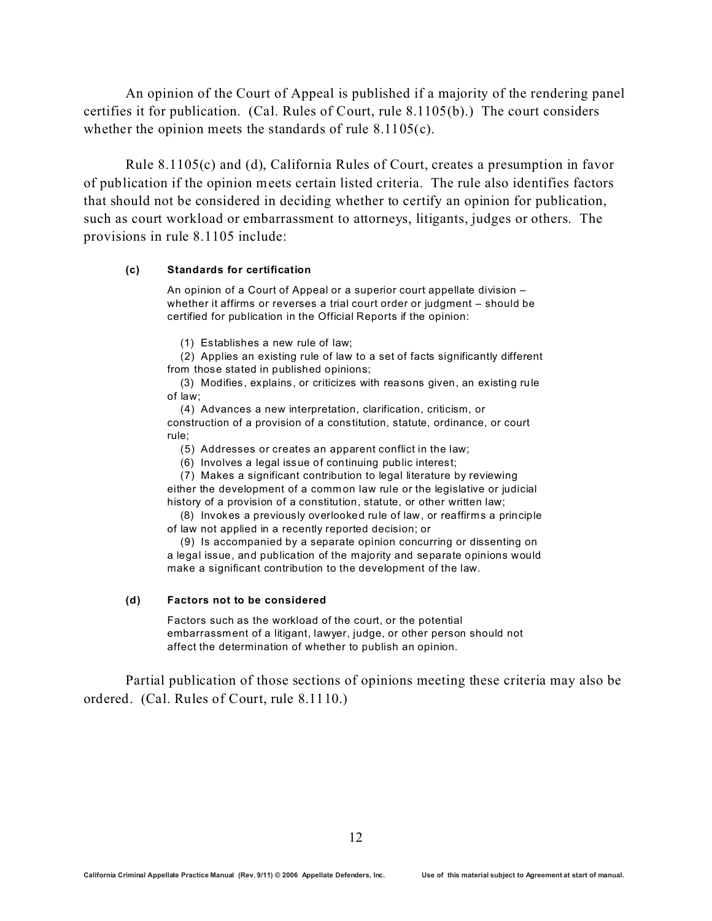An opinion of the Court of Appeal is published if a majority of the rendering panel certifies it for publication. (Cal. Rules of Court, rule 8.1105(b).) The court considers whether the opinion meets the standards of rule 8.1105(c).

Rule 8.1105(c) and (d), California Rules of Court, creates a presumption in favor of publication if the opinion meets certain listed criteria. The rule also identifies factors that should not be considered in deciding whether to certify an opinion for publication, such as court workload or embarrassment to attorneys, litigants, judges or others. The provisions in rule 8.1105 include:

> **(c) Standards for certification**
>
> An opinion of a Court of Appeal or a superior court appellate division – whether it affirms or reverses a trial court order or judgment – should be certified for publication in the Official Reports if the opinion:
>
> (1) Establishes a new rule of law;
> (2) Applies an existing rule of law to a set of facts significantly different from those stated in published opinions;
> (3) Modifies, explains, or criticizes with reasons given, an existing rule of law;
> (4) Advances a new interpretation, clarification, criticism, or construction of a provision of a constitution, statute, ordinance, or court rule;
> (5) Addresses or creates an apparent conflict in the law;
> (6) Involves a legal issue of continuing public interest;
> (7) Makes a significant contribution to legal literature by reviewing either the development of a common law rule or the legislative or judicial history of a provision of a constitution, statute, or other written law;
> (8) Invokes a previously overlooked rule of law, or reaffirms a principle of law not applied in a recently reported decision; or
> (9) Is accompanied by a separate opinion concurring or dissenting on a legal issue, and publication of the majority and separate opinions would make a significant contribution to the development of the law.
>
> **(d) Factors not to be considered**
>
> Factors such as the workload of the court, or the potential embarrassment of a litigant, lawyer, judge, or other person should not affect the determination of whether to publish an opinion.

Partial publication of those sections of opinions meeting these criteria may also be ordered. (Cal. Rules of Court, rule 8.1110.)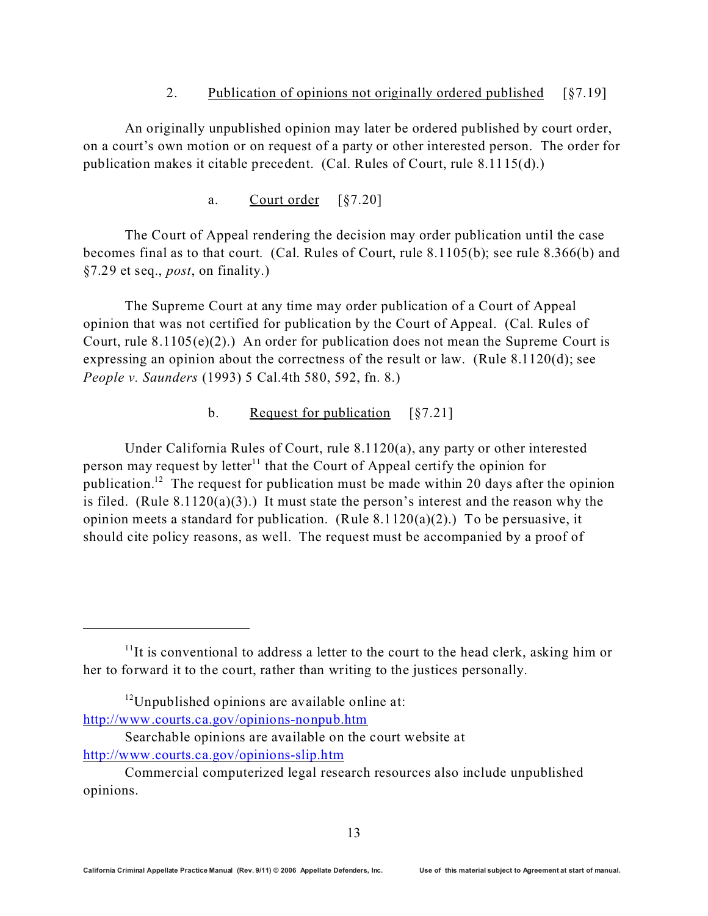### 2. Publication of opinions not originally ordered published [§7.19]

An originally unpublished opinion may later be ordered published by court order, on a court's own motion or on request of a party or other interested person. The order for publication makes it citable precedent. (Cal. Rules of Court, rule 8.1115(d).)

#### a. Court order [§7.20]

The Court of Appeal rendering the decision may order publication until the case becomes final as to that court. (Cal. Rules of Court, rule 8.1105(b); see rule 8.366(b) and §7.29 et seq., *post*, on finality.)

The Supreme Court at any time may order publication of a Court of Appeal opinion that was not certified for publication by the Court of Appeal. (Cal. Rules of Court, rule 8.1105(e)(2).) An order for publication does not mean the Supreme Court is expressing an opinion about the correctness of the result or law. (Rule 8.1120(d); see *People v. Saunders* (1993) 5 Cal.4th 580, 592, fn. 8.)

#### b. Request for publication [§7.21]

Under California Rules of Court, rule 8.1120(a), any party or other interested person may request by letter[11] that the Court of Appeal certify the opinion for publication.[12] The request for publication must be made within 20 days after the opinion is filed. (Rule 8.1120(a)(3).) It must state the person's interest and the reason why the opinion meets a standard for publication. (Rule 8.1120(a)(2).) To be persuasive, it should cite policy reasons, as well. The request must be accompanied by a proof of

---

[11] It is conventional to address a letter to the court to the head clerk, asking him or her to forward it to the court, rather than writing to the justices personally.

[12] Unpublished opinions are available online at: http://www.courts.ca.gov/opinions-nonpub.htm

Searchable opinions are available on the court website at http://www.courts.ca.gov/opinions-slip.htm

Commercial computerized legal research resources also include unpublished opinions.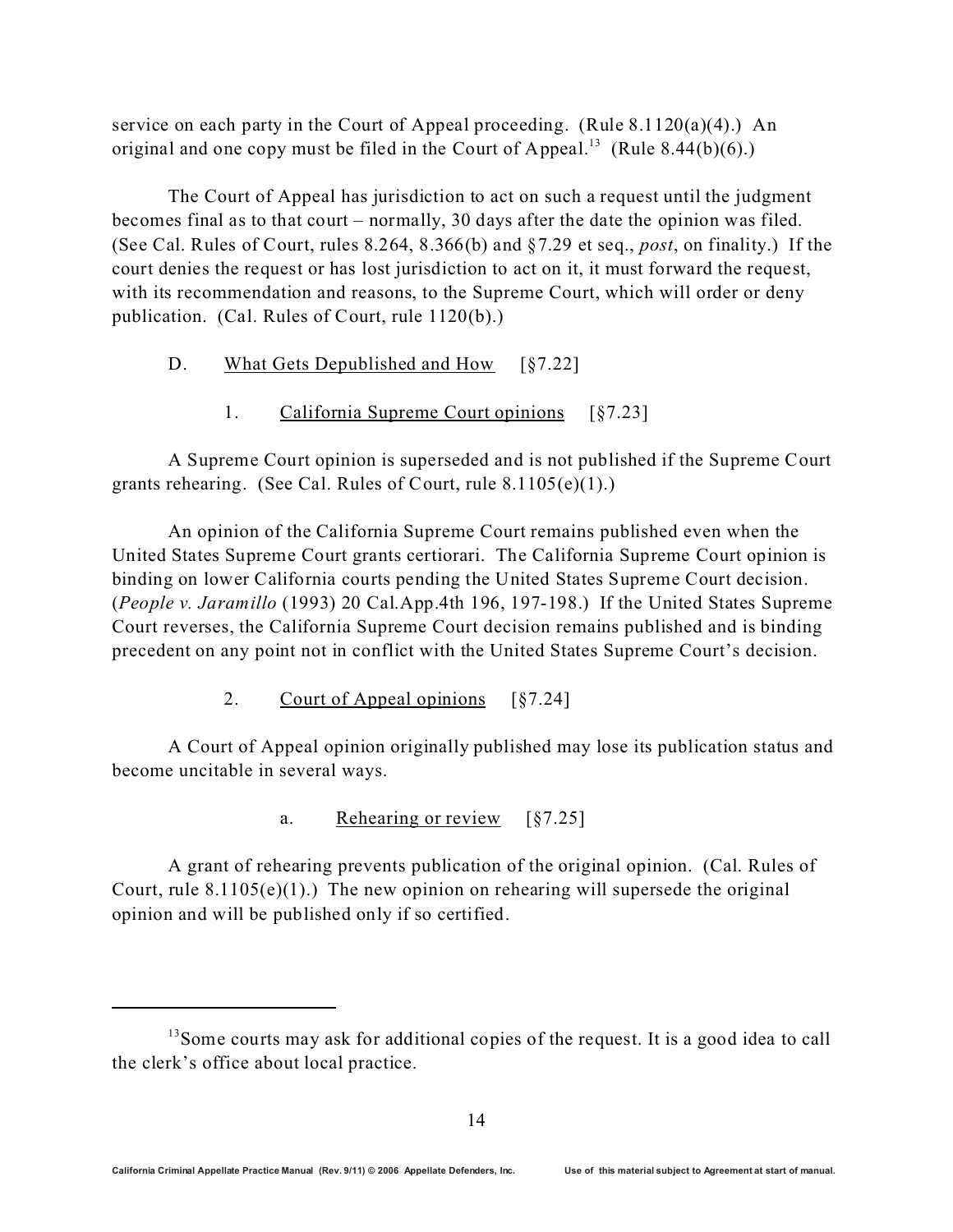service on each party in the Court of Appeal proceeding. (Rule 8.1120(a)(4).) An original and one copy must be filed in the Court of Appeal.[13] (Rule 8.44(b)(6).)

The Court of Appeal has jurisdiction to act on such a request until the judgment becomes final as to that court – normally, 30 days after the date the opinion was filed. (See Cal. Rules of Court, rules 8.264, 8.366(b) and §7.29 et seq., *post*, on finality.) If the court denies the request or has lost jurisdiction to act on it, it must forward the request, with its recommendation and reasons, to the Supreme Court, which will order or deny publication. (Cal. Rules of Court, rule 1120(b).)

### D. What Gets Depublished and How [§7.22]

#### 1. California Supreme Court opinions [§7.23]

A Supreme Court opinion is superseded and is not published if the Supreme Court grants rehearing. (See Cal. Rules of Court, rule 8.1105(e)(1).)

An opinion of the California Supreme Court remains published even when the United States Supreme Court grants certiorari. The California Supreme Court opinion is binding on lower California courts pending the United States Supreme Court decision. (*People v. Jaramillo* (1993) 20 Cal.App.4th 196, 197-198.) If the United States Supreme Court reverses, the California Supreme Court decision remains published and is binding precedent on any point not in conflict with the United States Supreme Court's decision.

#### 2. Court of Appeal opinions [§7.24]

A Court of Appeal opinion originally published may lose its publication status and become uncitable in several ways.

##### a. Rehearing or review [§7.25]

A grant of rehearing prevents publication of the original opinion. (Cal. Rules of Court, rule 8.1105(e)(1).) The new opinion on rehearing will supersede the original opinion and will be published only if so certified.

---

[13] Some courts may ask for additional copies of the request. It is a good idea to call the clerk's office about local practice.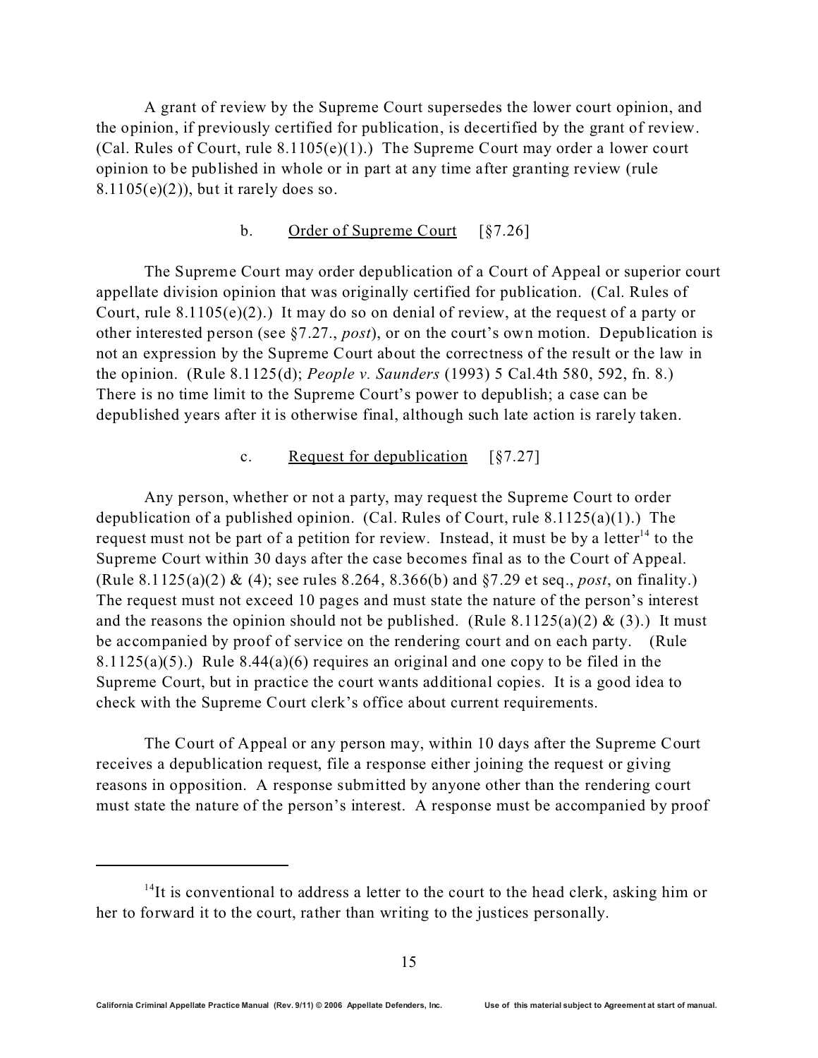A grant of review by the Supreme Court supersedes the lower court opinion, and the opinion, if previously certified for publication, is decertified by the grant of review. (Cal. Rules of Court, rule 8.1105(e)(1).) The Supreme Court may order a lower court opinion to be published in whole or in part at any time after granting review (rule 8.1105(e)(2)), but it rarely does so.

### b. Order of Supreme Court [§7.26]

The Supreme Court may order depublication of a Court of Appeal or superior court appellate division opinion that was originally certified for publication. (Cal. Rules of Court, rule 8.1105(e)(2).) It may do so on denial of review, at the request of a party or other interested person (see §7.27., *post*), or on the court's own motion. Depublication is not an expression by the Supreme Court about the correctness of the result or the law in the opinion. (Rule 8.1125(d); *People v. Saunders* (1993) 5 Cal.4th 580, 592, fn. 8.) There is no time limit to the Supreme Court's power to depublish; a case can be depublished years after it is otherwise final, although such late action is rarely taken.

### c. Request for depublication [§7.27]

Any person, whether or not a party, may request the Supreme Court to order depublication of a published opinion. (Cal. Rules of Court, rule 8.1125(a)(1).) The request must not be part of a petition for review. Instead, it must be by a letter[14] to the Supreme Court within 30 days after the case becomes final as to the Court of Appeal. (Rule 8.1125(a)(2) & (4); see rules 8.264, 8.366(b) and §7.29 et seq., *post*, on finality.) The request must not exceed 10 pages and must state the nature of the person's interest and the reasons the opinion should not be published. (Rule 8.1125(a)(2) & (3).) It must be accompanied by proof of service on the rendering court and on each party. (Rule 8.1125(a)(5).) Rule 8.44(a)(6) requires an original and one copy to be filed in the Supreme Court, but in practice the court wants additional copies. It is a good idea to check with the Supreme Court clerk's office about current requirements.

The Court of Appeal or any person may, within 10 days after the Supreme Court receives a depublication request, file a response either joining the request or giving reasons in opposition. A response submitted by anyone other than the rendering court must state the nature of the person's interest. A response must be accompanied by proof

---

[14] It is conventional to address a letter to the court to the head clerk, asking him or her to forward it to the court, rather than writing to the justices personally.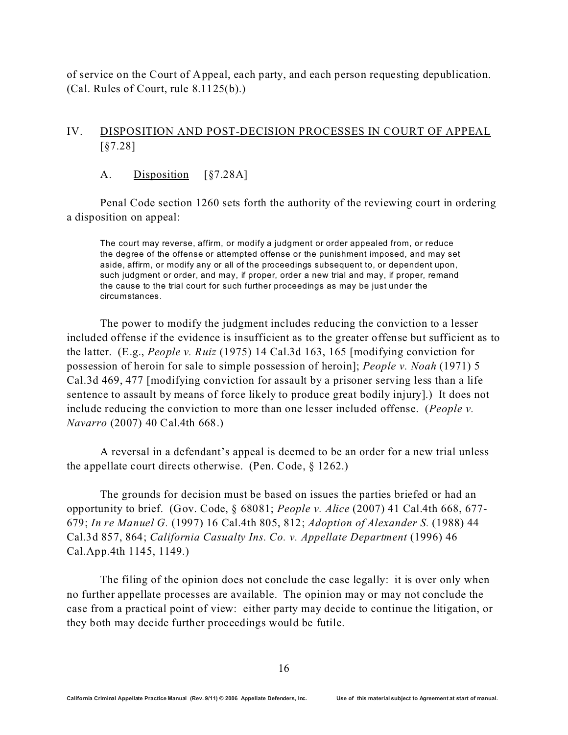of service on the Court of Appeal, each party, and each person requesting depublication. (Cal. Rules of Court, rule 8.1125(b).)

## IV. DISPOSITION AND POST-DECISION PROCESSES IN COURT OF APPEAL [§7.28]

### A. Disposition [§7.28A]

Penal Code section 1260 sets forth the authority of the reviewing court in ordering a disposition on appeal:

> The court may reverse, affirm, or modify a judgment or order appealed from, or reduce the degree of the offense or attempted offense or the punishment imposed, and may set aside, affirm, or modify any or all of the proceedings subsequent to, or dependent upon, such judgment or order, and may, if proper, order a new trial and may, if proper, remand the cause to the trial court for such further proceedings as may be just under the circumstances.

The power to modify the judgment includes reducing the conviction to a lesser included offense if the evidence is insufficient as to the greater offense but sufficient as to the latter. (E.g., *People v. Ruiz* (1975) 14 Cal.3d 163, 165 [modifying conviction for possession of heroin for sale to simple possession of heroin]; *People v. Noah* (1971) 5 Cal.3d 469, 477 [modifying conviction for assault by a prisoner serving less than a life sentence to assault by means of force likely to produce great bodily injury].) It does not include reducing the conviction to more than one lesser included offense. (*People v. Navarro* (2007) 40 Cal.4th 668.)

A reversal in a defendant's appeal is deemed to be an order for a new trial unless the appellate court directs otherwise. (Pen. Code, § 1262.)

The grounds for decision must be based on issues the parties briefed or had an opportunity to brief. (Gov. Code, § 68081; *People v. Alice* (2007) 41 Cal.4th 668, 677-679; *In re Manuel G.* (1997) 16 Cal.4th 805, 812; *Adoption of Alexander S.* (1988) 44 Cal.3d 857, 864; *California Casualty Ins. Co. v. Appellate Department* (1996) 46 Cal.App.4th 1145, 1149.)

The filing of the opinion does not conclude the case legally: it is over only when no further appellate processes are available. The opinion may or may not conclude the case from a practical point of view: either party may decide to continue the litigation, or they both may decide further proceedings would be futile.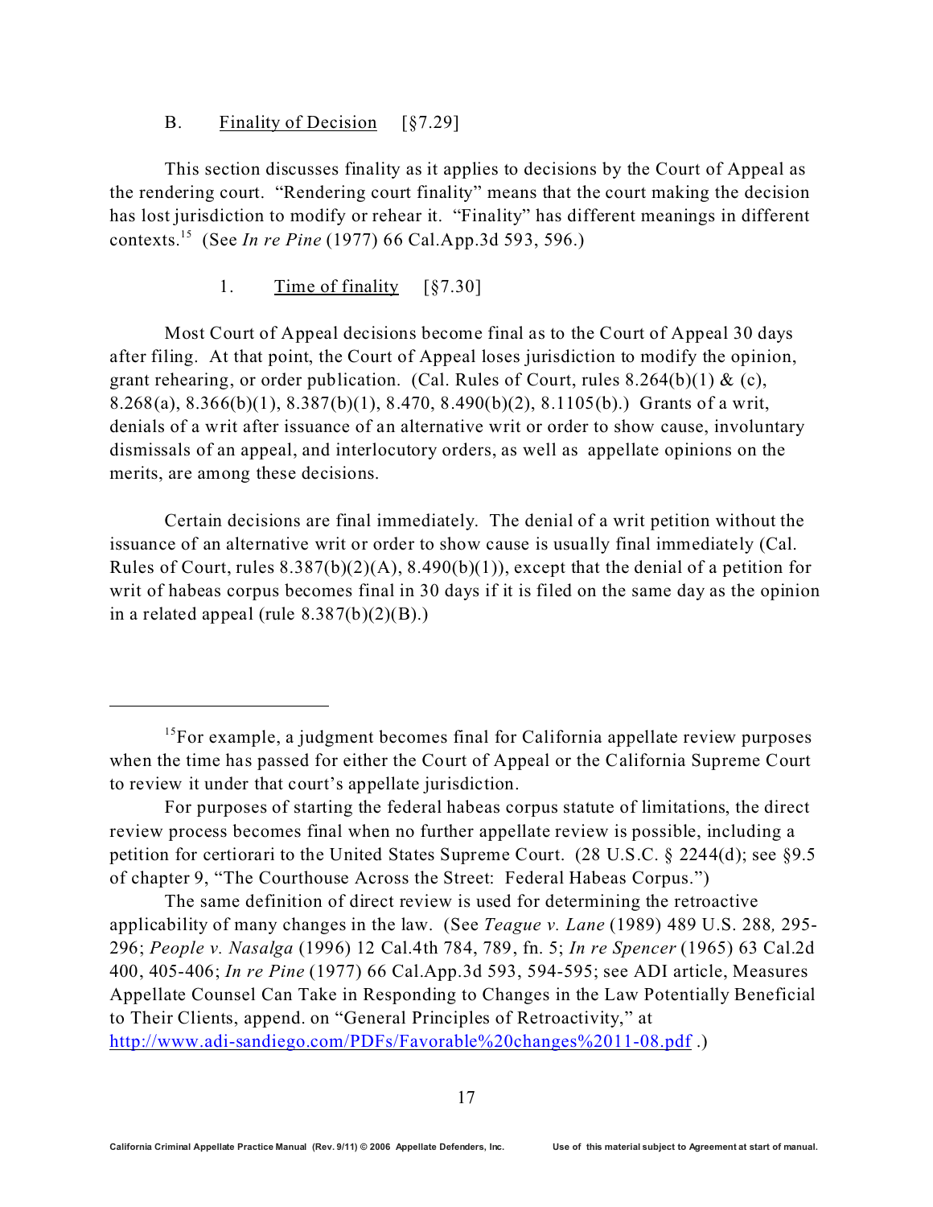### B. Finality of Decision [§7.29]

This section discusses finality as it applies to decisions by the Court of Appeal as the rendering court. "Rendering court finality" means that the court making the decision has lost jurisdiction to modify or rehear it. "Finality" has different meanings in different contexts.[15] (See *In re Pine* (1977) 66 Cal.App.3d 593, 596.)

#### 1. Time of finality [§7.30]

Most Court of Appeal decisions become final as to the Court of Appeal 30 days after filing. At that point, the Court of Appeal loses jurisdiction to modify the opinion, grant rehearing, or order publication. (Cal. Rules of Court, rules 8.264(b)(1) & (c), 8.268(a), 8.366(b)(1), 8.387(b)(1), 8.470, 8.490(b)(2), 8.1105(b).) Grants of a writ, denials of a writ after issuance of an alternative writ or order to show cause, involuntary dismissals of an appeal, and interlocutory orders, as well as appellate opinions on the merits, are among these decisions.

Certain decisions are final immediately. The denial of a writ petition without the issuance of an alternative writ or order to show cause is usually final immediately (Cal. Rules of Court, rules 8.387(b)(2)(A), 8.490(b)(1)), except that the denial of a petition for writ of habeas corpus becomes final in 30 days if it is filed on the same day as the opinion in a related appeal (rule 8.387(b)(2)(B).)

---

[15] For example, a judgment becomes final for California appellate review purposes when the time has passed for either the Court of Appeal or the California Supreme Court to review it under that court's appellate jurisdiction.

For purposes of starting the federal habeas corpus statute of limitations, the direct review process becomes final when no further appellate review is possible, including a petition for certiorari to the United States Supreme Court. (28 U.S.C. § 2244(d); see §9.5 of chapter 9, "The Courthouse Across the Street: Federal Habeas Corpus.")

The same definition of direct review is used for determining the retroactive applicability of many changes in the law. (See *Teague v. Lane* (1989) 489 U.S. 288*,* 295-296; *People v. Nasalga* (1996) 12 Cal.4th 784, 789, fn. 5; *In re Spencer* (1965) 63 Cal.2d 400, 405-406; *In re Pine* (1977) 66 Cal.App.3d 593, 594-595; see ADI article, Measures Appellate Counsel Can Take in Responding to Changes in the Law Potentially Beneficial to Their Clients, append. on "General Principles of Retroactivity," at http://www.adi-sandiego.com/PDFs/Favorable%20changes%2011-08.pdf .)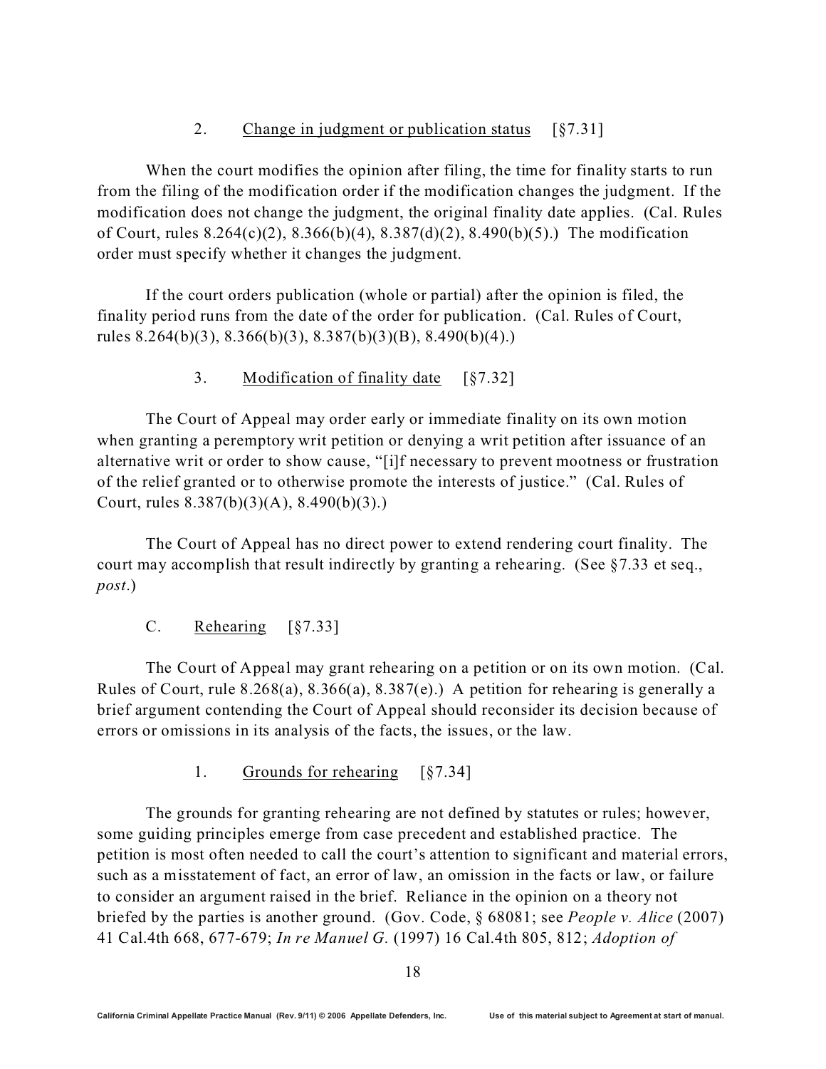### 2. Change in judgment or publication status [§7.31]

When the court modifies the opinion after filing, the time for finality starts to run from the filing of the modification order if the modification changes the judgment. If the modification does not change the judgment, the original finality date applies. (Cal. Rules of Court, rules 8.264(c)(2), 8.366(b)(4), 8.387(d)(2), 8.490(b)(5).) The modification order must specify whether it changes the judgment.

If the court orders publication (whole or partial) after the opinion is filed, the finality period runs from the date of the order for publication. (Cal. Rules of Court, rules 8.264(b)(3), 8.366(b)(3), 8.387(b)(3)(B), 8.490(b)(4).)

### 3. Modification of finality date [§7.32]

The Court of Appeal may order early or immediate finality on its own motion when granting a peremptory writ petition or denying a writ petition after issuance of an alternative writ or order to show cause, "[i]f necessary to prevent mootness or frustration of the relief granted or to otherwise promote the interests of justice." (Cal. Rules of Court, rules 8.387(b)(3)(A), 8.490(b)(3).)

The Court of Appeal has no direct power to extend rendering court finality. The court may accomplish that result indirectly by granting a rehearing. (See §7.33 et seq., *post*.)

## C. Rehearing [§7.33]

The Court of Appeal may grant rehearing on a petition or on its own motion. (Cal. Rules of Court, rule 8.268(a), 8.366(a), 8.387(e).) A petition for rehearing is generally a brief argument contending the Court of Appeal should reconsider its decision because of errors or omissions in its analysis of the facts, the issues, or the law.

### 1. Grounds for rehearing [§7.34]

The grounds for granting rehearing are not defined by statutes or rules; however, some guiding principles emerge from case precedent and established practice. The petition is most often needed to call the court's attention to significant and material errors, such as a misstatement of fact, an error of law, an omission in the facts or law, or failure to consider an argument raised in the brief. Reliance in the opinion on a theory not briefed by the parties is another ground. (Gov. Code, § 68081; see *People v. Alice* (2007) 41 Cal.4th 668, 677-679; *In re Manuel G.* (1997) 16 Cal.4th 805, 812; *Adoption of*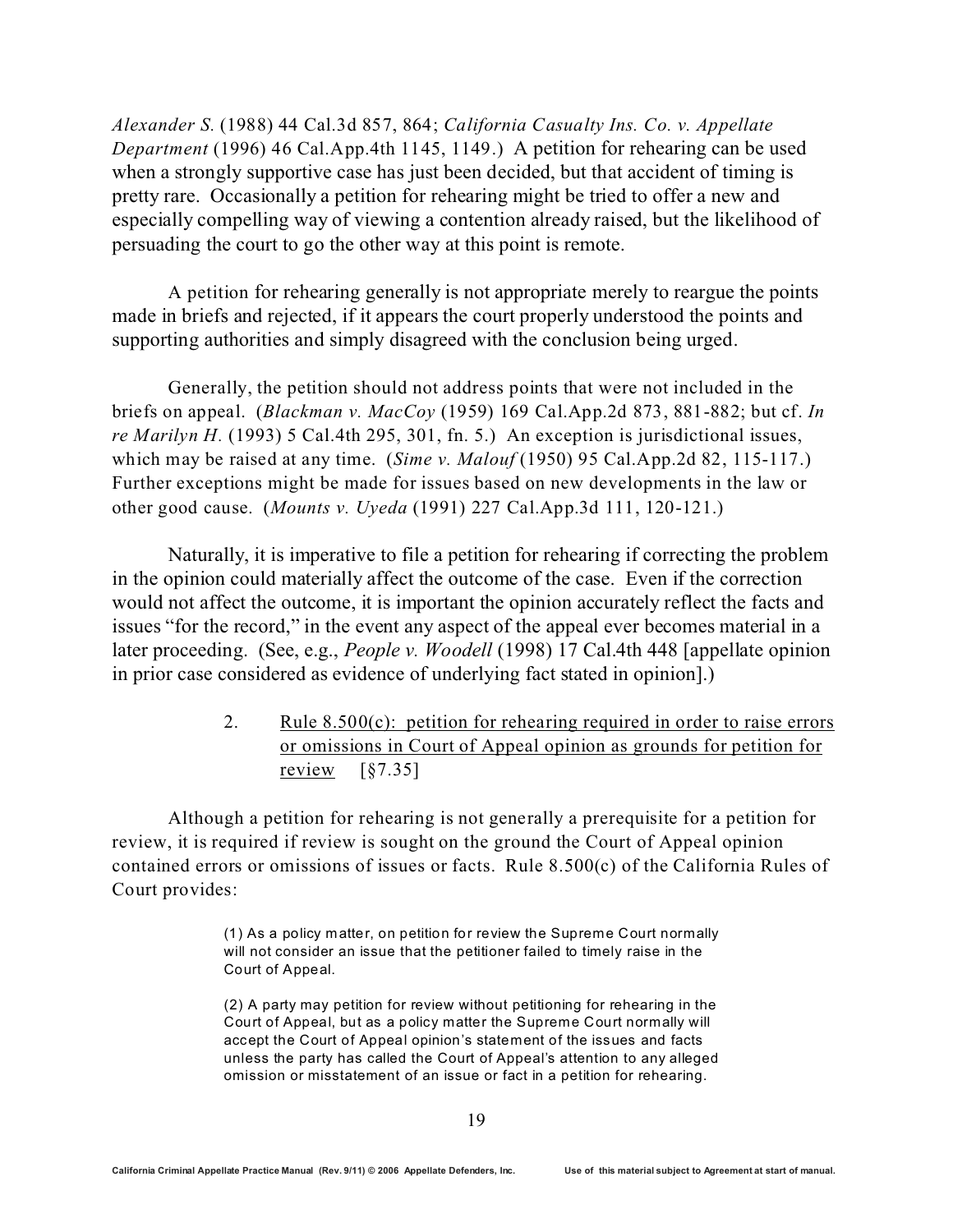*Alexander S.* (1988) 44 Cal.3d 857, 864; *California Casualty Ins. Co. v. Appellate Department* (1996) 46 Cal.App.4th 1145, 1149.) A petition for rehearing can be used when a strongly supportive case has just been decided, but that accident of timing is pretty rare. Occasionally a petition for rehearing might be tried to offer a new and especially compelling way of viewing a contention already raised, but the likelihood of persuading the court to go the other way at this point is remote.

A petition for rehearing generally is not appropriate merely to reargue the points made in briefs and rejected, if it appears the court properly understood the points and supporting authorities and simply disagreed with the conclusion being urged.

Generally, the petition should not address points that were not included in the briefs on appeal. (*Blackman v. MacCoy* (1959) 169 Cal.App.2d 873, 881-882; but cf. *In re Marilyn H.* (1993) 5 Cal.4th 295, 301, fn. 5.) An exception is jurisdictional issues, which may be raised at any time. (*Sime v. Malouf* (1950) 95 Cal.App.2d 82, 115-117.) Further exceptions might be made for issues based on new developments in the law or other good cause. (*Mounts v. Uyeda* (1991) 227 Cal.App.3d 111, 120-121.)

Naturally, it is imperative to file a petition for rehearing if correcting the problem in the opinion could materially affect the outcome of the case. Even if the correction would not affect the outcome, it is important the opinion accurately reflect the facts and issues "for the record," in the event any aspect of the appeal ever becomes material in a later proceeding. (See, e.g., *People v. Woodell* (1998) 17 Cal.4th 448 [appellate opinion in prior case considered as evidence of underlying fact stated in opinion].)

### 2. Rule 8.500(c): petition for rehearing required in order to raise errors or omissions in Court of Appeal opinion as grounds for petition for review [§7.35]

Although a petition for rehearing is not generally a prerequisite for a petition for review, it is required if review is sought on the ground the Court of Appeal opinion contained errors or omissions of issues or facts. Rule 8.500(c) of the California Rules of Court provides:

> (1) As a policy matter, on petition for review the Supreme Court normally will not consider an issue that the petitioner failed to timely raise in the Court of Appeal.
>
> (2) A party may petition for review without petitioning for rehearing in the Court of Appeal, but as a policy matter the Supreme Court normally will accept the Court of Appeal opinion's statement of the issues and facts unless the party has called the Court of Appeal's attention to any alleged omission or misstatement of an issue or fact in a petition for rehearing.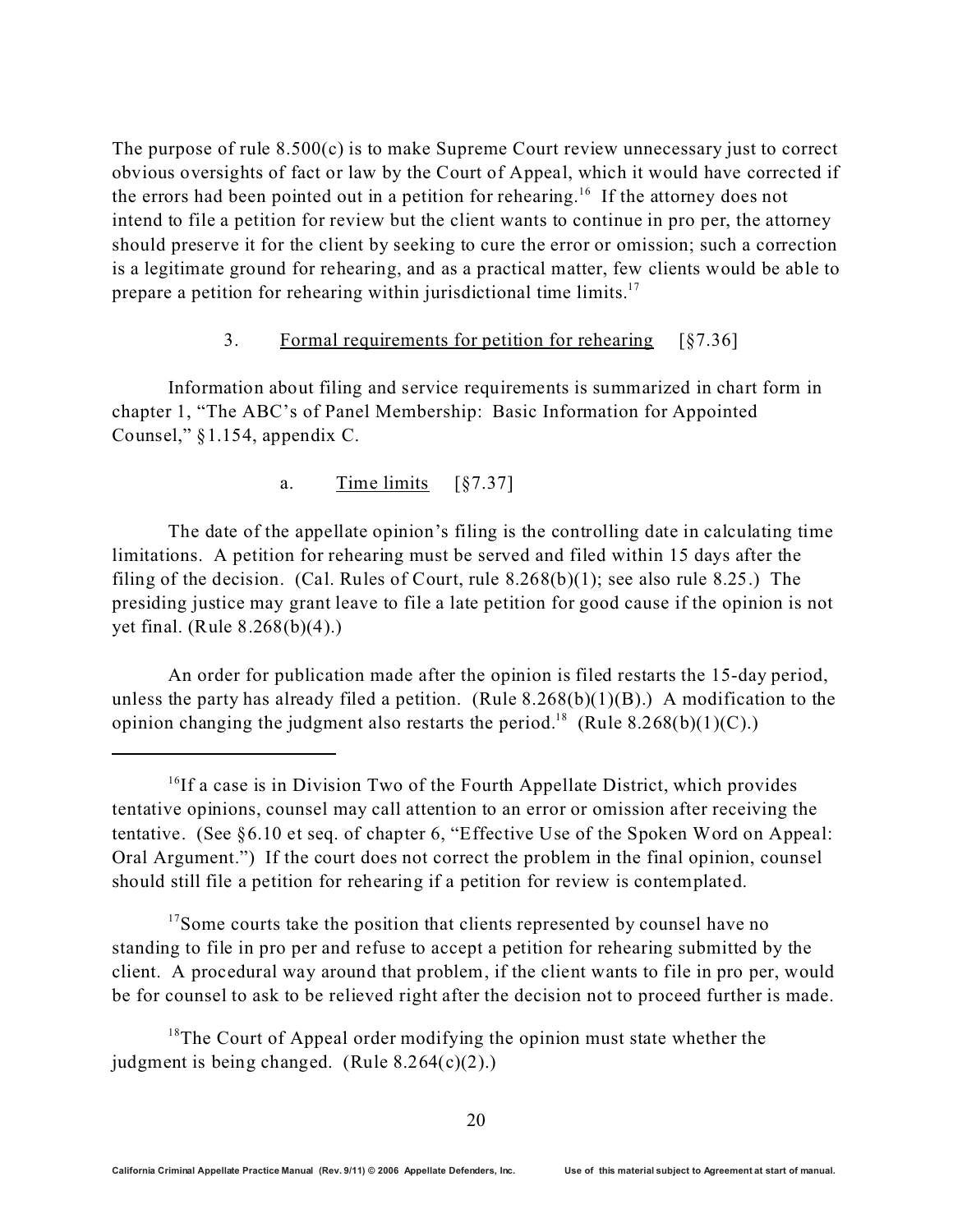The purpose of rule 8.500(c) is to make Supreme Court review unnecessary just to correct obvious oversights of fact or law by the Court of Appeal, which it would have corrected if the errors had been pointed out in a petition for rehearing.[16] If the attorney does not intend to file a petition for review but the client wants to continue in pro per, the attorney should preserve it for the client by seeking to cure the error or omission; such a correction is a legitimate ground for rehearing, and as a practical matter, few clients would be able to prepare a petition for rehearing within jurisdictional time limits.[17]

### 3. Formal requirements for petition for rehearing [§7.36]

Information about filing and service requirements is summarized in chart form in chapter 1, "The ABC's of Panel Membership: Basic Information for Appointed Counsel," §1.154, appendix C.

#### a. Time limits [§7.37]

The date of the appellate opinion's filing is the controlling date in calculating time limitations. A petition for rehearing must be served and filed within 15 days after the filing of the decision. (Cal. Rules of Court, rule 8.268(b)(1); see also rule 8.25.) The presiding justice may grant leave to file a late petition for good cause if the opinion is not yet final. (Rule 8.268(b)(4).)

An order for publication made after the opinion is filed restarts the 15-day period, unless the party has already filed a petition. (Rule 8.268(b)(1)(B).) A modification to the opinion changing the judgment also restarts the period.[18] (Rule 8.268(b)(1)(C).)

---

[16] If a case is in Division Two of the Fourth Appellate District, which provides tentative opinions, counsel may call attention to an error or omission after receiving the tentative. (See §6.10 et seq. of chapter 6, "Effective Use of the Spoken Word on Appeal: Oral Argument.") If the court does not correct the problem in the final opinion, counsel should still file a petition for rehearing if a petition for review is contemplated.

[17] Some courts take the position that clients represented by counsel have no standing to file in pro per and refuse to accept a petition for rehearing submitted by the client. A procedural way around that problem, if the client wants to file in pro per, would be for counsel to ask to be relieved right after the decision not to proceed further is made.

[18] The Court of Appeal order modifying the opinion must state whether the judgment is being changed. (Rule 8.264(c)(2).)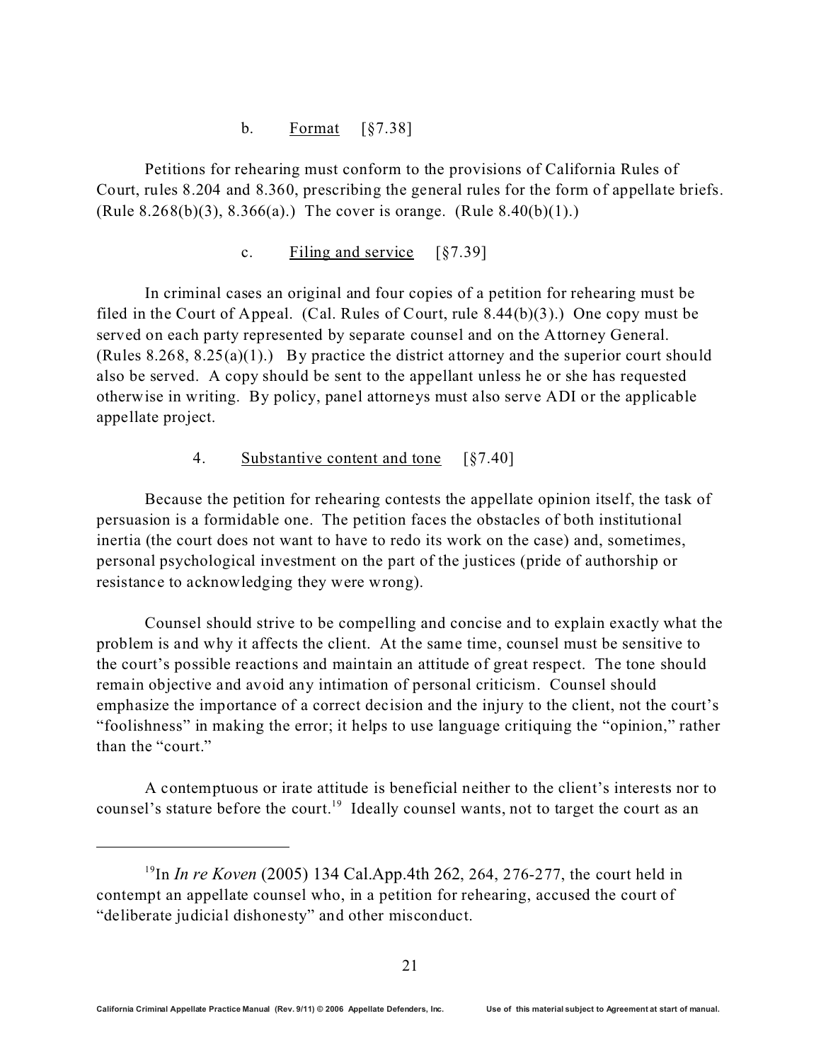#### b. Format [§7.38]

Petitions for rehearing must conform to the provisions of California Rules of Court, rules 8.204 and 8.360, prescribing the general rules for the form of appellate briefs. (Rule 8.268(b)(3), 8.366(a).) The cover is orange. (Rule 8.40(b)(1).)

#### c. Filing and service [§7.39]

In criminal cases an original and four copies of a petition for rehearing must be filed in the Court of Appeal. (Cal. Rules of Court, rule 8.44(b)(3).) One copy must be served on each party represented by separate counsel and on the Attorney General. (Rules 8.268, 8.25(a)(1).) By practice the district attorney and the superior court should also be served. A copy should be sent to the appellant unless he or she has requested otherwise in writing. By policy, panel attorneys must also serve ADI or the applicable appellate project.

### 4. Substantive content and tone [§7.40]

Because the petition for rehearing contests the appellate opinion itself, the task of persuasion is a formidable one. The petition faces the obstacles of both institutional inertia (the court does not want to have to redo its work on the case) and, sometimes, personal psychological investment on the part of the justices (pride of authorship or resistance to acknowledging they were wrong).

Counsel should strive to be compelling and concise and to explain exactly what the problem is and why it affects the client. At the same time, counsel must be sensitive to the court's possible reactions and maintain an attitude of great respect. The tone should remain objective and avoid any intimation of personal criticism. Counsel should emphasize the importance of a correct decision and the injury to the client, not the court's "foolishness" in making the error; it helps to use language critiquing the "opinion," rather than the "court."

A contemptuous or irate attitude is beneficial neither to the client's interests nor to counsel's stature before the court.[19] Ideally counsel wants, not to target the court as an

---

[19] In *In re Koven* (2005) 134 Cal.App.4th 262, 264, 276-277, the court held in contempt an appellate counsel who, in a petition for rehearing, accused the court of "deliberate judicial dishonesty" and other misconduct.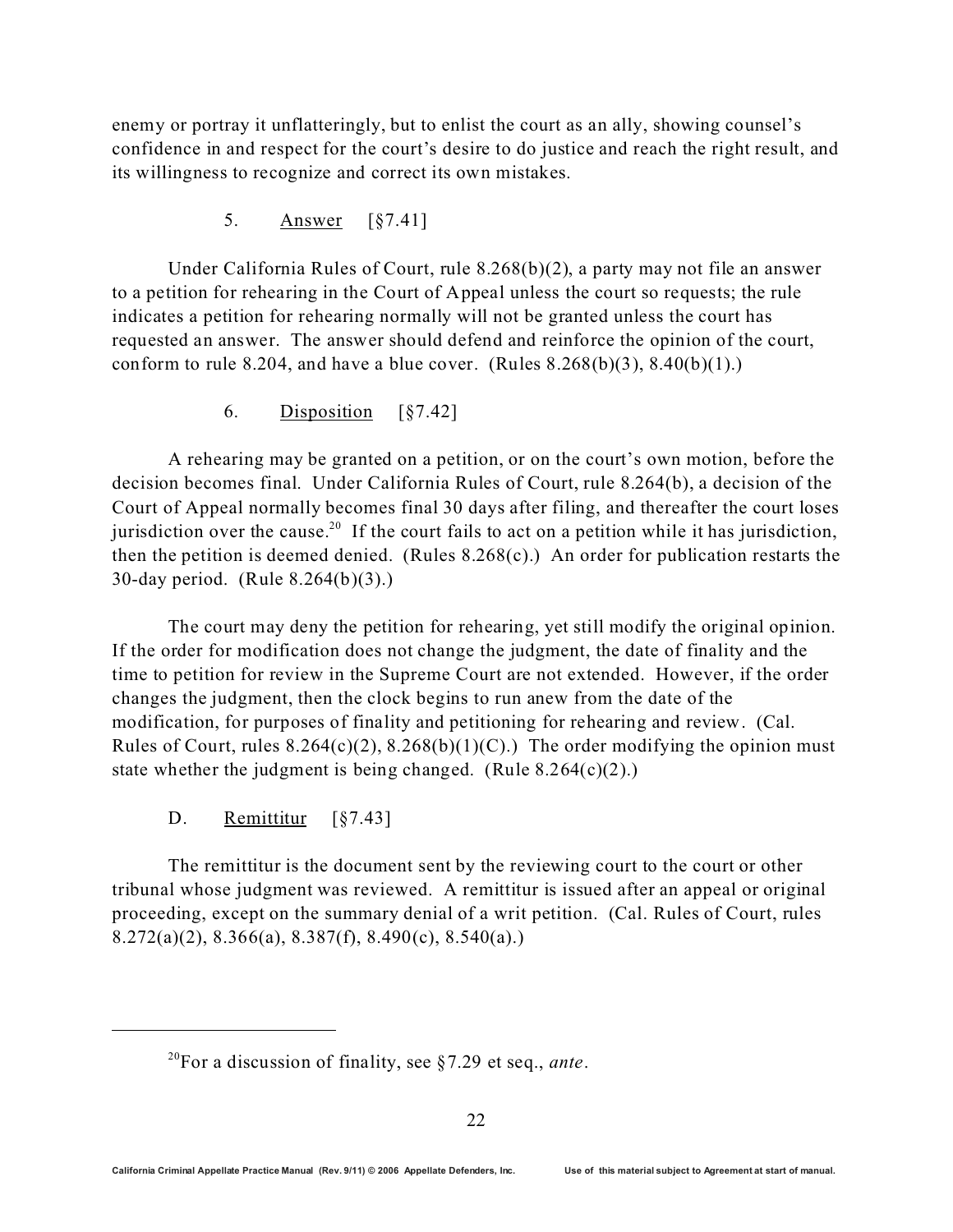enemy or portray it unflatteringly, but to enlist the court as an ally, showing counsel's confidence in and respect for the court's desire to do justice and reach the right result, and its willingness to recognize and correct its own mistakes.

### 5. Answer [§7.41]

Under California Rules of Court, rule 8.268(b)(2), a party may not file an answer to a petition for rehearing in the Court of Appeal unless the court so requests; the rule indicates a petition for rehearing normally will not be granted unless the court has requested an answer. The answer should defend and reinforce the opinion of the court, conform to rule 8.204, and have a blue cover. (Rules 8.268(b)(3), 8.40(b)(1).)

### 6. Disposition [§7.42]

A rehearing may be granted on a petition, or on the court's own motion, before the decision becomes final. Under California Rules of Court, rule 8.264(b), a decision of the Court of Appeal normally becomes final 30 days after filing, and thereafter the court loses jurisdiction over the cause.[20] If the court fails to act on a petition while it has jurisdiction, then the petition is deemed denied. (Rules 8.268(c).) An order for publication restarts the 30-day period. (Rule 8.264(b)(3).)

The court may deny the petition for rehearing, yet still modify the original opinion. If the order for modification does not change the judgment, the date of finality and the time to petition for review in the Supreme Court are not extended. However, if the order changes the judgment, then the clock begins to run anew from the date of the modification, for purposes of finality and petitioning for rehearing and review. (Cal. Rules of Court, rules 8.264(c)(2), 8.268(b)(1)(C).) The order modifying the opinion must state whether the judgment is being changed. (Rule 8.264(c)(2).)

## D. Remittitur [§7.43]

The remittitur is the document sent by the reviewing court to the court or other tribunal whose judgment was reviewed. A remittitur is issued after an appeal or original proceeding, except on the summary denial of a writ petition. (Cal. Rules of Court, rules 8.272(a)(2), 8.366(a), 8.387(f), 8.490(c), 8.540(a).)

---

[20] For a discussion of finality, see §7.29 et seq., *ante*.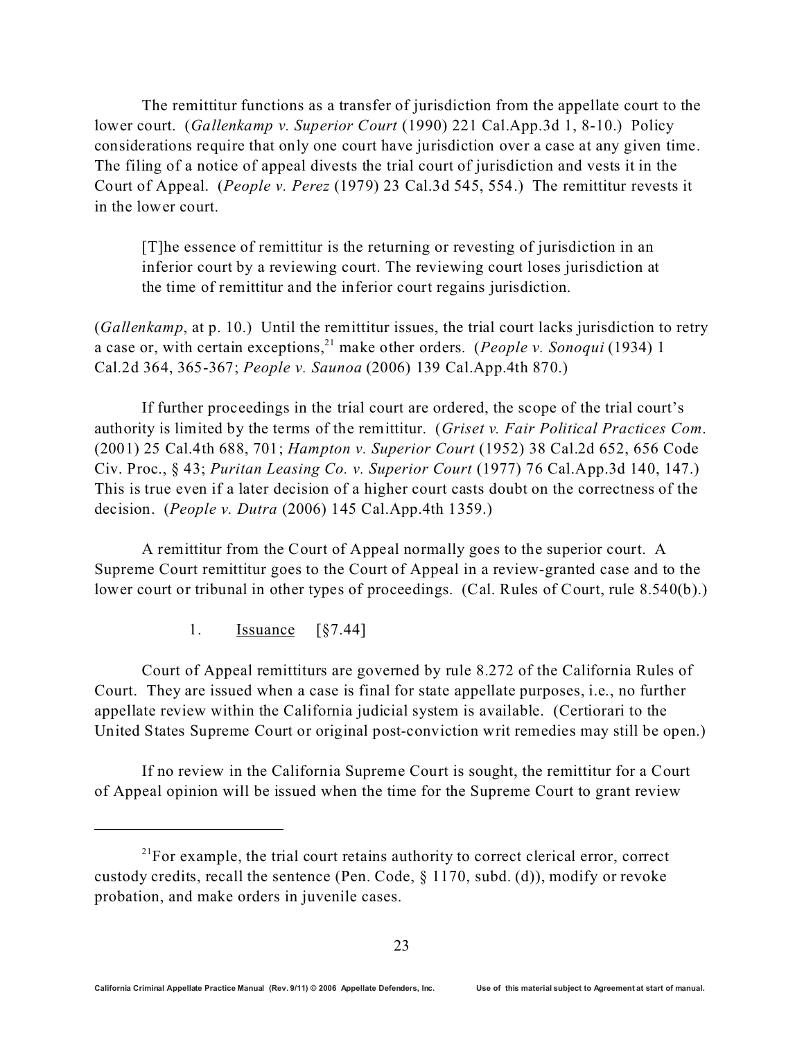The remittitur functions as a transfer of jurisdiction from the appellate court to the lower court. (*Gallenkamp v. Superior Court* (1990) 221 Cal.App.3d 1, 8-10.) Policy considerations require that only one court have jurisdiction over a case at any given time. The filing of a notice of appeal divests the trial court of jurisdiction and vests it in the Court of Appeal. (*People v. Perez* (1979) 23 Cal.3d 545, 554.) The remittitur revests it in the lower court.

> [T]he essence of remittitur is the returning or revesting of jurisdiction in an inferior court by a reviewing court. The reviewing court loses jurisdiction at the time of remittitur and the inferior court regains jurisdiction.

(*Gallenkamp*, at p. 10.) Until the remittitur issues, the trial court lacks jurisdiction to retry a case or, with certain exceptions,[21] make other orders. (*People v. Sonoqui* (1934) 1 Cal.2d 364, 365-367; *People v. Saunoa* (2006) 139 Cal.App.4th 870.)

If further proceedings in the trial court are ordered, the scope of the trial court's authority is limited by the terms of the remittitur. (*Griset v. Fair Political Practices Com*. (2001) 25 Cal.4th 688, 701; *Hampton v. Superior Court* (1952) 38 Cal.2d 652, 656 Code Civ. Proc., § 43; *Puritan Leasing Co. v. Superior Court* (1977) 76 Cal.App.3d 140, 147.) This is true even if a later decision of a higher court casts doubt on the correctness of the decision. (*People v. Dutra* (2006) 145 Cal.App.4th 1359.)

A remittitur from the Court of Appeal normally goes to the superior court. A Supreme Court remittitur goes to the Court of Appeal in a review-granted case and to the lower court or tribunal in other types of proceedings. (Cal. Rules of Court, rule 8.540(b).)

### 1. Issuance [§7.44]

Court of Appeal remittiturs are governed by rule 8.272 of the California Rules of Court. They are issued when a case is final for state appellate purposes, i.e., no further appellate review within the California judicial system is available. (Certiorari to the United States Supreme Court or original post-conviction writ remedies may still be open.)

If no review in the California Supreme Court is sought, the remittitur for a Court of Appeal opinion will be issued when the time for the Supreme Court to grant review

---

[21] For example, the trial court retains authority to correct clerical error, correct custody credits, recall the sentence (Pen. Code, § 1170, subd. (d)), modify or revoke probation, and make orders in juvenile cases.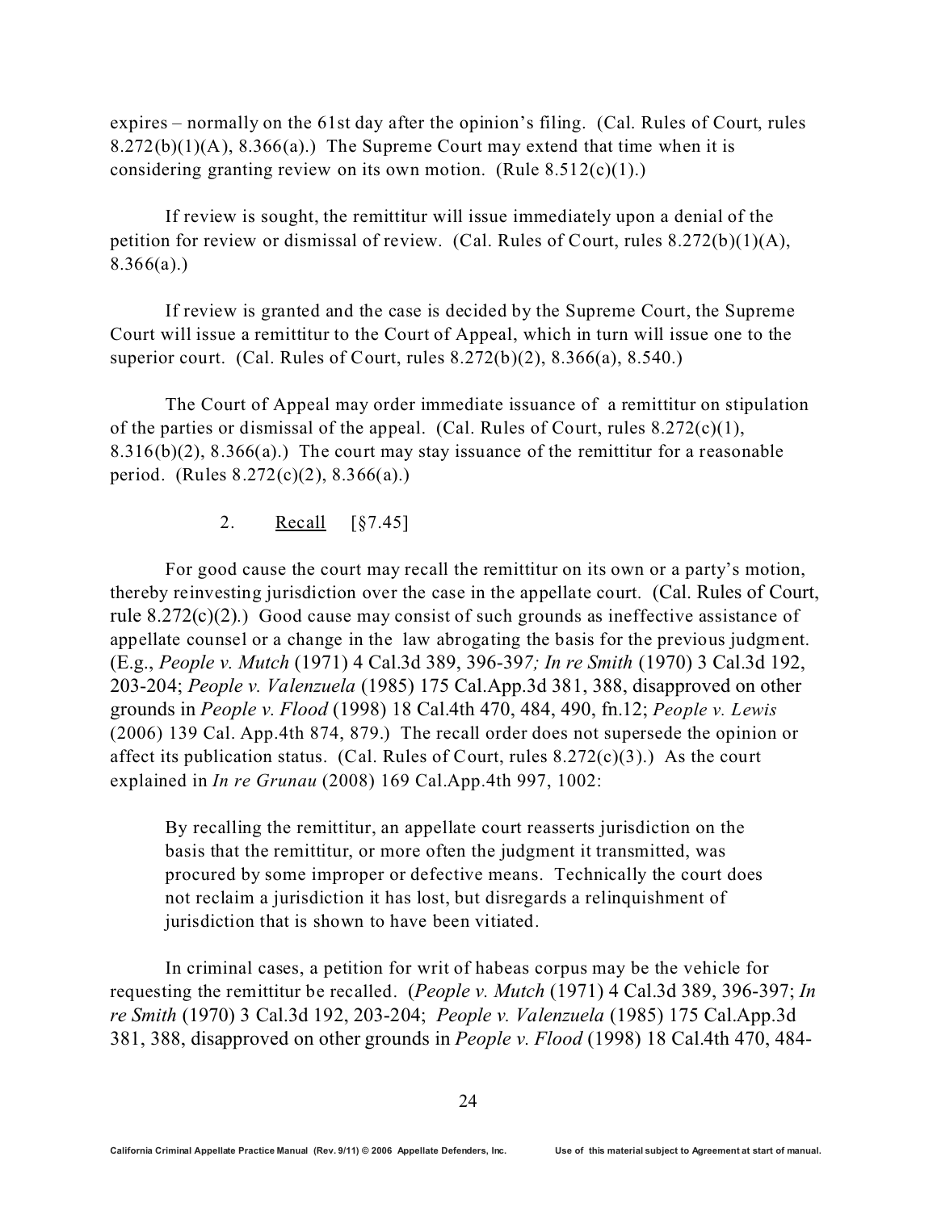expires – normally on the 61st day after the opinion's filing. (Cal. Rules of Court, rules 8.272(b)(1)(A), 8.366(a).) The Supreme Court may extend that time when it is considering granting review on its own motion. (Rule 8.512(c)(1).)

If review is sought, the remittitur will issue immediately upon a denial of the petition for review or dismissal of review. (Cal. Rules of Court, rules 8.272(b)(1)(A), 8.366(a).)

If review is granted and the case is decided by the Supreme Court, the Supreme Court will issue a remittitur to the Court of Appeal, which in turn will issue one to the superior court. (Cal. Rules of Court, rules 8.272(b)(2), 8.366(a), 8.540.)

The Court of Appeal may order immediate issuance of a remittitur on stipulation of the parties or dismissal of the appeal. (Cal. Rules of Court, rules 8.272(c)(1), 8.316(b)(2), 8.366(a).) The court may stay issuance of the remittitur for a reasonable period. (Rules 8.272(c)(2), 8.366(a).)

### 2. Recall [§7.45]

For good cause the court may recall the remittitur on its own or a party's motion, thereby reinvesting jurisdiction over the case in the appellate court. (Cal. Rules of Court, rule 8.272(c)(2).) Good cause may consist of such grounds as ineffective assistance of appellate counsel or a change in the law abrogating the basis for the previous judgment. (E.g., *People v. Mutch* (1971) 4 Cal.3d 389, 396-397; *In re Smith* (1970) 3 Cal.3d 192, 203-204; *People v. Valenzuela* (1985) 175 Cal.App.3d 381, 388, disapproved on other grounds in *People v. Flood* (1998) 18 Cal.4th 470, 484, 490, fn.12; *People v. Lewis* (2006) 139 Cal. App.4th 874, 879.) The recall order does not supersede the opinion or affect its publication status. (Cal. Rules of Court, rules 8.272(c)(3).) As the court explained in *In re Grunau* (2008) 169 Cal.App.4th 997, 1002:

> By recalling the remittitur, an appellate court reasserts jurisdiction on the basis that the remittitur, or more often the judgment it transmitted, was procured by some improper or defective means. Technically the court does not reclaim a jurisdiction it has lost, but disregards a relinquishment of jurisdiction that is shown to have been vitiated.

In criminal cases, a petition for writ of habeas corpus may be the vehicle for requesting the remittitur be recalled. (*People v. Mutch* (1971) 4 Cal.3d 389, 396-397; *In re Smith* (1970) 3 Cal.3d 192, 203-204; *People v. Valenzuela* (1985) 175 Cal.App.3d 381, 388, disapproved on other grounds in *People v. Flood* (1998) 18 Cal.4th 470, 484-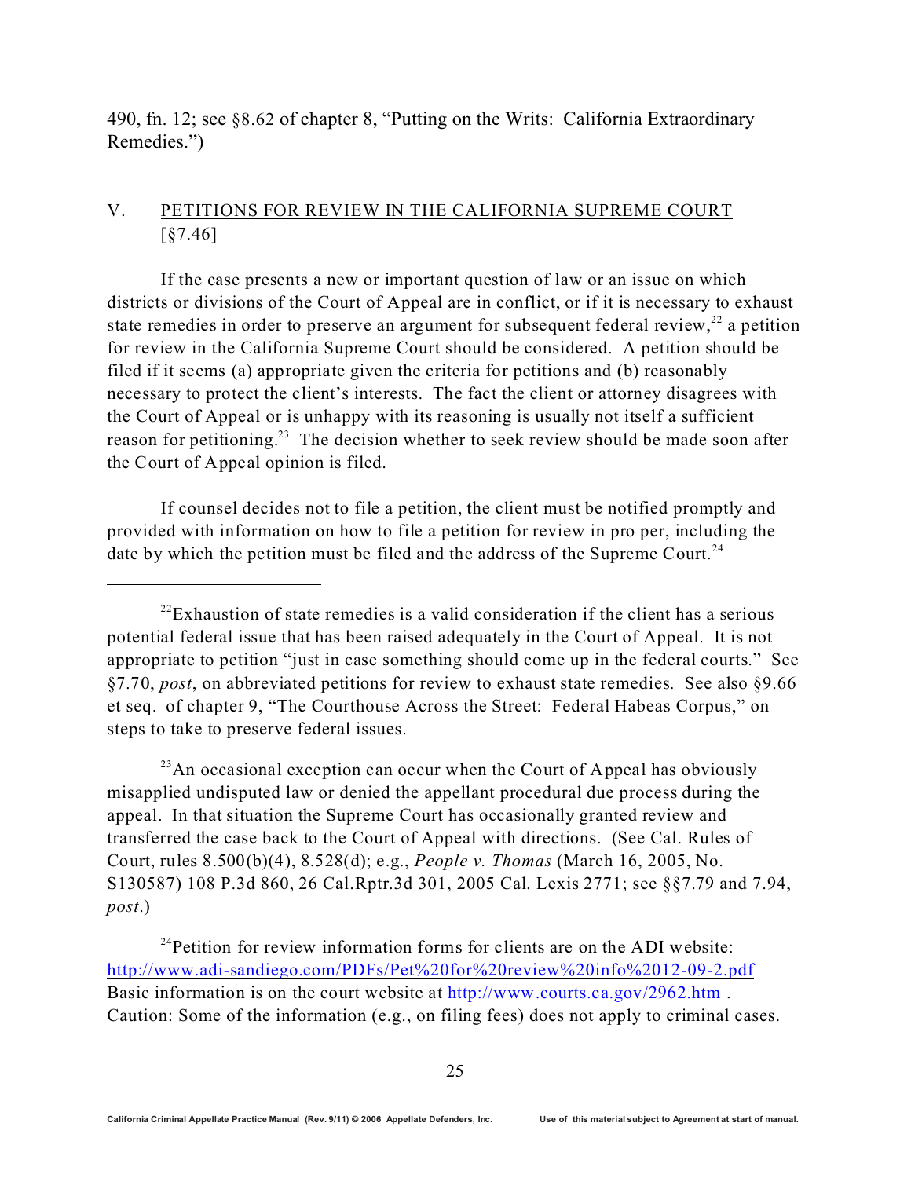490, fn. 12; see §8.62 of chapter 8, "Putting on the Writs: California Extraordinary Remedies.")

## V. PETITIONS FOR REVIEW IN THE CALIFORNIA SUPREME COURT [§7.46]

If the case presents a new or important question of law or an issue on which districts or divisions of the Court of Appeal are in conflict, or if it is necessary to exhaust state remedies in order to preserve an argument for subsequent federal review,[22] a petition for review in the California Supreme Court should be considered. A petition should be filed if it seems (a) appropriate given the criteria for petitions and (b) reasonably necessary to protect the client's interests. The fact the client or attorney disagrees with the Court of Appeal or is unhappy with its reasoning is usually not itself a sufficient reason for petitioning.[23] The decision whether to seek review should be made soon after the Court of Appeal opinion is filed.

If counsel decides not to file a petition, the client must be notified promptly and provided with information on how to file a petition for review in pro per, including the date by which the petition must be filed and the address of the Supreme Court.[24]

---

[22] Exhaustion of state remedies is a valid consideration if the client has a serious potential federal issue that has been raised adequately in the Court of Appeal. It is not appropriate to petition "just in case something should come up in the federal courts." See §7.70, *post*, on abbreviated petitions for review to exhaust state remedies. See also §9.66 et seq. of chapter 9, "The Courthouse Across the Street: Federal Habeas Corpus," on steps to take to preserve federal issues.

[23] An occasional exception can occur when the Court of Appeal has obviously misapplied undisputed law or denied the appellant procedural due process during the appeal. In that situation the Supreme Court has occasionally granted review and transferred the case back to the Court of Appeal with directions. (See Cal. Rules of Court, rules 8.500(b)(4), 8.528(d); e.g., *People v. Thomas* (March 16, 2005, No. S130587) 108 P.3d 860, 26 Cal.Rptr.3d 301, 2005 Cal. Lexis 2771; see §§7.79 and 7.94, *post*.)

[24] Petition for review information forms for clients are on the ADI website: http://www.adi-sandiego.com/PDFs/Pet%20for%20review%20info%2012-09-2.pdf Basic information is on the court website at http://www.courts.ca.gov/2962.htm . Caution: Some of the information (e.g., on filing fees) does not apply to criminal cases.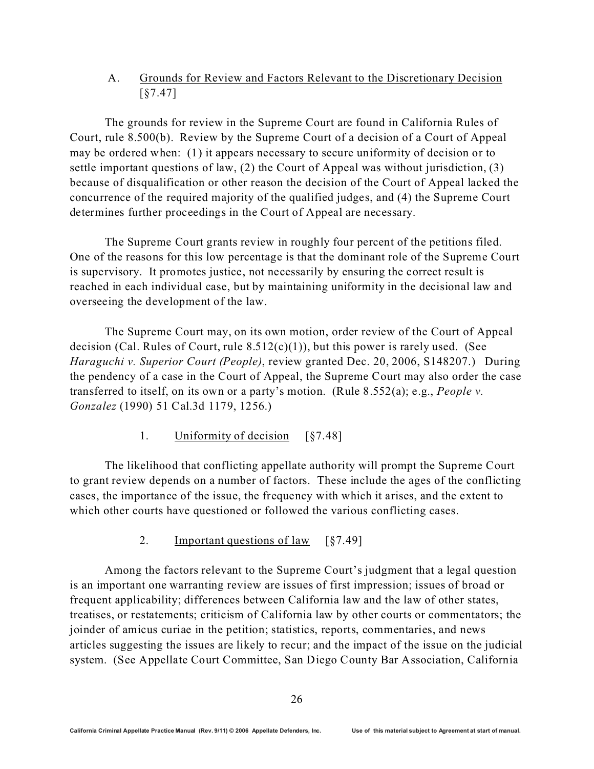### A. <u>Grounds for Review and Factors Relevant to the Discretionary Decision</u> [§7.47]

The grounds for review in the Supreme Court are found in California Rules of Court, rule 8.500(b). Review by the Supreme Court of a decision of a Court of Appeal may be ordered when: (1) it appears necessary to secure uniformity of decision or to settle important questions of law, (2) the Court of Appeal was without jurisdiction, (3) because of disqualification or other reason the decision of the Court of Appeal lacked the concurrence of the required majority of the qualified judges, and (4) the Supreme Court determines further proceedings in the Court of Appeal are necessary.

The Supreme Court grants review in roughly four percent of the petitions filed. One of the reasons for this low percentage is that the dominant role of the Supreme Court is supervisory. It promotes justice, not necessarily by ensuring the correct result is reached in each individual case, but by maintaining uniformity in the decisional law and overseeing the development of the law.

The Supreme Court may, on its own motion, order review of the Court of Appeal decision (Cal. Rules of Court, rule 8.512(c)(1)), but this power is rarely used. (See *Haraguchi v. Superior Court (People)*, review granted Dec. 20, 2006, S148207.) During the pendency of a case in the Court of Appeal, the Supreme Court may also order the case transferred to itself, on its own or a party's motion. (Rule 8.552(a); e.g., *People v. Gonzalez* (1990) 51 Cal.3d 1179, 1256.)

#### 1. <u>Uniformity of decision</u> [§7.48]

The likelihood that conflicting appellate authority will prompt the Supreme Court to grant review depends on a number of factors. These include the ages of the conflicting cases, the importance of the issue, the frequency with which it arises, and the extent to which other courts have questioned or followed the various conflicting cases.

#### 2. <u>Important questions of law</u> [§7.49]

Among the factors relevant to the Supreme Court's judgment that a legal question is an important one warranting review are issues of first impression; issues of broad or frequent applicability; differences between California law and the law of other states, treatises, or restatements; criticism of California law by other courts or commentators; the joinder of amicus curiae in the petition; statistics, reports, commentaries, and news articles suggesting the issues are likely to recur; and the impact of the issue on the judicial system. (See Appellate Court Committee, San Diego County Bar Association, California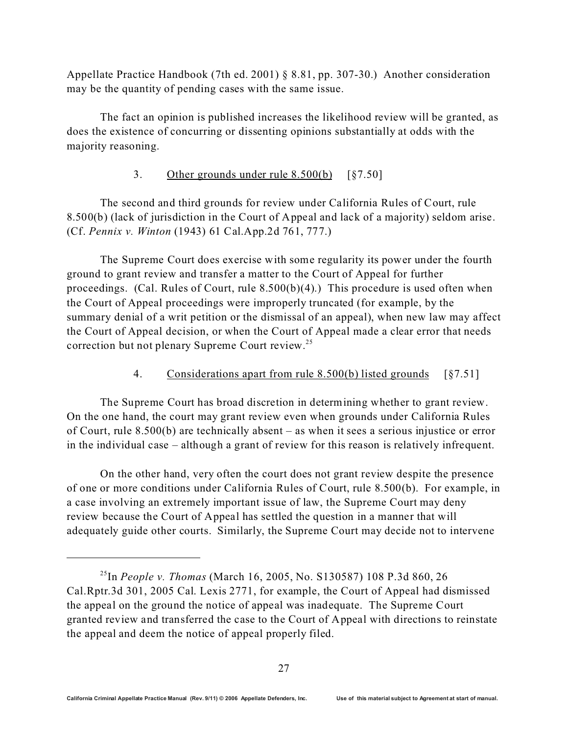Appellate Practice Handbook (7th ed. 2001) § 8.81, pp. 307-30.) Another consideration may be the quantity of pending cases with the same issue.

The fact an opinion is published increases the likelihood review will be granted, as does the existence of concurring or dissenting opinions substantially at odds with the majority reasoning.

### 3. Other grounds under rule 8.500(b) [§7.50]

The second and third grounds for review under California Rules of Court, rule 8.500(b) (lack of jurisdiction in the Court of Appeal and lack of a majority) seldom arise. (Cf. *Pennix v. Winton* (1943) 61 Cal.App.2d 761, 777.)

The Supreme Court does exercise with some regularity its power under the fourth ground to grant review and transfer a matter to the Court of Appeal for further proceedings. (Cal. Rules of Court, rule 8.500(b)(4).) This procedure is used often when the Court of Appeal proceedings were improperly truncated (for example, by the summary denial of a writ petition or the dismissal of an appeal), when new law may affect the Court of Appeal decision, or when the Court of Appeal made a clear error that needs correction but not plenary Supreme Court review.[25]

### 4. Considerations apart from rule 8.500(b) listed grounds [§7.51]

The Supreme Court has broad discretion in determining whether to grant review. On the one hand, the court may grant review even when grounds under California Rules of Court, rule 8.500(b) are technically absent – as when it sees a serious injustice or error in the individual case – although a grant of review for this reason is relatively infrequent.

On the other hand, very often the court does not grant review despite the presence of one or more conditions under California Rules of Court, rule 8.500(b). For example, in a case involving an extremely important issue of law, the Supreme Court may deny review because the Court of Appeal has settled the question in a manner that will adequately guide other courts. Similarly, the Supreme Court may decide not to intervene

---

[25] In *People v. Thomas* (March 16, 2005, No. S130587) 108 P.3d 860, 26 Cal.Rptr.3d 301, 2005 Cal. Lexis 2771, for example, the Court of Appeal had dismissed the appeal on the ground the notice of appeal was inadequate. The Supreme Court granted review and transferred the case to the Court of Appeal with directions to reinstate the appeal and deem the notice of appeal properly filed.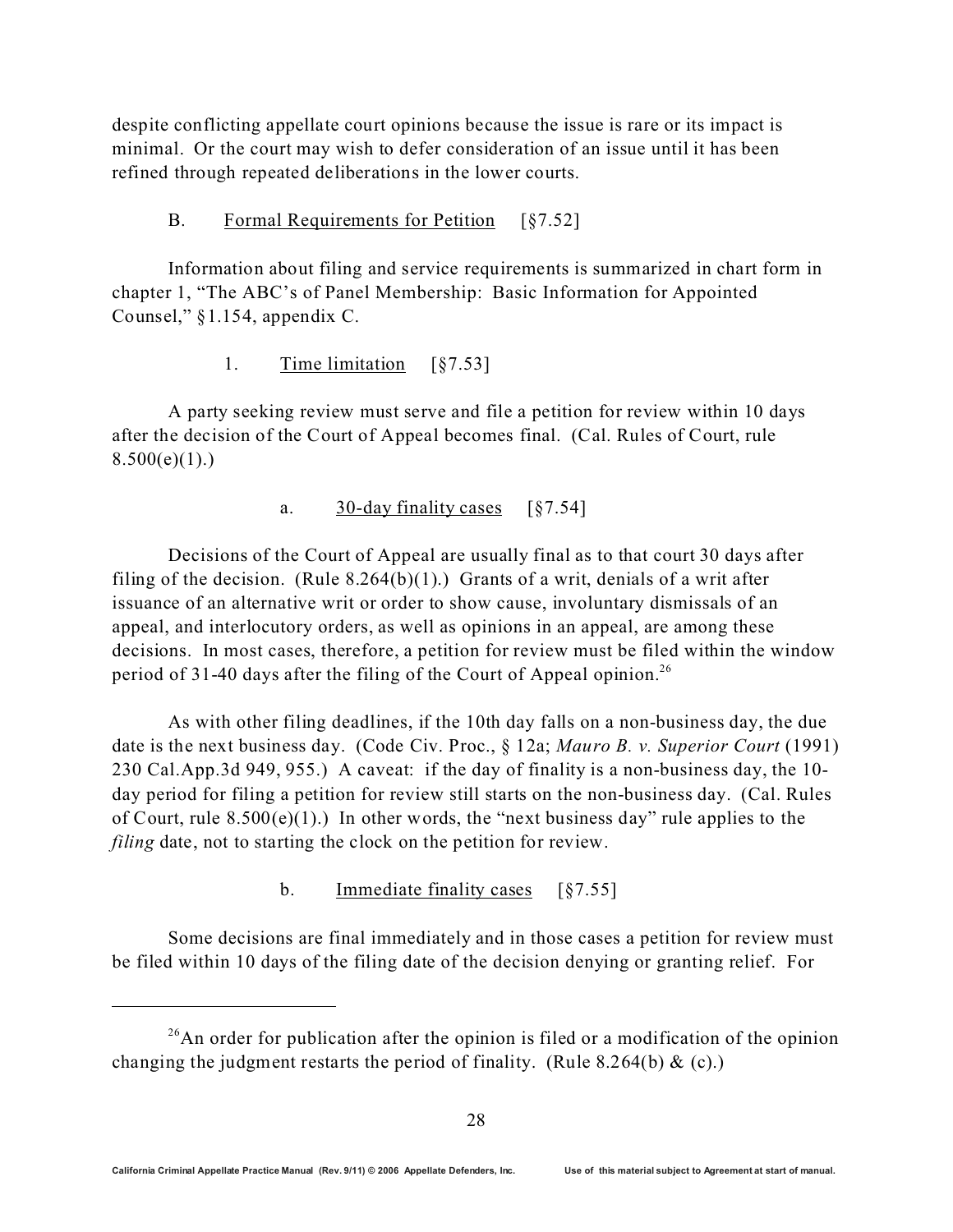despite conflicting appellate court opinions because the issue is rare or its impact is minimal. Or the court may wish to defer consideration of an issue until it has been refined through repeated deliberations in the lower courts.

### B. Formal Requirements for Petition [§7.52]

Information about filing and service requirements is summarized in chart form in chapter 1, "The ABC's of Panel Membership: Basic Information for Appointed Counsel," §1.154, appendix C.

#### 1. Time limitation [§7.53]

A party seeking review must serve and file a petition for review within 10 days after the decision of the Court of Appeal becomes final. (Cal. Rules of Court, rule 8.500(e)(1).)

##### a. 30-day finality cases [§7.54]

Decisions of the Court of Appeal are usually final as to that court 30 days after filing of the decision. (Rule 8.264(b)(1).) Grants of a writ, denials of a writ after issuance of an alternative writ or order to show cause, involuntary dismissals of an appeal, and interlocutory orders, as well as opinions in an appeal, are among these decisions. In most cases, therefore, a petition for review must be filed within the window period of 31-40 days after the filing of the Court of Appeal opinion.[26]

As with other filing deadlines, if the 10th day falls on a non-business day, the due date is the next business day. (Code Civ. Proc., § 12a; *Mauro B. v. Superior Court* (1991) 230 Cal.App.3d 949, 955.) A caveat: if the day of finality is a non-business day, the 10-day period for filing a petition for review still starts on the non-business day. (Cal. Rules of Court, rule 8.500(e)(1).) In other words, the "next business day" rule applies to the *filing* date, not to starting the clock on the petition for review.

##### b. Immediate finality cases [§7.55]

Some decisions are final immediately and in those cases a petition for review must be filed within 10 days of the filing date of the decision denying or granting relief. For

---

[26] An order for publication after the opinion is filed or a modification of the opinion changing the judgment restarts the period of finality. (Rule 8.264(b) & (c).)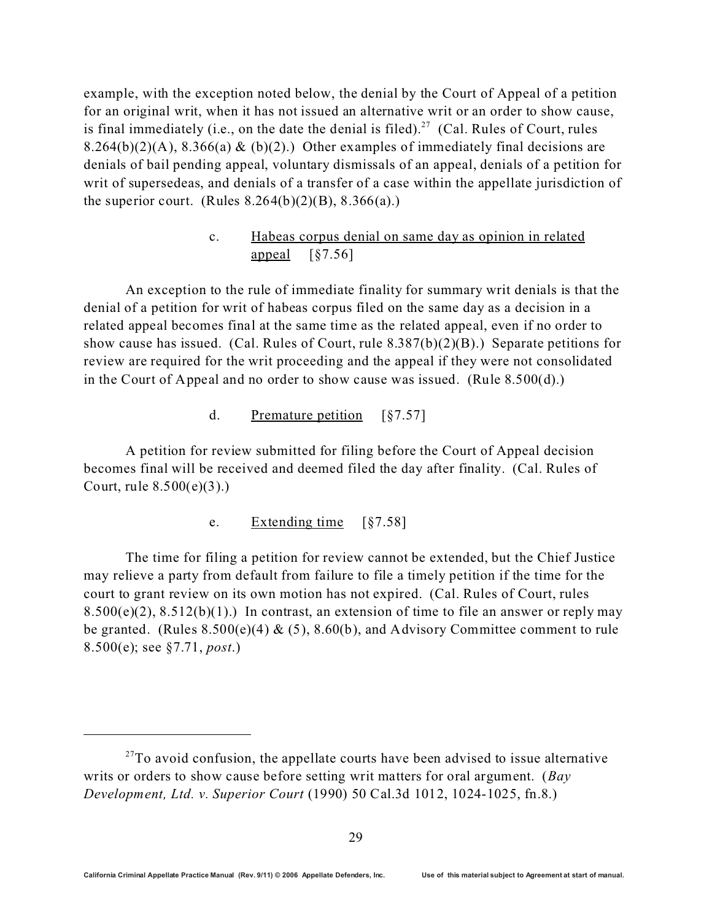example, with the exception noted below, the denial by the Court of Appeal of a petition for an original writ, when it has not issued an alternative writ or an order to show cause, is final immediately (i.e., on the date the denial is filed).[27] (Cal. Rules of Court, rules 8.264(b)(2)(A), 8.366(a) & (b)(2).) Other examples of immediately final decisions are denials of bail pending appeal, voluntary dismissals of an appeal, denials of a petition for writ of supersedeas, and denials of a transfer of a case within the appellate jurisdiction of the superior court. (Rules 8.264(b)(2)(B), 8.366(a).)

#### c. Habeas corpus denial on same day as opinion in related appeal [§7.56]

An exception to the rule of immediate finality for summary writ denials is that the denial of a petition for writ of habeas corpus filed on the same day as a decision in a related appeal becomes final at the same time as the related appeal, even if no order to show cause has issued. (Cal. Rules of Court, rule 8.387(b)(2)(B).) Separate petitions for review are required for the writ proceeding and the appeal if they were not consolidated in the Court of Appeal and no order to show cause was issued. (Rule 8.500(d).)

#### d. Premature petition [§7.57]

A petition for review submitted for filing before the Court of Appeal decision becomes final will be received and deemed filed the day after finality. (Cal. Rules of Court, rule 8.500(e)(3).)

#### e. Extending time [§7.58]

The time for filing a petition for review cannot be extended, but the Chief Justice may relieve a party from default from failure to file a timely petition if the time for the court to grant review on its own motion has not expired. (Cal. Rules of Court, rules 8.500(e)(2), 8.512(b)(1).) In contrast, an extension of time to file an answer or reply may be granted. (Rules 8.500(e)(4) & (5), 8.60(b), and Advisory Committee comment to rule 8.500(e); see §7.71, *post*.)

---

[27] To avoid confusion, the appellate courts have been advised to issue alternative writs or orders to show cause before setting writ matters for oral argument. (*Bay Development, Ltd. v. Superior Court* (1990) 50 Cal.3d 1012, 1024-1025, fn.8.)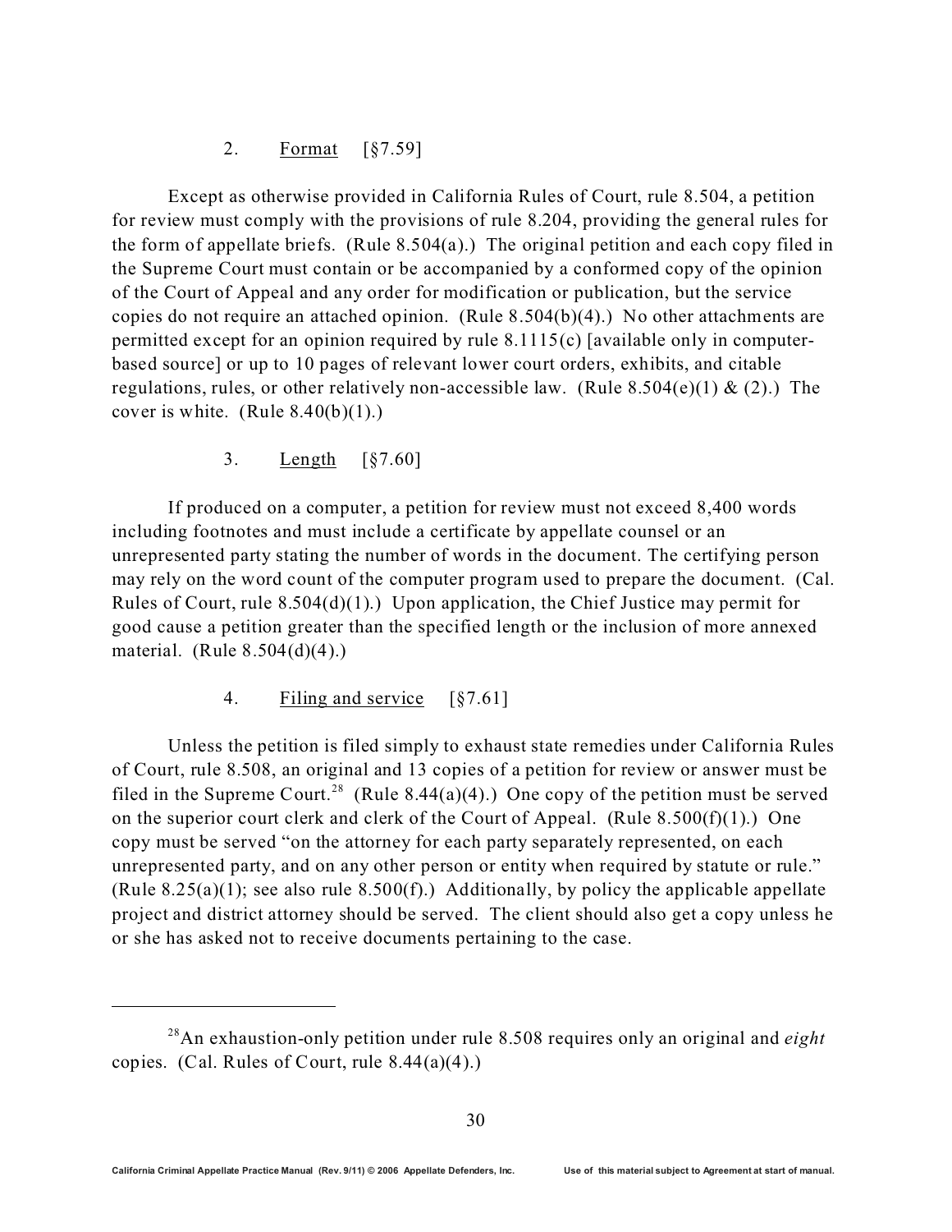### 2. Format [§7.59]

Except as otherwise provided in California Rules of Court, rule 8.504, a petition for review must comply with the provisions of rule 8.204, providing the general rules for the form of appellate briefs. (Rule 8.504(a).) The original petition and each copy filed in the Supreme Court must contain or be accompanied by a conformed copy of the opinion of the Court of Appeal and any order for modification or publication, but the service copies do not require an attached opinion. (Rule 8.504(b)(4).) No other attachments are permitted except for an opinion required by rule 8.1115(c) [available only in computer-based source] or up to 10 pages of relevant lower court orders, exhibits, and citable regulations, rules, or other relatively non-accessible law. (Rule 8.504(e)(1) & (2).) The cover is white. (Rule 8.40(b)(1).)

### 3. Length [§7.60]

If produced on a computer, a petition for review must not exceed 8,400 words including footnotes and must include a certificate by appellate counsel or an unrepresented party stating the number of words in the document. The certifying person may rely on the word count of the computer program used to prepare the document. (Cal. Rules of Court, rule 8.504(d)(1).) Upon application, the Chief Justice may permit for good cause a petition greater than the specified length or the inclusion of more annexed material. (Rule 8.504(d)(4).)

### 4. Filing and service [§7.61]

Unless the petition is filed simply to exhaust state remedies under California Rules of Court, rule 8.508, an original and 13 copies of a petition for review or answer must be filed in the Supreme Court.[28] (Rule 8.44(a)(4).) One copy of the petition must be served on the superior court clerk and clerk of the Court of Appeal. (Rule 8.500(f)(1).) One copy must be served "on the attorney for each party separately represented, on each unrepresented party, and on any other person or entity when required by statute or rule." (Rule 8.25(a)(1); see also rule 8.500(f).) Additionally, by policy the applicable appellate project and district attorney should be served. The client should also get a copy unless he or she has asked not to receive documents pertaining to the case.

---

[28] An exhaustion-only petition under rule 8.508 requires only an original and *eight* copies. (Cal. Rules of Court, rule 8.44(a)(4).)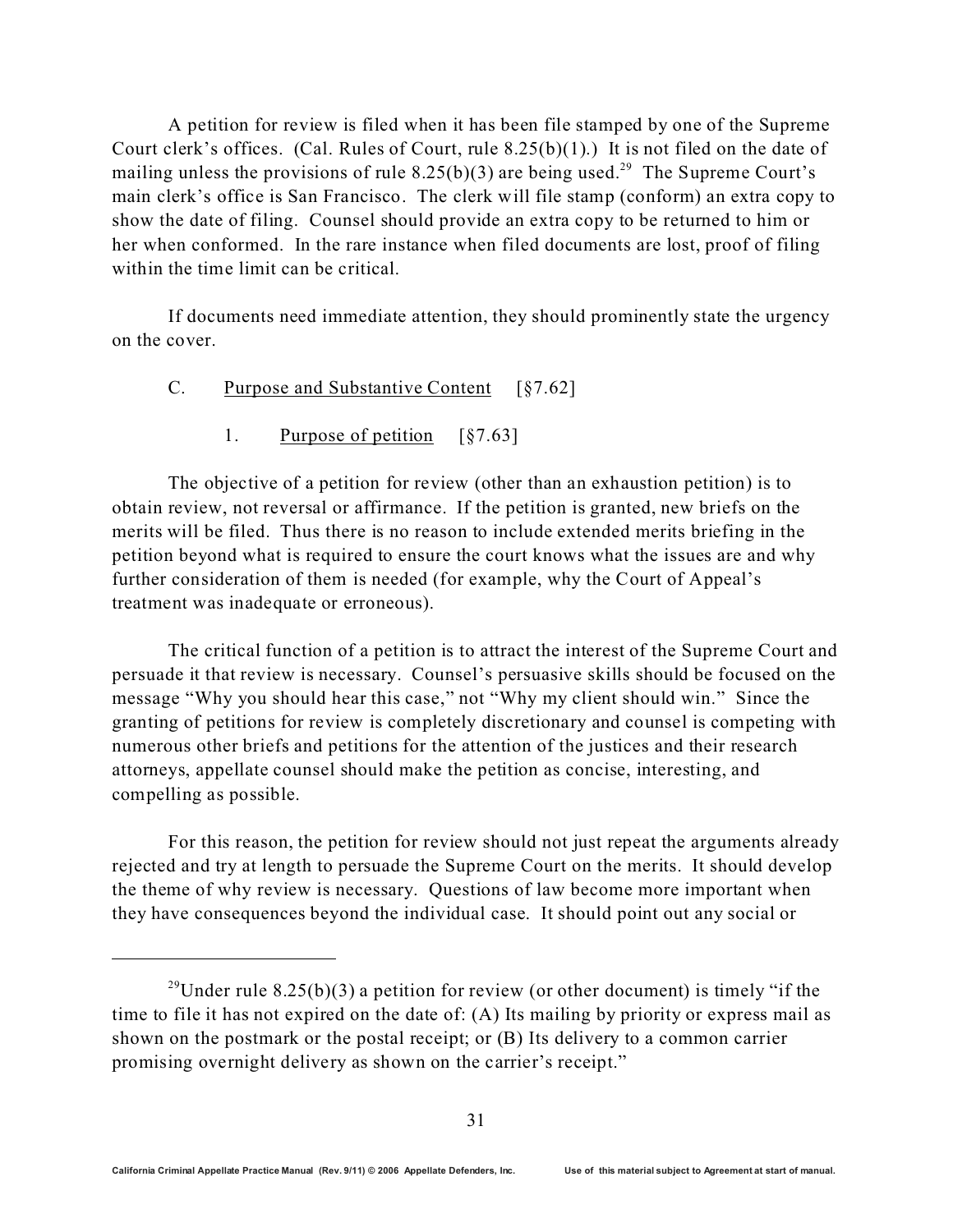A petition for review is filed when it has been file stamped by one of the Supreme Court clerk's offices. (Cal. Rules of Court, rule 8.25(b)(1).) It is not filed on the date of mailing unless the provisions of rule 8.25(b)(3) are being used.[29] The Supreme Court's main clerk's office is San Francisco. The clerk will file stamp (conform) an extra copy to show the date of filing. Counsel should provide an extra copy to be returned to him or her when conformed. In the rare instance when filed documents are lost, proof of filing within the time limit can be critical.

If documents need immediate attention, they should prominently state the urgency on the cover.

### C. Purpose and Substantive Content [§7.62]

#### 1. Purpose of petition [§7.63]

The objective of a petition for review (other than an exhaustion petition) is to obtain review, not reversal or affirmance. If the petition is granted, new briefs on the merits will be filed. Thus there is no reason to include extended merits briefing in the petition beyond what is required to ensure the court knows what the issues are and why further consideration of them is needed (for example, why the Court of Appeal's treatment was inadequate or erroneous).

The critical function of a petition is to attract the interest of the Supreme Court and persuade it that review is necessary. Counsel's persuasive skills should be focused on the message "Why you should hear this case," not "Why my client should win." Since the granting of petitions for review is completely discretionary and counsel is competing with numerous other briefs and petitions for the attention of the justices and their research attorneys, appellate counsel should make the petition as concise, interesting, and compelling as possible.

For this reason, the petition for review should not just repeat the arguments already rejected and try at length to persuade the Supreme Court on the merits. It should develop the theme of why review is necessary. Questions of law become more important when they have consequences beyond the individual case. It should point out any social or

---

[29] Under rule 8.25(b)(3) a petition for review (or other document) is timely "if the time to file it has not expired on the date of: (A) Its mailing by priority or express mail as shown on the postmark or the postal receipt; or (B) Its delivery to a common carrier promising overnight delivery as shown on the carrier's receipt."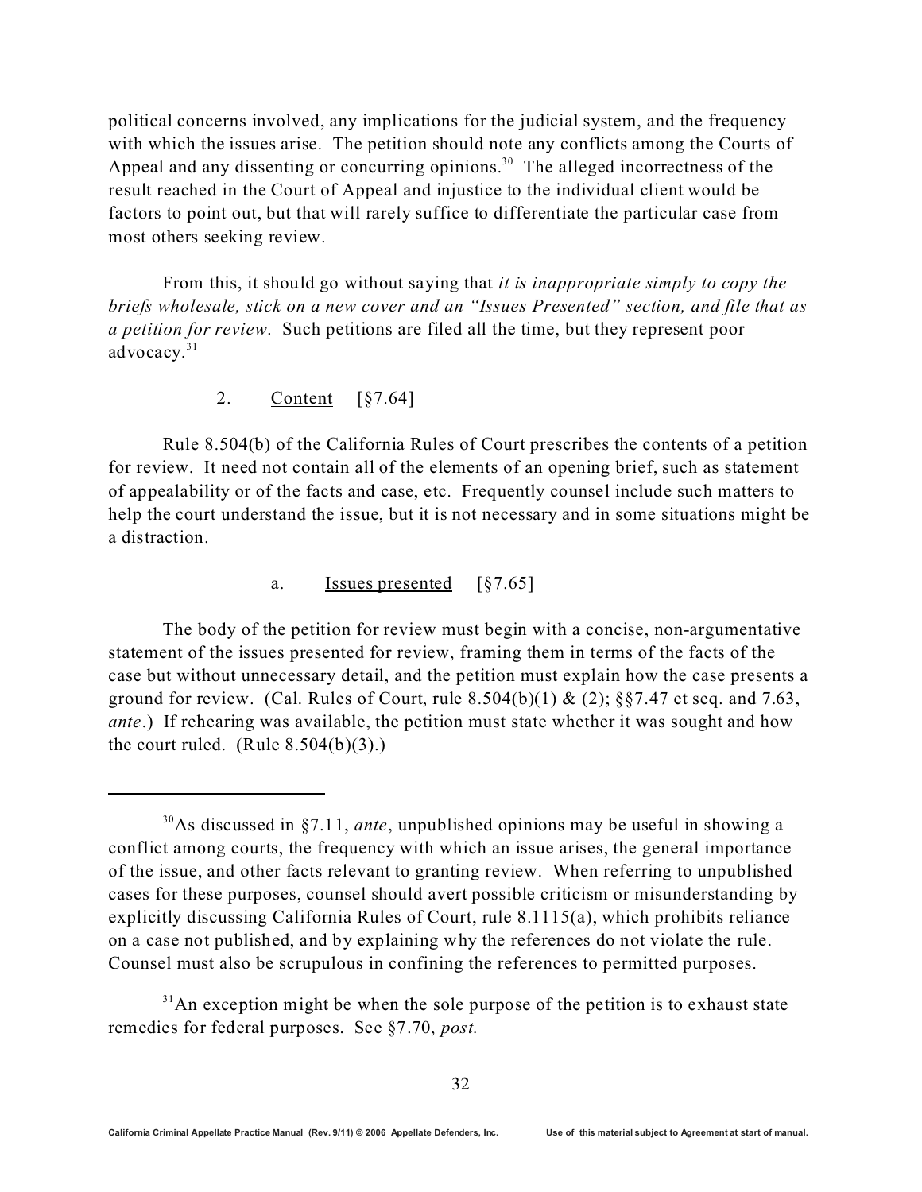political concerns involved, any implications for the judicial system, and the frequency with which the issues arise. The petition should note any conflicts among the Courts of Appeal and any dissenting or concurring opinions.[30] The alleged incorrectness of the result reached in the Court of Appeal and injustice to the individual client would be factors to point out, but that will rarely suffice to differentiate the particular case from most others seeking review.

From this, it should go without saying that *it is inappropriate simply to copy the briefs wholesale, stick on a new cover and an "Issues Presented" section, and file that as a petition for review*. Such petitions are filed all the time, but they represent poor advocacy.[31]

### 2. Content [§7.64]

Rule 8.504(b) of the California Rules of Court prescribes the contents of a petition for review. It need not contain all of the elements of an opening brief, such as statement of appealability or of the facts and case, etc. Frequently counsel include such matters to help the court understand the issue, but it is not necessary and in some situations might be a distraction.

#### a. Issues presented [§7.65]

The body of the petition for review must begin with a concise, non-argumentative statement of the issues presented for review, framing them in terms of the facts of the case but without unnecessary detail, and the petition must explain how the case presents a ground for review. (Cal. Rules of Court, rule 8.504(b)(1) & (2); §§7.47 et seq. and 7.63, *ante*.) If rehearing was available, the petition must state whether it was sought and how the court ruled. (Rule 8.504(b)(3).)

---

[30] As discussed in §7.11, *ante*, unpublished opinions may be useful in showing a conflict among courts, the frequency with which an issue arises, the general importance of the issue, and other facts relevant to granting review. When referring to unpublished cases for these purposes, counsel should avert possible criticism or misunderstanding by explicitly discussing California Rules of Court, rule 8.1115(a), which prohibits reliance on a case not published, and by explaining why the references do not violate the rule. Counsel must also be scrupulous in confining the references to permitted purposes.

[31] An exception might be when the sole purpose of the petition is to exhaust state remedies for federal purposes. See §7.70, *post.*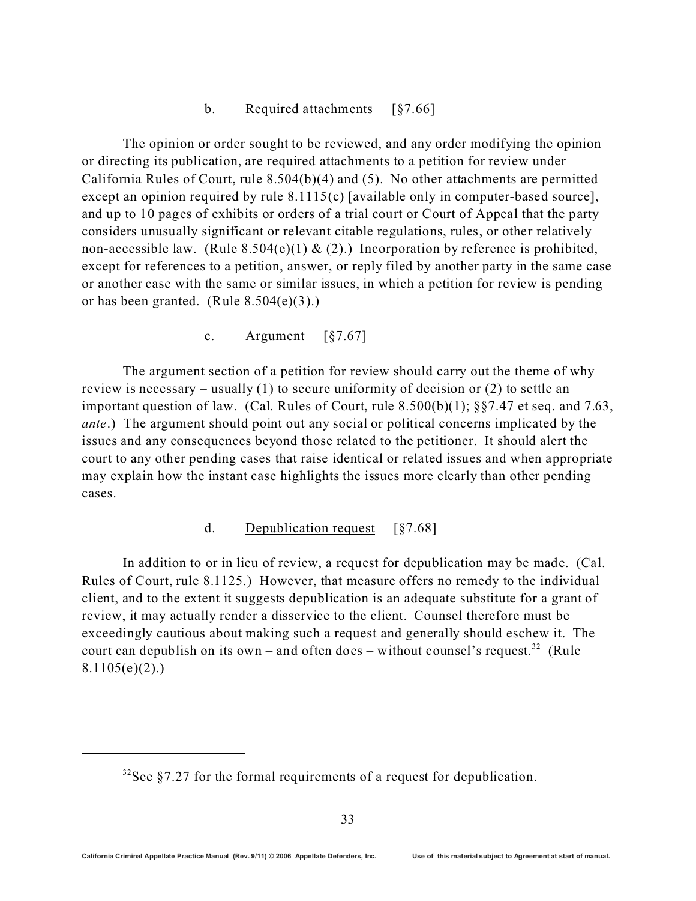### b. Required attachments [§7.66]

The opinion or order sought to be reviewed, and any order modifying the opinion or directing its publication, are required attachments to a petition for review under California Rules of Court, rule 8.504(b)(4) and (5). No other attachments are permitted except an opinion required by rule 8.1115(c) [available only in computer-based source], and up to 10 pages of exhibits or orders of a trial court or Court of Appeal that the party considers unusually significant or relevant citable regulations, rules, or other relatively non-accessible law. (Rule 8.504(e)(1) & (2).) Incorporation by reference is prohibited, except for references to a petition, answer, or reply filed by another party in the same case or another case with the same or similar issues, in which a petition for review is pending or has been granted. (Rule 8.504(e)(3).)

### c. Argument [§7.67]

The argument section of a petition for review should carry out the theme of why review is necessary – usually (1) to secure uniformity of decision or (2) to settle an important question of law. (Cal. Rules of Court, rule 8.500(b)(1); §§7.47 et seq. and 7.63, *ante*.) The argument should point out any social or political concerns implicated by the issues and any consequences beyond those related to the petitioner. It should alert the court to any other pending cases that raise identical or related issues and when appropriate may explain how the instant case highlights the issues more clearly than other pending cases.

### d. Depublication request [§7.68]

In addition to or in lieu of review, a request for depublication may be made. (Cal. Rules of Court, rule 8.1125.) However, that measure offers no remedy to the individual client, and to the extent it suggests depublication is an adequate substitute for a grant of review, it may actually render a disservice to the client. Counsel therefore must be exceedingly cautious about making such a request and generally should eschew it. The court can depublish on its own – and often does – without counsel's request.[32] (Rule 8.1105(e)(2).)

---

[32] See §7.27 for the formal requirements of a request for depublication.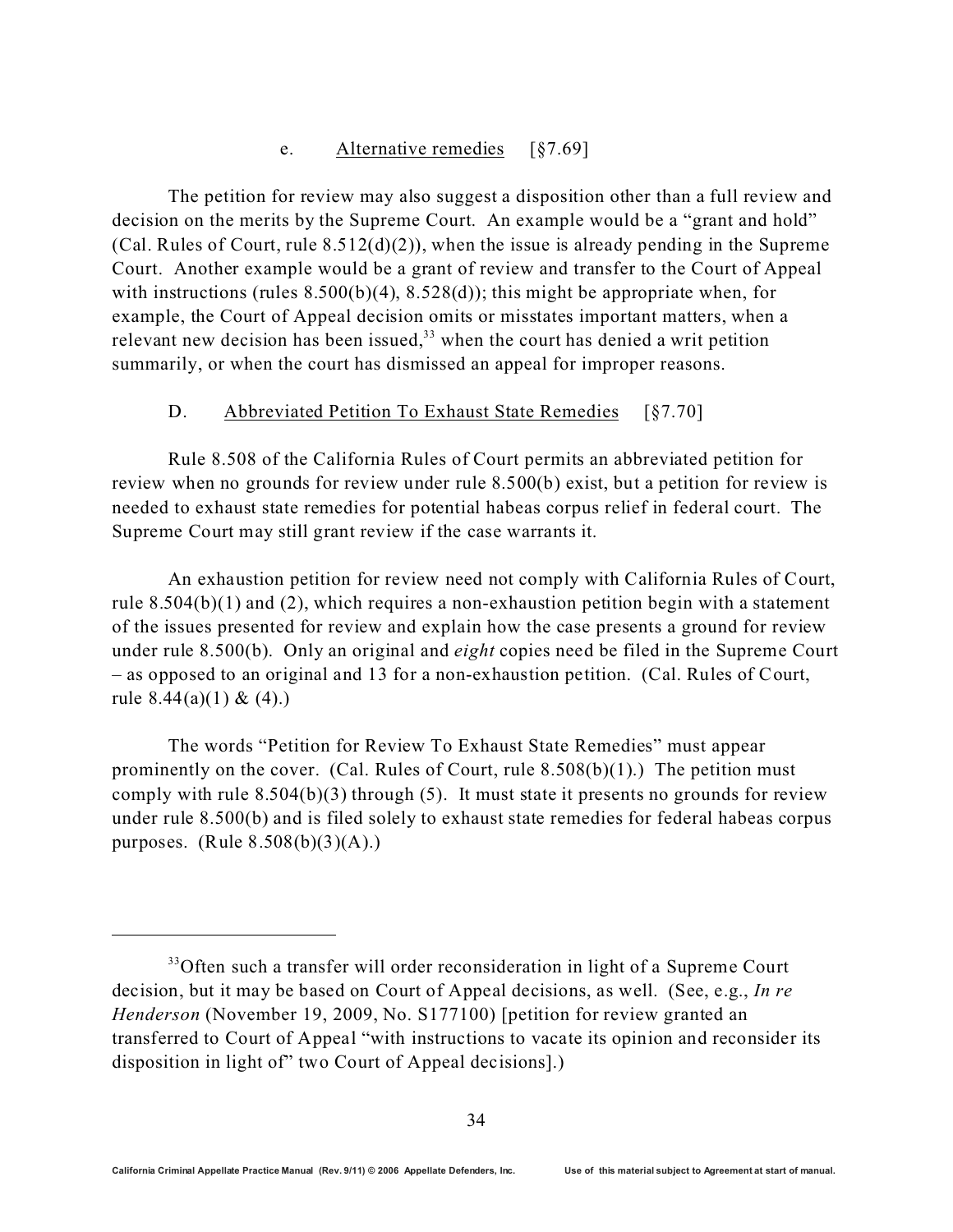#### e. Alternative remedies [§7.69]

The petition for review may also suggest a disposition other than a full review and decision on the merits by the Supreme Court. An example would be a "grant and hold" (Cal. Rules of Court, rule 8.512(d)(2)), when the issue is already pending in the Supreme Court. Another example would be a grant of review and transfer to the Court of Appeal with instructions (rules 8.500(b)(4), 8.528(d)); this might be appropriate when, for example, the Court of Appeal decision omits or misstates important matters, when a relevant new decision has been issued,[33] when the court has denied a writ petition summarily, or when the court has dismissed an appeal for improper reasons.

### D. Abbreviated Petition To Exhaust State Remedies [§7.70]

Rule 8.508 of the California Rules of Court permits an abbreviated petition for review when no grounds for review under rule 8.500(b) exist, but a petition for review is needed to exhaust state remedies for potential habeas corpus relief in federal court. The Supreme Court may still grant review if the case warrants it.

An exhaustion petition for review need not comply with California Rules of Court, rule 8.504(b)(1) and (2), which requires a non-exhaustion petition begin with a statement of the issues presented for review and explain how the case presents a ground for review under rule 8.500(b). Only an original and *eight* copies need be filed in the Supreme Court – as opposed to an original and 13 for a non-exhaustion petition. (Cal. Rules of Court, rule 8.44(a)(1) & (4).)

The words "Petition for Review To Exhaust State Remedies" must appear prominently on the cover. (Cal. Rules of Court, rule 8.508(b)(1).) The petition must comply with rule 8.504(b)(3) through (5). It must state it presents no grounds for review under rule 8.500(b) and is filed solely to exhaust state remedies for federal habeas corpus purposes. (Rule 8.508(b)(3)(A).)

---

[33] Often such a transfer will order reconsideration in light of a Supreme Court decision, but it may be based on Court of Appeal decisions, as well. (See, e.g., *In re Henderson* (November 19, 2009, No. S177100) [petition for review granted an transferred to Court of Appeal "with instructions to vacate its opinion and reconsider its disposition in light of" two Court of Appeal decisions].)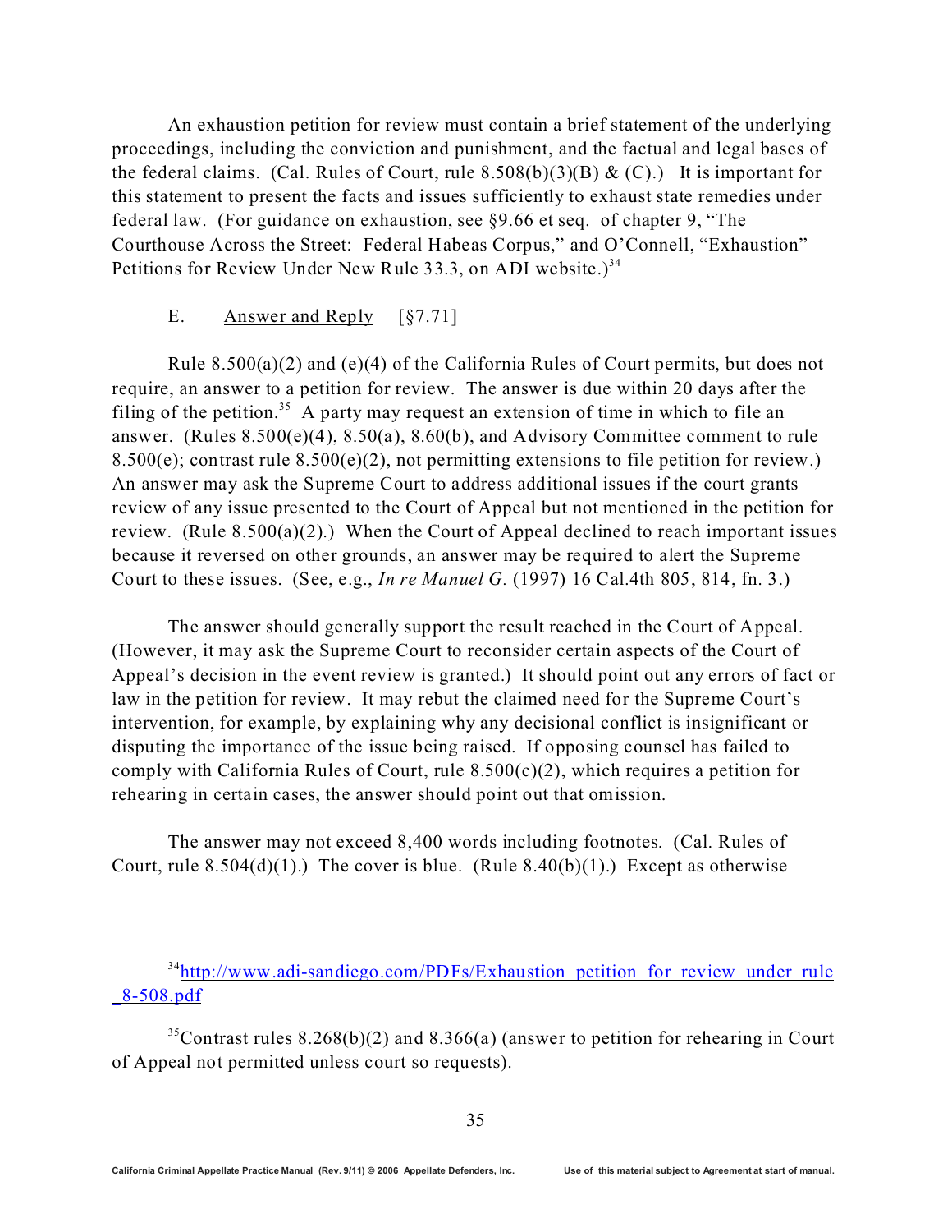An exhaustion petition for review must contain a brief statement of the underlying proceedings, including the conviction and punishment, and the factual and legal bases of the federal claims. (Cal. Rules of Court, rule 8.508(b)(3)(B) & (C).) It is important for this statement to present the facts and issues sufficiently to exhaust state remedies under federal law. (For guidance on exhaustion, see §9.66 et seq. of chapter 9, "The Courthouse Across the Street: Federal Habeas Corpus," and O'Connell, "Exhaustion" Petitions for Review Under New Rule 33.3, on ADI website.)[34]

## E. Answer and Reply [§7.71]

Rule 8.500(a)(2) and (e)(4) of the California Rules of Court permits, but does not require, an answer to a petition for review. The answer is due within 20 days after the filing of the petition.[35] A party may request an extension of time in which to file an answer. (Rules 8.500(e)(4), 8.50(a), 8.60(b), and Advisory Committee comment to rule 8.500(e); contrast rule 8.500(e)(2), not permitting extensions to file petition for review.) An answer may ask the Supreme Court to address additional issues if the court grants review of any issue presented to the Court of Appeal but not mentioned in the petition for review. (Rule 8.500(a)(2).) When the Court of Appeal declined to reach important issues because it reversed on other grounds, an answer may be required to alert the Supreme Court to these issues. (See, e.g., *In re Manuel G.* (1997) 16 Cal.4th 805, 814, fn. 3.)

The answer should generally support the result reached in the Court of Appeal. (However, it may ask the Supreme Court to reconsider certain aspects of the Court of Appeal's decision in the event review is granted.) It should point out any errors of fact or law in the petition for review. It may rebut the claimed need for the Supreme Court's intervention, for example, by explaining why any decisional conflict is insignificant or disputing the importance of the issue being raised. If opposing counsel has failed to comply with California Rules of Court, rule 8.500(c)(2), which requires a petition for rehearing in certain cases, the answer should point out that omission.

The answer may not exceed 8,400 words including footnotes. (Cal. Rules of Court, rule 8.504(d)(1).) The cover is blue. (Rule 8.40(b)(1).) Except as otherwise

---

[34] http://www.adi-sandiego.com/PDFs/Exhaustion_petition_for_review_under_rule_8-508.pdf

[35] Contrast rules 8.268(b)(2) and 8.366(a) (answer to petition for rehearing in Court of Appeal not permitted unless court so requests).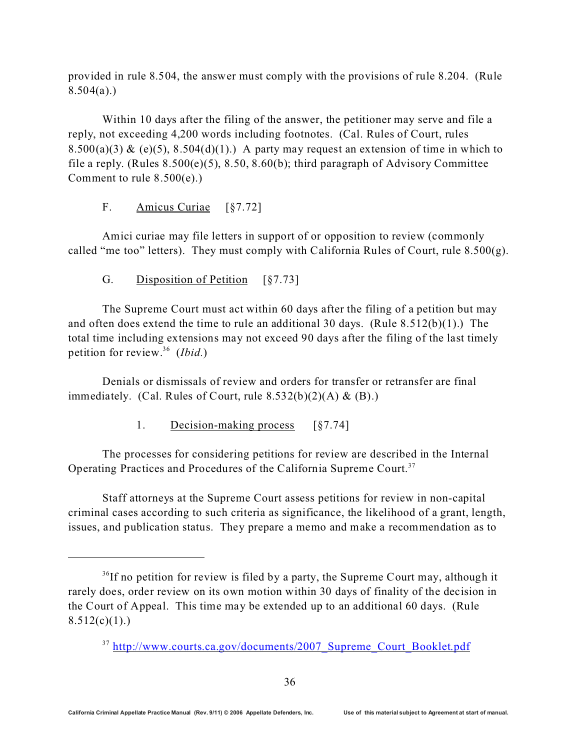provided in rule 8.504, the answer must comply with the provisions of rule 8.204. (Rule 8.504(a).)

Within 10 days after the filing of the answer, the petitioner may serve and file a reply, not exceeding 4,200 words including footnotes. (Cal. Rules of Court, rules 8.500(a)(3) & (e)(5), 8.504(d)(1).) A party may request an extension of time in which to file a reply. (Rules 8.500(e)(5), 8.50, 8.60(b); third paragraph of Advisory Committee Comment to rule 8.500(e).)

### F. Amicus Curiae [§7.72]

Amici curiae may file letters in support of or opposition to review (commonly called "me too" letters). They must comply with California Rules of Court, rule 8.500(g).

### G. Disposition of Petition [§7.73]

The Supreme Court must act within 60 days after the filing of a petition but may and often does extend the time to rule an additional 30 days. (Rule 8.512(b)(1).) The total time including extensions may not exceed 90 days after the filing of the last timely petition for review.[36] (*Ibid.*)

Denials or dismissals of review and orders for transfer or retransfer are final immediately. (Cal. Rules of Court, rule 8.532(b)(2)(A) & (B).)

#### 1. Decision-making process [§7.74]

The processes for considering petitions for review are described in the Internal Operating Practices and Procedures of the California Supreme Court.[37]

Staff attorneys at the Supreme Court assess petitions for review in non-capital criminal cases according to such criteria as significance, the likelihood of a grant, length, issues, and publication status. They prepare a memo and make a recommendation as to

---

[36] If no petition for review is filed by a party, the Supreme Court may, although it rarely does, order review on its own motion within 30 days of finality of the decision in the Court of Appeal. This time may be extended up to an additional 60 days. (Rule 8.512(c)(1).)

[37] http://www.courts.ca.gov/documents/2007_Supreme_Court_Booklet.pdf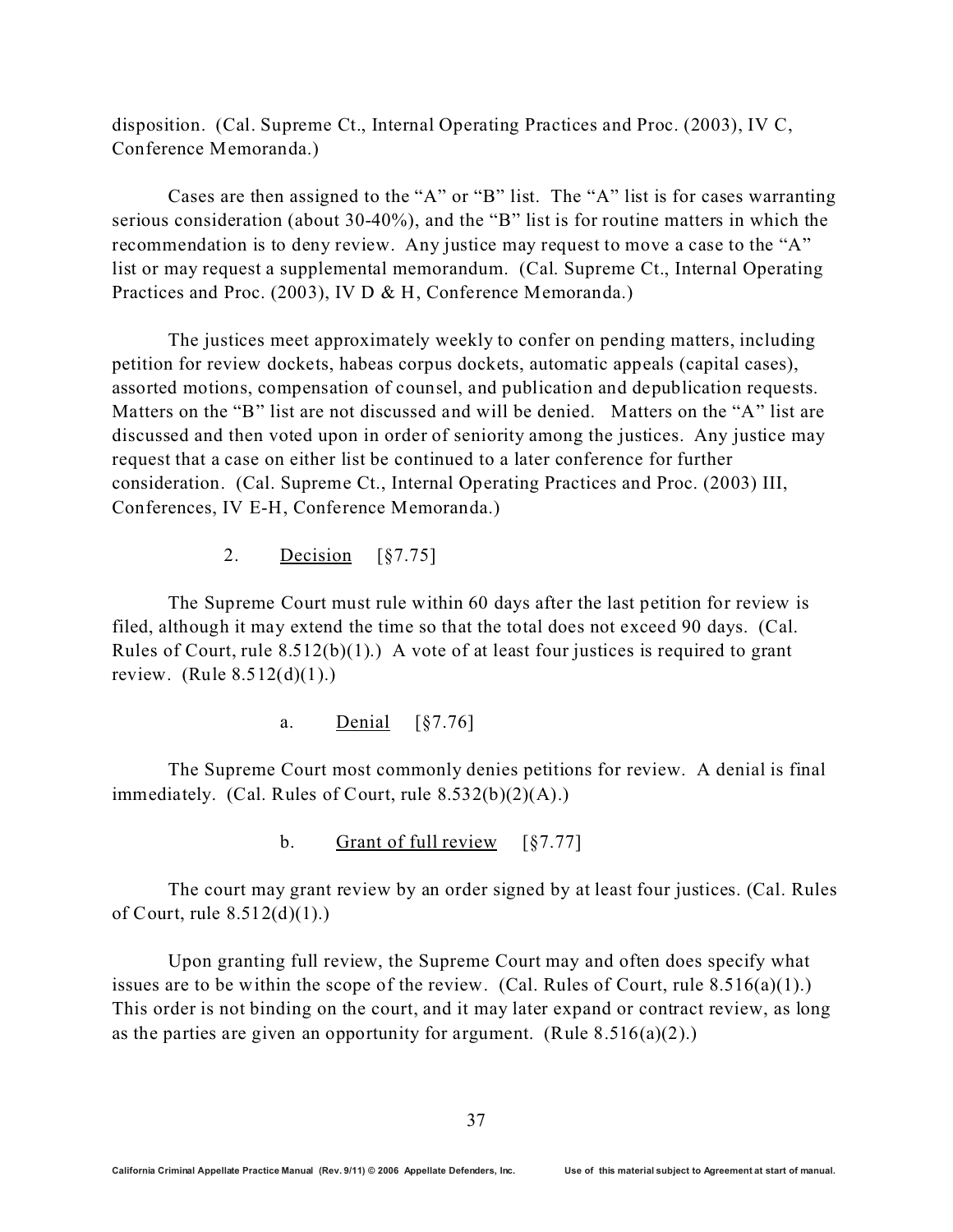disposition. (Cal. Supreme Ct., Internal Operating Practices and Proc. (2003), IV C, Conference Memoranda.)

Cases are then assigned to the "A" or "B" list. The "A" list is for cases warranting serious consideration (about 30-40%), and the "B" list is for routine matters in which the recommendation is to deny review. Any justice may request to move a case to the "A" list or may request a supplemental memorandum. (Cal. Supreme Ct., Internal Operating Practices and Proc. (2003), IV D & H, Conference Memoranda.)

The justices meet approximately weekly to confer on pending matters, including petition for review dockets, habeas corpus dockets, automatic appeals (capital cases), assorted motions, compensation of counsel, and publication and depublication requests. Matters on the "B" list are not discussed and will be denied. Matters on the "A" list are discussed and then voted upon in order of seniority among the justices. Any justice may request that a case on either list be continued to a later conference for further consideration. (Cal. Supreme Ct., Internal Operating Practices and Proc. (2003) III, Conferences, IV E-H, Conference Memoranda.)

### 2. Decision [§7.75]

The Supreme Court must rule within 60 days after the last petition for review is filed, although it may extend the time so that the total does not exceed 90 days. (Cal. Rules of Court, rule 8.512(b)(1).) A vote of at least four justices is required to grant review. (Rule 8.512(d)(1).)

#### a. Denial [§7.76]

The Supreme Court most commonly denies petitions for review. A denial is final immediately. (Cal. Rules of Court, rule 8.532(b)(2)(A).)

#### b. Grant of full review [§7.77]

The court may grant review by an order signed by at least four justices. (Cal. Rules of Court, rule 8.512(d)(1).)

Upon granting full review, the Supreme Court may and often does specify what issues are to be within the scope of the review. (Cal. Rules of Court, rule 8.516(a)(1).) This order is not binding on the court, and it may later expand or contract review, as long as the parties are given an opportunity for argument. (Rule 8.516(a)(2).)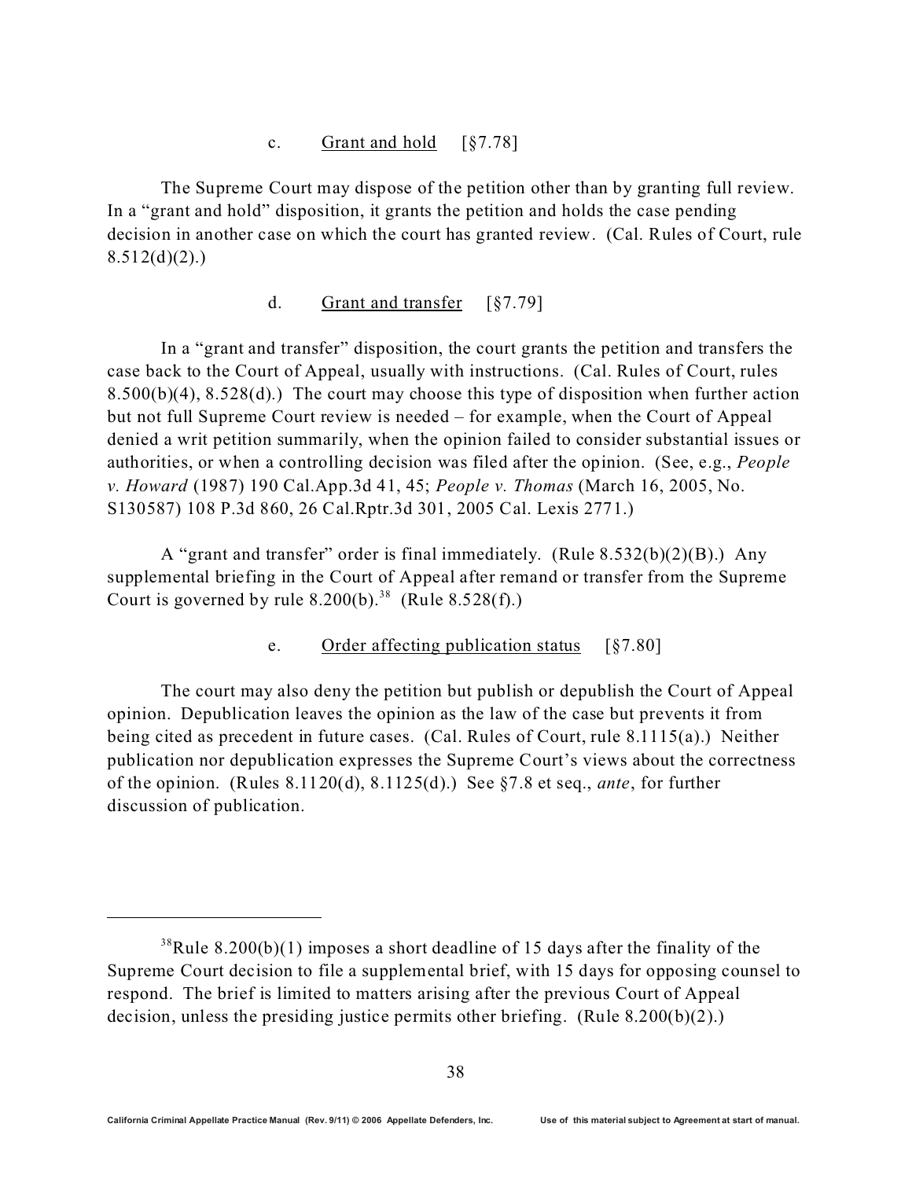#### c. Grant and hold [§7.78]

The Supreme Court may dispose of the petition other than by granting full review. In a "grant and hold" disposition, it grants the petition and holds the case pending decision in another case on which the court has granted review. (Cal. Rules of Court, rule 8.512(d)(2).)

#### d. Grant and transfer [§7.79]

In a "grant and transfer" disposition, the court grants the petition and transfers the case back to the Court of Appeal, usually with instructions. (Cal. Rules of Court, rules 8.500(b)(4), 8.528(d).) The court may choose this type of disposition when further action but not full Supreme Court review is needed – for example, when the Court of Appeal denied a writ petition summarily, when the opinion failed to consider substantial issues or authorities, or when a controlling decision was filed after the opinion. (See, e.g., *People v. Howard* (1987) 190 Cal.App.3d 41, 45; *People v. Thomas* (March 16, 2005, No. S130587) 108 P.3d 860, 26 Cal.Rptr.3d 301, 2005 Cal. Lexis 2771.)

A "grant and transfer" order is final immediately. (Rule 8.532(b)(2)(B).) Any supplemental briefing in the Court of Appeal after remand or transfer from the Supreme Court is governed by rule 8.200(b).[38] (Rule 8.528(f).)

#### e. Order affecting publication status [§7.80]

The court may also deny the petition but publish or depublish the Court of Appeal opinion. Depublication leaves the opinion as the law of the case but prevents it from being cited as precedent in future cases. (Cal. Rules of Court, rule 8.1115(a).) Neither publication nor depublication expresses the Supreme Court's views about the correctness of the opinion. (Rules 8.1120(d), 8.1125(d).) See §7.8 et seq., *ante*, for further discussion of publication.

---

[38] Rule 8.200(b)(1) imposes a short deadline of 15 days after the finality of the Supreme Court decision to file a supplemental brief, with 15 days for opposing counsel to respond. The brief is limited to matters arising after the previous Court of Appeal decision, unless the presiding justice permits other briefing. (Rule 8.200(b)(2).)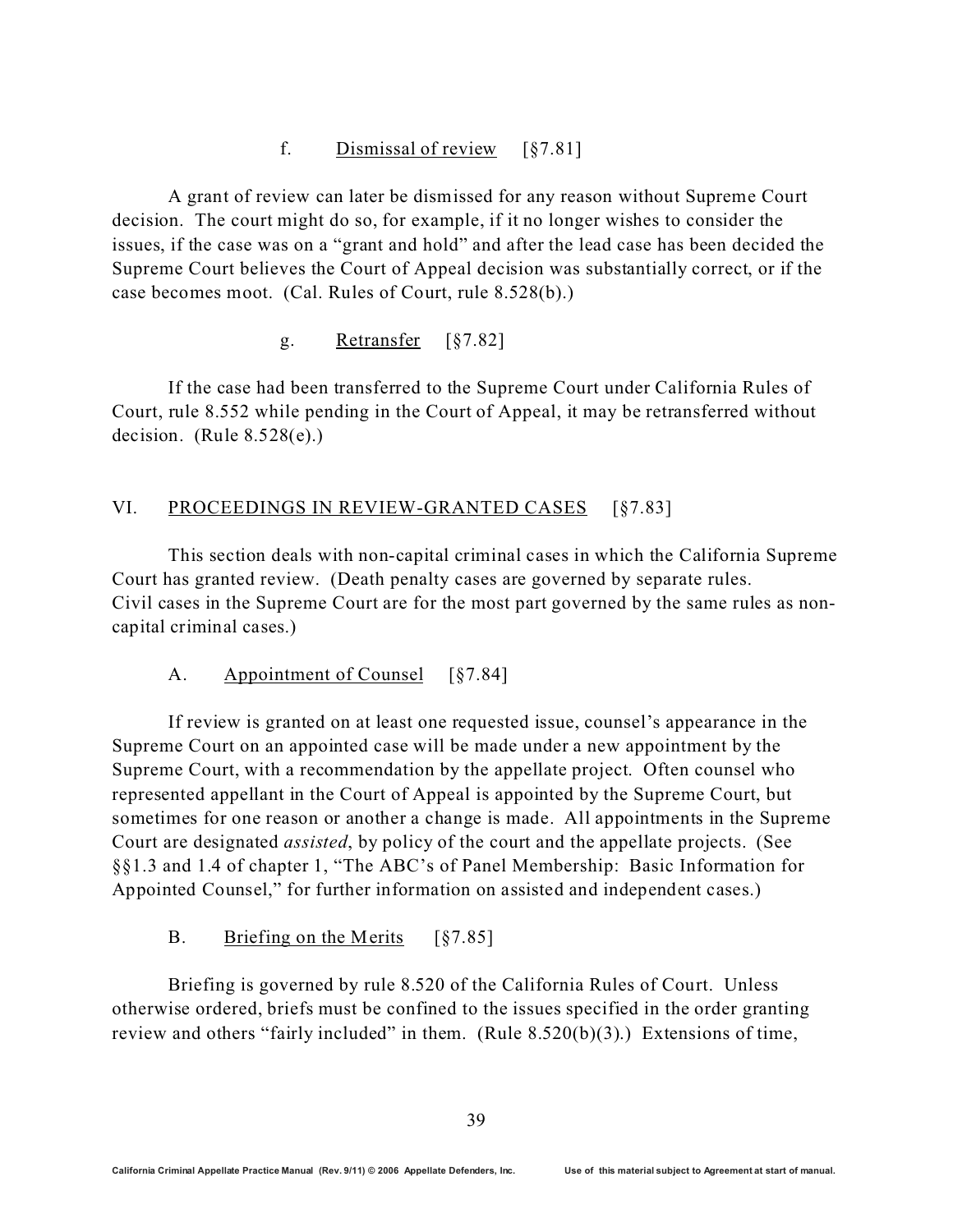#### f. <u>Dismissal of review</u> [§7.81]

A grant of review can later be dismissed for any reason without Supreme Court decision. The court might do so, for example, if it no longer wishes to consider the issues, if the case was on a "grant and hold" and after the lead case has been decided the Supreme Court believes the Court of Appeal decision was substantially correct, or if the case becomes moot. (Cal. Rules of Court, rule 8.528(b).)

#### g. <u>Retransfer</u> [§7.82]

If the case had been transferred to the Supreme Court under California Rules of Court, rule 8.552 while pending in the Court of Appeal, it may be retransferred without decision. (Rule 8.528(e).)

## VI. <u>PROCEEDINGS IN REVIEW-GRANTED CASES</u> [§7.83]

This section deals with non-capital criminal cases in which the California Supreme Court has granted review. (Death penalty cases are governed by separate rules. Civil cases in the Supreme Court are for the most part governed by the same rules as non-capital criminal cases.)

### A. <u>Appointment of Counsel</u> [§7.84]

If review is granted on at least one requested issue, counsel's appearance in the Supreme Court on an appointed case will be made under a new appointment by the Supreme Court, with a recommendation by the appellate project. Often counsel who represented appellant in the Court of Appeal is appointed by the Supreme Court, but sometimes for one reason or another a change is made. All appointments in the Supreme Court are designated *assisted*, by policy of the court and the appellate projects. (See §§1.3 and 1.4 of chapter 1, "The ABC's of Panel Membership: Basic Information for Appointed Counsel," for further information on assisted and independent cases.)

### B. <u>Briefing on the Merits</u> [§7.85]

Briefing is governed by rule 8.520 of the California Rules of Court. Unless otherwise ordered, briefs must be confined to the issues specified in the order granting review and others "fairly included" in them. (Rule 8.520(b)(3).) Extensions of time,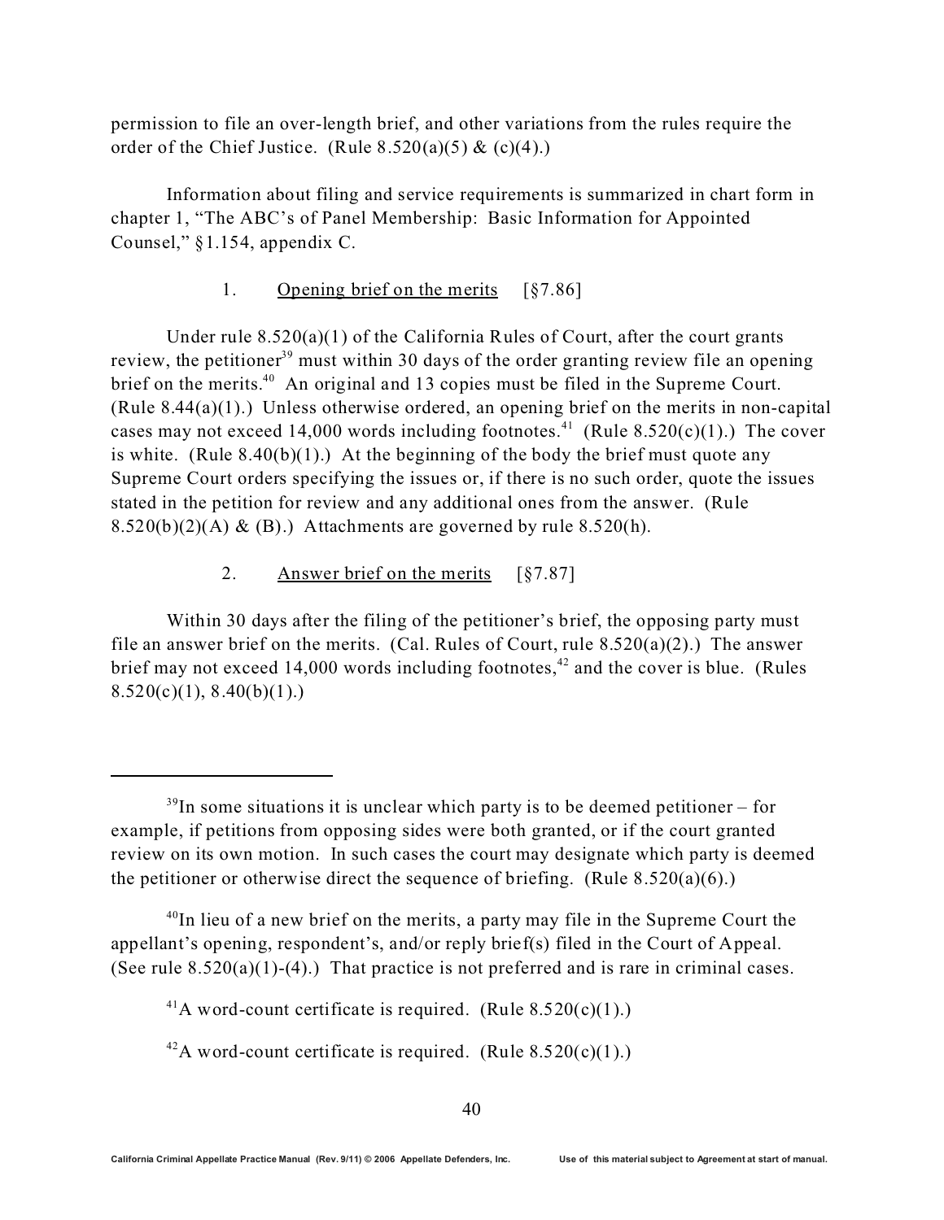permission to file an over-length brief, and other variations from the rules require the order of the Chief Justice. (Rule 8.520(a)(5) & (c)(4).)

Information about filing and service requirements is summarized in chart form in chapter 1, "The ABC's of Panel Membership: Basic Information for Appointed Counsel," §1.154, appendix C.

### 1. Opening brief on the merits [§7.86]

Under rule 8.520(a)(1) of the California Rules of Court, after the court grants review, the petitioner[39] must within 30 days of the order granting review file an opening brief on the merits.[40] An original and 13 copies must be filed in the Supreme Court. (Rule 8.44(a)(1).) Unless otherwise ordered, an opening brief on the merits in non-capital cases may not exceed 14,000 words including footnotes.[41] (Rule 8.520(c)(1).) The cover is white. (Rule 8.40(b)(1).) At the beginning of the body the brief must quote any Supreme Court orders specifying the issues or, if there is no such order, quote the issues stated in the petition for review and any additional ones from the answer. (Rule 8.520(b)(2)(A) & (B).) Attachments are governed by rule 8.520(h).

### 2. Answer brief on the merits [§7.87]

Within 30 days after the filing of the petitioner's brief, the opposing party must file an answer brief on the merits. (Cal. Rules of Court, rule 8.520(a)(2).) The answer brief may not exceed 14,000 words including footnotes,[42] and the cover is blue. (Rules 8.520(c)(1), 8.40(b)(1).)

---

[39] In some situations it is unclear which party is to be deemed petitioner – for example, if petitions from opposing sides were both granted, or if the court granted review on its own motion. In such cases the court may designate which party is deemed the petitioner or otherwise direct the sequence of briefing. (Rule 8.520(a)(6).)

[40] In lieu of a new brief on the merits, a party may file in the Supreme Court the appellant's opening, respondent's, and/or reply brief(s) filed in the Court of Appeal. (See rule 8.520(a)(1)-(4).) That practice is not preferred and is rare in criminal cases.

[41] A word-count certificate is required. (Rule 8.520(c)(1).)

[42] A word-count certificate is required. (Rule 8.520(c)(1).)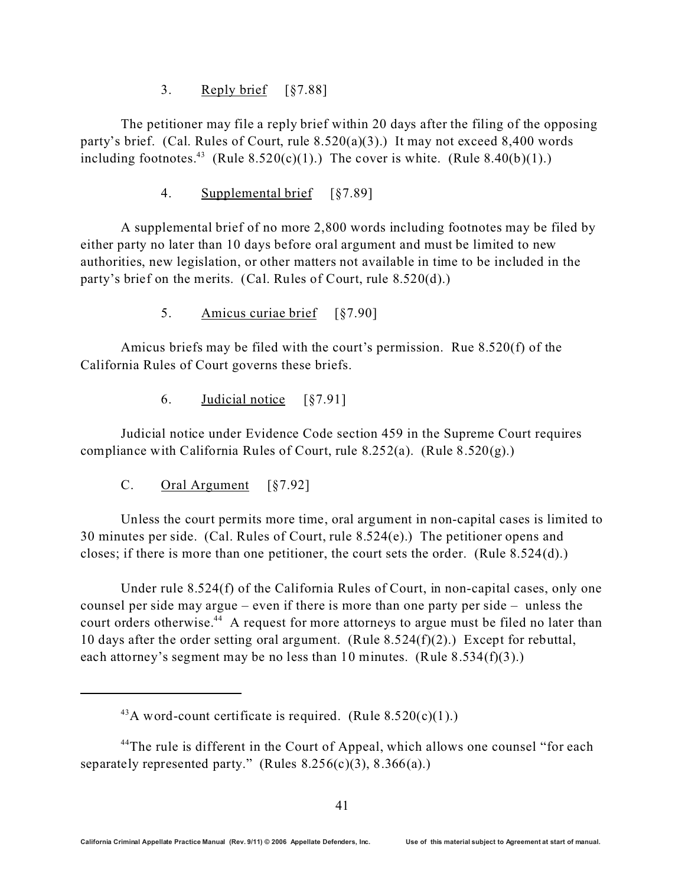### 3. Reply brief [§7.88]

The petitioner may file a reply brief within 20 days after the filing of the opposing party's brief. (Cal. Rules of Court, rule 8.520(a)(3).) It may not exceed 8,400 words including footnotes.[43] (Rule 8.520(c)(1).) The cover is white. (Rule 8.40(b)(1).)

### 4. Supplemental brief [§7.89]

A supplemental brief of no more 2,800 words including footnotes may be filed by either party no later than 10 days before oral argument and must be limited to new authorities, new legislation, or other matters not available in time to be included in the party's brief on the merits. (Cal. Rules of Court, rule 8.520(d).)

### 5. Amicus curiae brief [§7.90]

Amicus briefs may be filed with the court's permission. Rue 8.520(f) of the California Rules of Court governs these briefs.

### 6. Judicial notice [§7.91]

Judicial notice under Evidence Code section 459 in the Supreme Court requires compliance with California Rules of Court, rule 8.252(a). (Rule 8.520(g).)

## C. Oral Argument [§7.92]

Unless the court permits more time, oral argument in non-capital cases is limited to 30 minutes per side. (Cal. Rules of Court, rule 8.524(e).) The petitioner opens and closes; if there is more than one petitioner, the court sets the order. (Rule 8.524(d).)

Under rule 8.524(f) of the California Rules of Court, in non-capital cases, only one counsel per side may argue – even if there is more than one party per side – unless the court orders otherwise.[44] A request for more attorneys to argue must be filed no later than 10 days after the order setting oral argument. (Rule 8.524(f)(2).) Except for rebuttal, each attorney's segment may be no less than 10 minutes. (Rule 8.534(f)(3).)

---

[43] A word-count certificate is required. (Rule 8.520(c)(1).)

[44] The rule is different in the Court of Appeal, which allows one counsel "for each separately represented party." (Rules 8.256(c)(3), 8.366(a).)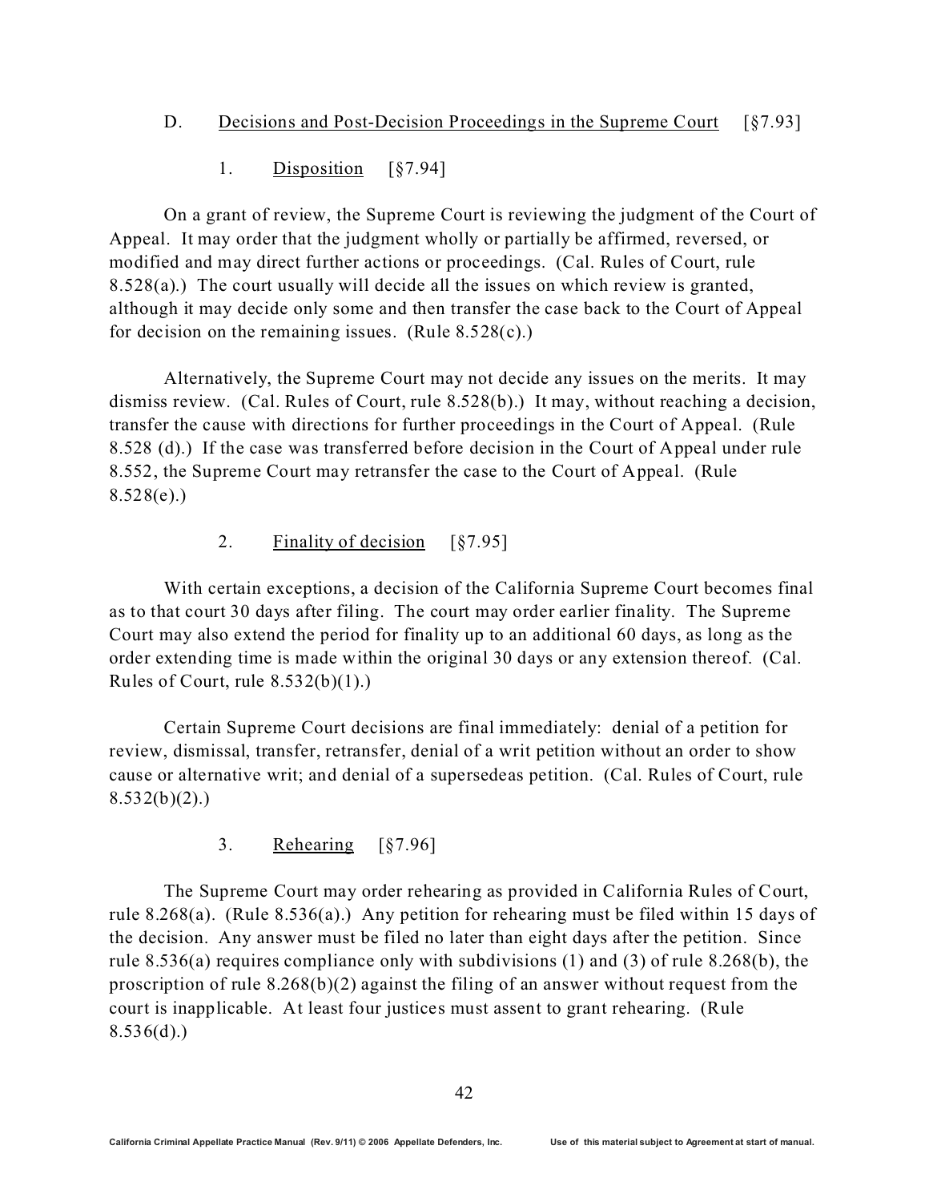### D. Decisions and Post-Decision Proceedings in the Supreme Court [§7.93]

#### 1. Disposition [§7.94]

On a grant of review, the Supreme Court is reviewing the judgment of the Court of Appeal. It may order that the judgment wholly or partially be affirmed, reversed, or modified and may direct further actions or proceedings. (Cal. Rules of Court, rule 8.528(a).) The court usually will decide all the issues on which review is granted, although it may decide only some and then transfer the case back to the Court of Appeal for decision on the remaining issues. (Rule 8.528(c).)

Alternatively, the Supreme Court may not decide any issues on the merits. It may dismiss review. (Cal. Rules of Court, rule 8.528(b).) It may, without reaching a decision, transfer the cause with directions for further proceedings in the Court of Appeal. (Rule 8.528 (d).) If the case was transferred before decision in the Court of Appeal under rule 8.552, the Supreme Court may retransfer the case to the Court of Appeal. (Rule 8.528(e).)

#### 2. Finality of decision [§7.95]

With certain exceptions, a decision of the California Supreme Court becomes final as to that court 30 days after filing. The court may order earlier finality. The Supreme Court may also extend the period for finality up to an additional 60 days, as long as the order extending time is made within the original 30 days or any extension thereof. (Cal. Rules of Court, rule 8.532(b)(1).)

Certain Supreme Court decisions are final immediately: denial of a petition for review, dismissal, transfer, retransfer, denial of a writ petition without an order to show cause or alternative writ; and denial of a supersedeas petition. (Cal. Rules of Court, rule 8.532(b)(2).)

#### 3. Rehearing [§7.96]

The Supreme Court may order rehearing as provided in California Rules of Court, rule 8.268(a). (Rule 8.536(a).) Any petition for rehearing must be filed within 15 days of the decision. Any answer must be filed no later than eight days after the petition. Since rule 8.536(a) requires compliance only with subdivisions (1) and (3) of rule 8.268(b), the proscription of rule 8.268(b)(2) against the filing of an answer without request from the court is inapplicable. At least four justices must assent to grant rehearing. (Rule 8.536(d).)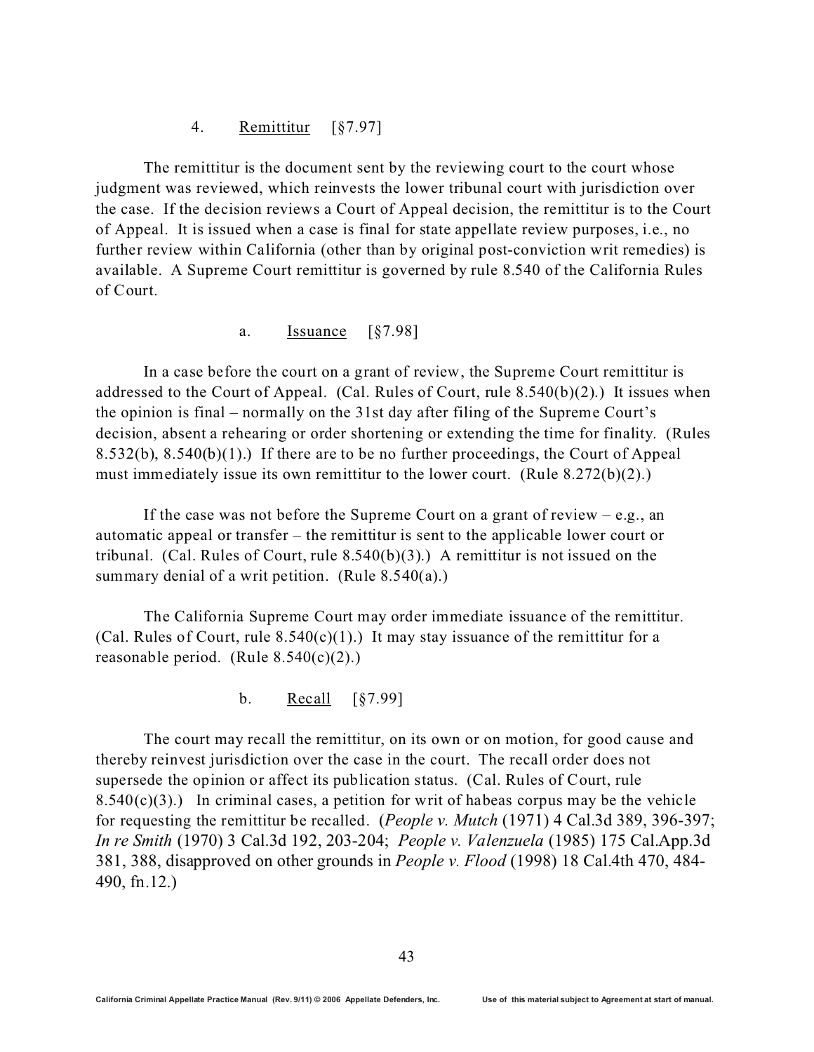### 4. Remittitur [§7.97]

The remittitur is the document sent by the reviewing court to the court whose judgment was reviewed, which reinvests the lower tribunal court with jurisdiction over the case. If the decision reviews a Court of Appeal decision, the remittitur is to the Court of Appeal. It is issued when a case is final for state appellate review purposes, i.e., no further review within California (other than by original post-conviction writ remedies) is available. A Supreme Court remittitur is governed by rule 8.540 of the California Rules of Court.

#### a. Issuance [§7.98]

In a case before the court on a grant of review, the Supreme Court remittitur is addressed to the Court of Appeal. (Cal. Rules of Court, rule 8.540(b)(2).) It issues when the opinion is final – normally on the 31st day after filing of the Supreme Court's decision, absent a rehearing or order shortening or extending the time for finality. (Rules 8.532(b), 8.540(b)(1).) If there are to be no further proceedings, the Court of Appeal must immediately issue its own remittitur to the lower court. (Rule 8.272(b)(2).)

If the case was not before the Supreme Court on a grant of review – e.g., an automatic appeal or transfer – the remittitur is sent to the applicable lower court or tribunal. (Cal. Rules of Court, rule 8.540(b)(3).) A remittitur is not issued on the summary denial of a writ petition. (Rule 8.540(a).)

The California Supreme Court may order immediate issuance of the remittitur. (Cal. Rules of Court, rule 8.540(c)(1).) It may stay issuance of the remittitur for a reasonable period. (Rule 8.540(c)(2).)

#### b. Recall [§7.99]

The court may recall the remittitur, on its own or on motion, for good cause and thereby reinvest jurisdiction over the case in the court. The recall order does not supersede the opinion or affect its publication status. (Cal. Rules of Court, rule 8.540(c)(3).) In criminal cases, a petition for writ of habeas corpus may be the vehicle for requesting the remittitur be recalled. (*People v. Mutch* (1971) 4 Cal.3d 389, 396-397; *In re Smith* (1970) 3 Cal.3d 192, 203-204; *People v. Valenzuela* (1985) 175 Cal.App.3d 381, 388, disapproved on other grounds in *People v. Flood* (1998) 18 Cal.4th 470, 484-490, fn.12.)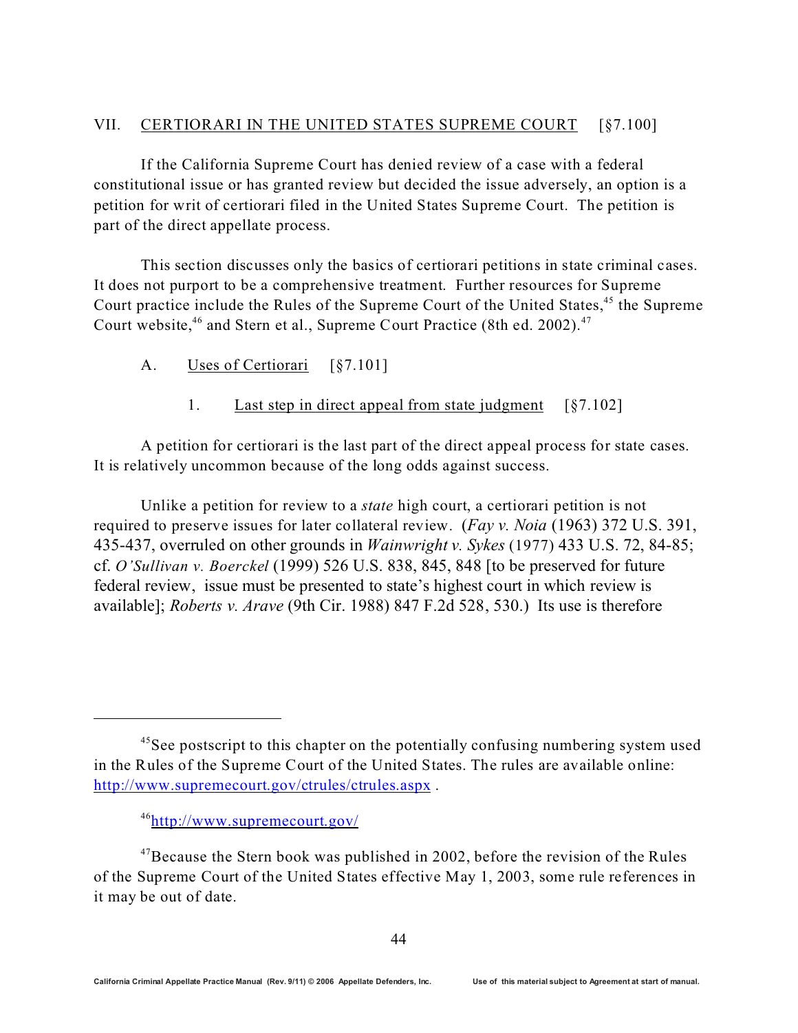## VII. CERTIORARI IN THE UNITED STATES SUPREME COURT [§7.100]

If the California Supreme Court has denied review of a case with a federal constitutional issue or has granted review but decided the issue adversely, an option is a petition for writ of certiorari filed in the United States Supreme Court. The petition is part of the direct appellate process.

This section discusses only the basics of certiorari petitions in state criminal cases. It does not purport to be a comprehensive treatment. Further resources for Supreme Court practice include the Rules of the Supreme Court of the United States,[45] the Supreme Court website,[46] and Stern et al., Supreme Court Practice (8th ed. 2002).[47]

### A. Uses of Certiorari [§7.101]

#### 1. Last step in direct appeal from state judgment [§7.102]

A petition for certiorari is the last part of the direct appeal process for state cases. It is relatively uncommon because of the long odds against success.

Unlike a petition for review to a *state* high court, a certiorari petition is not required to preserve issues for later collateral review. (*Fay v. Noia* (1963) 372 U.S. 391, 435-437, overruled on other grounds in *Wainwright v. Sykes* (1977) 433 U.S. 72, 84-85; cf. *O'Sullivan v. Boerckel* (1999) 526 U.S. 838, 845, 848 [to be preserved for future federal review, issue must be presented to state's highest court in which review is available]; *Roberts v. Arave* (9th Cir. 1988) 847 F.2d 528, 530.) Its use is therefore

---

[45] See postscript to this chapter on the potentially confusing numbering system used in the Rules of the Supreme Court of the United States. The rules are available online: http://www.supremecourt.gov/ctrules/ctrules.aspx .

[46] http://www.supremecourt.gov/

[47] Because the Stern book was published in 2002, before the revision of the Rules of the Supreme Court of the United States effective May 1, 2003, some rule references in it may be out of date.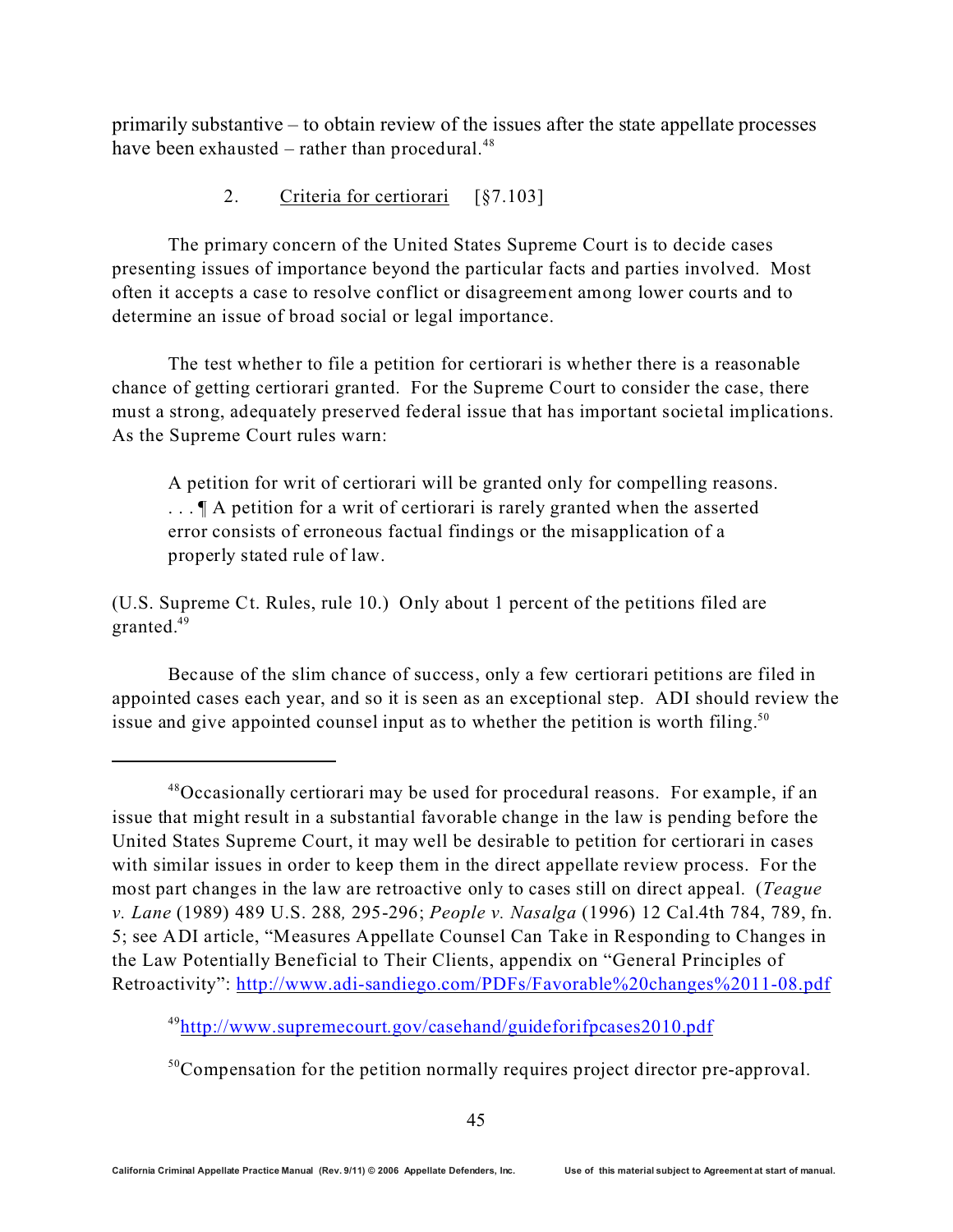primarily substantive – to obtain review of the issues after the state appellate processes have been exhausted – rather than procedural.[48]

### 2. Criteria for certiorari [§7.103]

The primary concern of the United States Supreme Court is to decide cases presenting issues of importance beyond the particular facts and parties involved. Most often it accepts a case to resolve conflict or disagreement among lower courts and to determine an issue of broad social or legal importance.

The test whether to file a petition for certiorari is whether there is a reasonable chance of getting certiorari granted. For the Supreme Court to consider the case, there must a strong, adequately preserved federal issue that has important societal implications. As the Supreme Court rules warn:

> A petition for writ of certiorari will be granted only for compelling reasons. . . . ¶ A petition for a writ of certiorari is rarely granted when the asserted error consists of erroneous factual findings or the misapplication of a properly stated rule of law.

(U.S. Supreme Ct. Rules, rule 10.) Only about 1 percent of the petitions filed are granted.[49]

Because of the slim chance of success, only a few certiorari petitions are filed in appointed cases each year, and so it is seen as an exceptional step. ADI should review the issue and give appointed counsel input as to whether the petition is worth filing.[50]

---

[48]Occasionally certiorari may be used for procedural reasons. For example, if an issue that might result in a substantial favorable change in the law is pending before the United States Supreme Court, it may well be desirable to petition for certiorari in cases with similar issues in order to keep them in the direct appellate review process. For the most part changes in the law are retroactive only to cases still on direct appeal. (*Teague v. Lane* (1989) 489 U.S. 288*,* 295-296; *People v. Nasalga* (1996) 12 Cal.4th 784, 789, fn. 5; see ADI article, "Measures Appellate Counsel Can Take in Responding to Changes in the Law Potentially Beneficial to Their Clients, appendix on "General Principles of Retroactivity": http://www.adi-sandiego.com/PDFs/Favorable%20changes%2011-08.pdf

[49]http://www.supremecourt.gov/casehand/guideforifpcases2010.pdf

[50]Compensation for the petition normally requires project director pre-approval.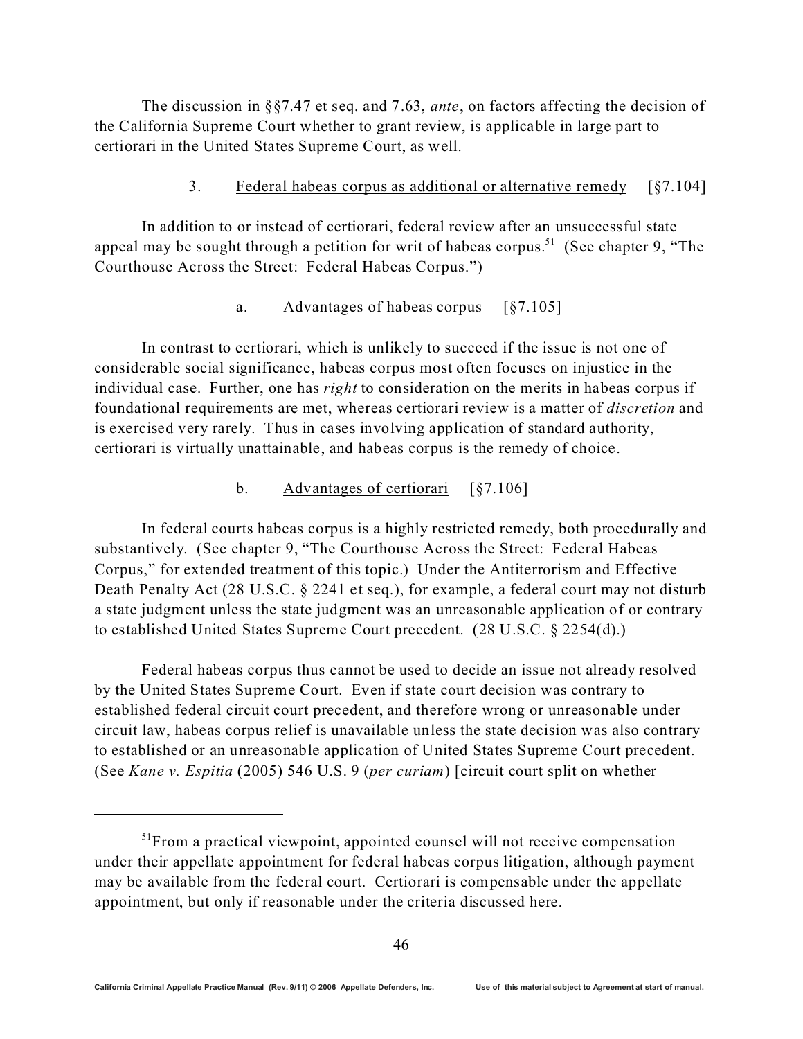The discussion in §§7.47 et seq. and 7.63, *ante*, on factors affecting the decision of the California Supreme Court whether to grant review, is applicable in large part to certiorari in the United States Supreme Court, as well.

### 3. Federal habeas corpus as additional or alternative remedy [§7.104]

In addition to or instead of certiorari, federal review after an unsuccessful state appeal may be sought through a petition for writ of habeas corpus.[51] (See chapter 9, "The Courthouse Across the Street: Federal Habeas Corpus.")

#### a. Advantages of habeas corpus [§7.105]

In contrast to certiorari, which is unlikely to succeed if the issue is not one of considerable social significance, habeas corpus most often focuses on injustice in the individual case. Further, one has *right* to consideration on the merits in habeas corpus if foundational requirements are met, whereas certiorari review is a matter of *discretion* and is exercised very rarely. Thus in cases involving application of standard authority, certiorari is virtually unattainable, and habeas corpus is the remedy of choice.

#### b. Advantages of certiorari [§7.106]

In federal courts habeas corpus is a highly restricted remedy, both procedurally and substantively. (See chapter 9, "The Courthouse Across the Street: Federal Habeas Corpus," for extended treatment of this topic.) Under the Antiterrorism and Effective Death Penalty Act (28 U.S.C. § 2241 et seq.), for example, a federal court may not disturb a state judgment unless the state judgment was an unreasonable application of or contrary to established United States Supreme Court precedent. (28 U.S.C. § 2254(d).)

Federal habeas corpus thus cannot be used to decide an issue not already resolved by the United States Supreme Court. Even if state court decision was contrary to established federal circuit court precedent, and therefore wrong or unreasonable under circuit law, habeas corpus relief is unavailable unless the state decision was also contrary to established or an unreasonable application of United States Supreme Court precedent. (See *Kane v. Espitia* (2005) 546 U.S. 9 (*per curiam*) [circuit court split on whether

---

[51] From a practical viewpoint, appointed counsel will not receive compensation under their appellate appointment for federal habeas corpus litigation, although payment may be available from the federal court. Certiorari is compensable under the appellate appointment, but only if reasonable under the criteria discussed here.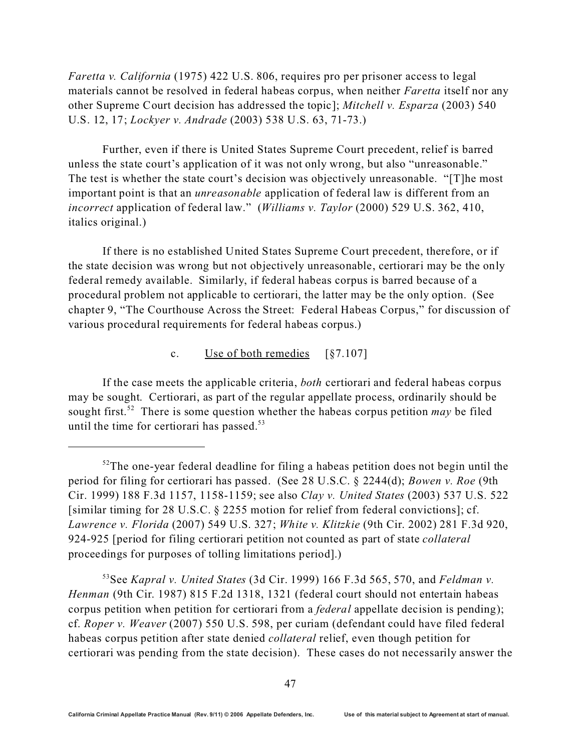*Faretta v. California* (1975) 422 U.S. 806, requires pro per prisoner access to legal materials cannot be resolved in federal habeas corpus, when neither *Faretta* itself nor any other Supreme Court decision has addressed the topic]; *Mitchell v. Esparza* (2003) 540 U.S. 12, 17; *Lockyer v. Andrade* (2003) 538 U.S. 63, 71-73.)

Further, even if there is United States Supreme Court precedent, relief is barred unless the state court's application of it was not only wrong, but also "unreasonable." The test is whether the state court's decision was objectively unreasonable. "[T]he most important point is that an *unreasonable* application of federal law is different from an *incorrect* application of federal law." (*Williams v. Taylor* (2000) 529 U.S. 362, 410, italics original.)

If there is no established United States Supreme Court precedent, therefore, or if the state decision was wrong but not objectively unreasonable, certiorari may be the only federal remedy available. Similarly, if federal habeas corpus is barred because of a procedural problem not applicable to certiorari, the latter may be the only option. (See chapter 9, "The Courthouse Across the Street: Federal Habeas Corpus," for discussion of various procedural requirements for federal habeas corpus.)

### c. Use of both remedies [§7.107]

If the case meets the applicable criteria, *both* certiorari and federal habeas corpus may be sought. Certiorari, as part of the regular appellate process, ordinarily should be sought first.[52] There is some question whether the habeas corpus petition *may* be filed until the time for certiorari has passed.[53]

---

[52]The one-year federal deadline for filing a habeas petition does not begin until the period for filing for certiorari has passed. (See 28 U.S.C. § 2244(d); *Bowen v. Roe* (9th Cir. 1999) 188 F.3d 1157, 1158-1159; see also *Clay v. United States* (2003) 537 U.S. 522 [similar timing for 28 U.S.C. § 2255 motion for relief from federal convictions]; cf. *Lawrence v. Florida* (2007) 549 U.S. 327; *White v. Klitzkie* (9th Cir. 2002) 281 F.3d 920, 924-925 [period for filing certiorari petition not counted as part of state *collateral* proceedings for purposes of tolling limitations period].)

[53]See *Kapral v. United States* (3d Cir. 1999) 166 F.3d 565, 570, and *Feldman v. Henman* (9th Cir. 1987) 815 F.2d 1318, 1321 (federal court should not entertain habeas corpus petition when petition for certiorari from a *federal* appellate decision is pending); cf. *Roper v. Weaver* (2007) 550 U.S. 598, per curiam (defendant could have filed federal habeas corpus petition after state denied *collateral* relief, even though petition for certiorari was pending from the state decision). These cases do not necessarily answer the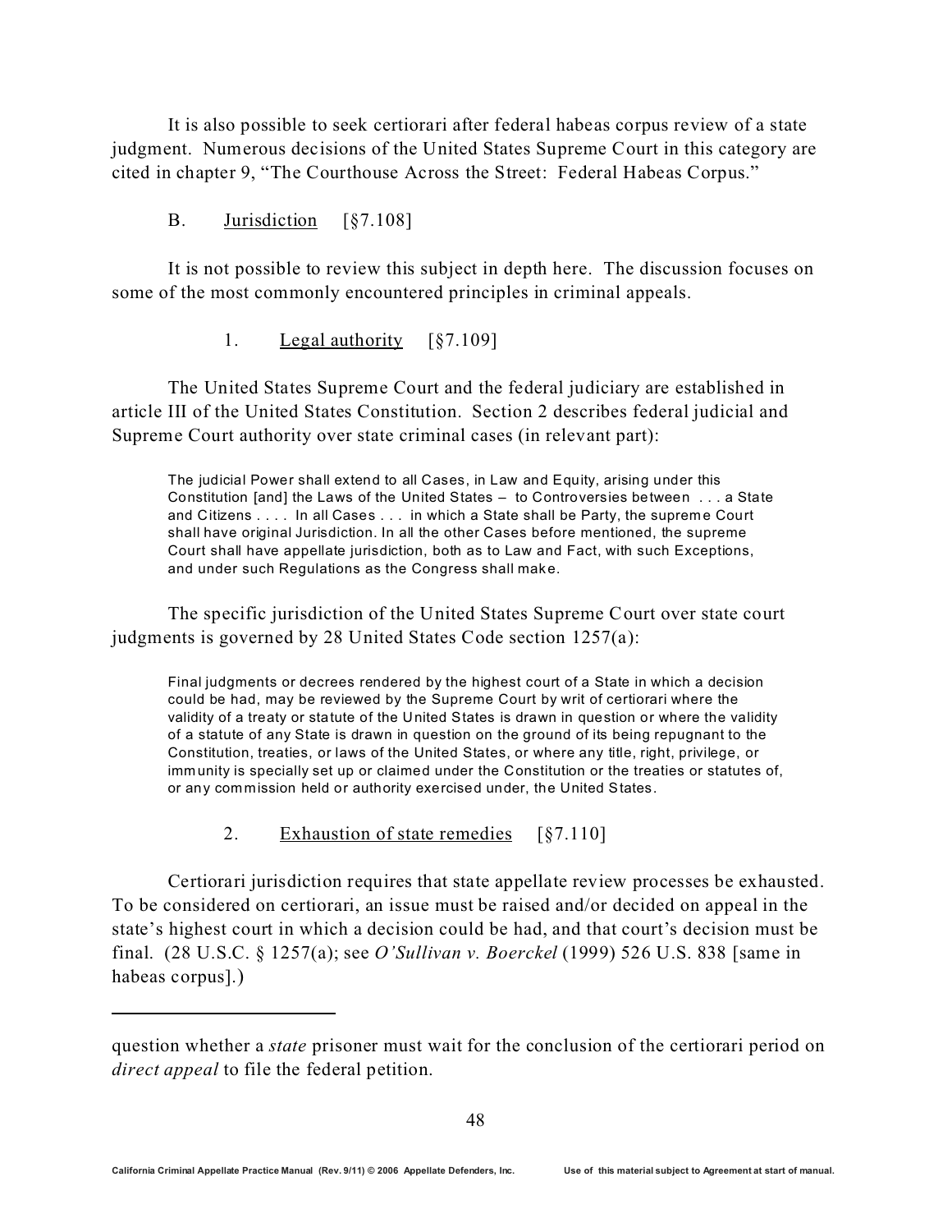It is also possible to seek certiorari after federal habeas corpus review of a state judgment. Numerous decisions of the United States Supreme Court in this category are cited in chapter 9, "The Courthouse Across the Street: Federal Habeas Corpus."

## B. Jurisdiction [§7.108]

It is not possible to review this subject in depth here. The discussion focuses on some of the most commonly encountered principles in criminal appeals.

### 1. Legal authority [§7.109]

The United States Supreme Court and the federal judiciary are established in article III of the United States Constitution. Section 2 describes federal judicial and Supreme Court authority over state criminal cases (in relevant part):

> The judicial Power shall extend to all Cases, in Law and Equity, arising under this Constitution [and] the Laws of the United States – to Controversies between . . . a State and Citizens . . . . In all Cases . . . in which a State shall be Party, the supreme Court shall have original Jurisdiction. In all the other Cases before mentioned, the supreme Court shall have appellate jurisdiction, both as to Law and Fact, with such Exceptions, and under such Regulations as the Congress shall make.

The specific jurisdiction of the United States Supreme Court over state court judgments is governed by 28 United States Code section 1257(a):

> Final judgments or decrees rendered by the highest court of a State in which a decision could be had, may be reviewed by the Supreme Court by writ of certiorari where the validity of a treaty or statute of the United States is drawn in question or where the validity of a statute of any State is drawn in question on the ground of its being repugnant to the Constitution, treaties, or laws of the United States, or where any title, right, privilege, or immunity is specially set up or claimed under the Constitution or the treaties or statutes of, or any commission held or authority exercised under, the United States.

### 2. Exhaustion of state remedies [§7.110]

Certiorari jurisdiction requires that state appellate review processes be exhausted. To be considered on certiorari, an issue must be raised and/or decided on appeal in the state's highest court in which a decision could be had, and that court's decision must be final. (28 U.S.C. § 1257(a); see *O'Sullivan v. Boerckel* (1999) 526 U.S. 838 [same in habeas corpus].)

---

question whether a *state* prisoner must wait for the conclusion of the certiorari period on *direct appeal* to file the federal petition.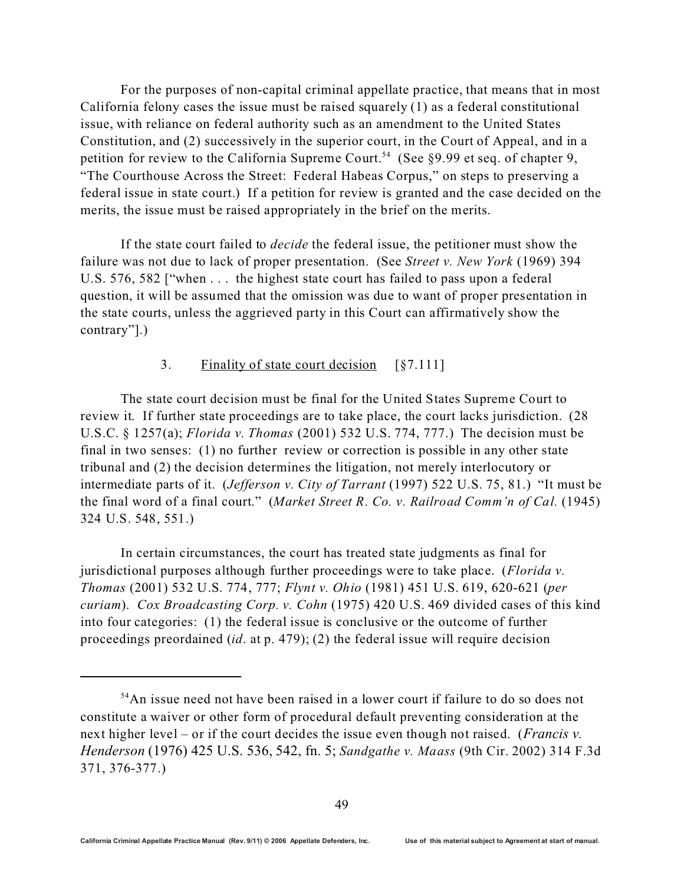For the purposes of non-capital criminal appellate practice, that means that in most California felony cases the issue must be raised squarely (1) as a federal constitutional issue, with reliance on federal authority such as an amendment to the United States Constitution, and (2) successively in the superior court, in the Court of Appeal, and in a petition for review to the California Supreme Court.[54] (See §9.99 et seq. of chapter 9, "The Courthouse Across the Street: Federal Habeas Corpus," on steps to preserving a federal issue in state court.) If a petition for review is granted and the case decided on the merits, the issue must be raised appropriately in the brief on the merits.

If the state court failed to *decide* the federal issue, the petitioner must show the failure was not due to lack of proper presentation. (See *Street v. New York* (1969) 394 U.S. 576, 582 ["when . . . the highest state court has failed to pass upon a federal question, it will be assumed that the omission was due to want of proper presentation in the state courts, unless the aggrieved party in this Court can affirmatively show the contrary"].)

### 3. <u>Finality of state court decision</u> [§7.111]

The state court decision must be final for the United States Supreme Court to review it. If further state proceedings are to take place, the court lacks jurisdiction. (28 U.S.C. § 1257(a); *Florida v. Thomas* (2001) 532 U.S. 774, 777.) The decision must be final in two senses: (1) no further review or correction is possible in any other state tribunal and (2) the decision determines the litigation, not merely interlocutory or intermediate parts of it. (*Jefferson v. City of Tarrant* (1997) 522 U.S. 75, 81.) "It must be the final word of a final court." (*Market Street R. Co. v. Railroad Comm'n of Cal.* (1945) 324 U.S. 548, 551.)

In certain circumstances, the court has treated state judgments as final for jurisdictional purposes although further proceedings were to take place. (*Florida v. Thomas* (2001) 532 U.S. 774, 777; *Flynt v. Ohio* (1981) 451 U.S. 619, 620-621 (*per curiam*). *Cox Broadcasting Corp. v. Cohn* (1975) 420 U.S. 469 divided cases of this kind into four categories: (1) the federal issue is conclusive or the outcome of further proceedings preordained (*id*. at p. 479); (2) the federal issue will require decision

---

[54] An issue need not have been raised in a lower court if failure to do so does not constitute a waiver or other form of procedural default preventing consideration at the next higher level – or if the court decides the issue even though not raised. (*Francis v. Henderson* (1976) 425 U.S. 536, 542, fn. 5; *Sandgathe v. Maass* (9th Cir. 2002) 314 F.3d 371, 376-377.)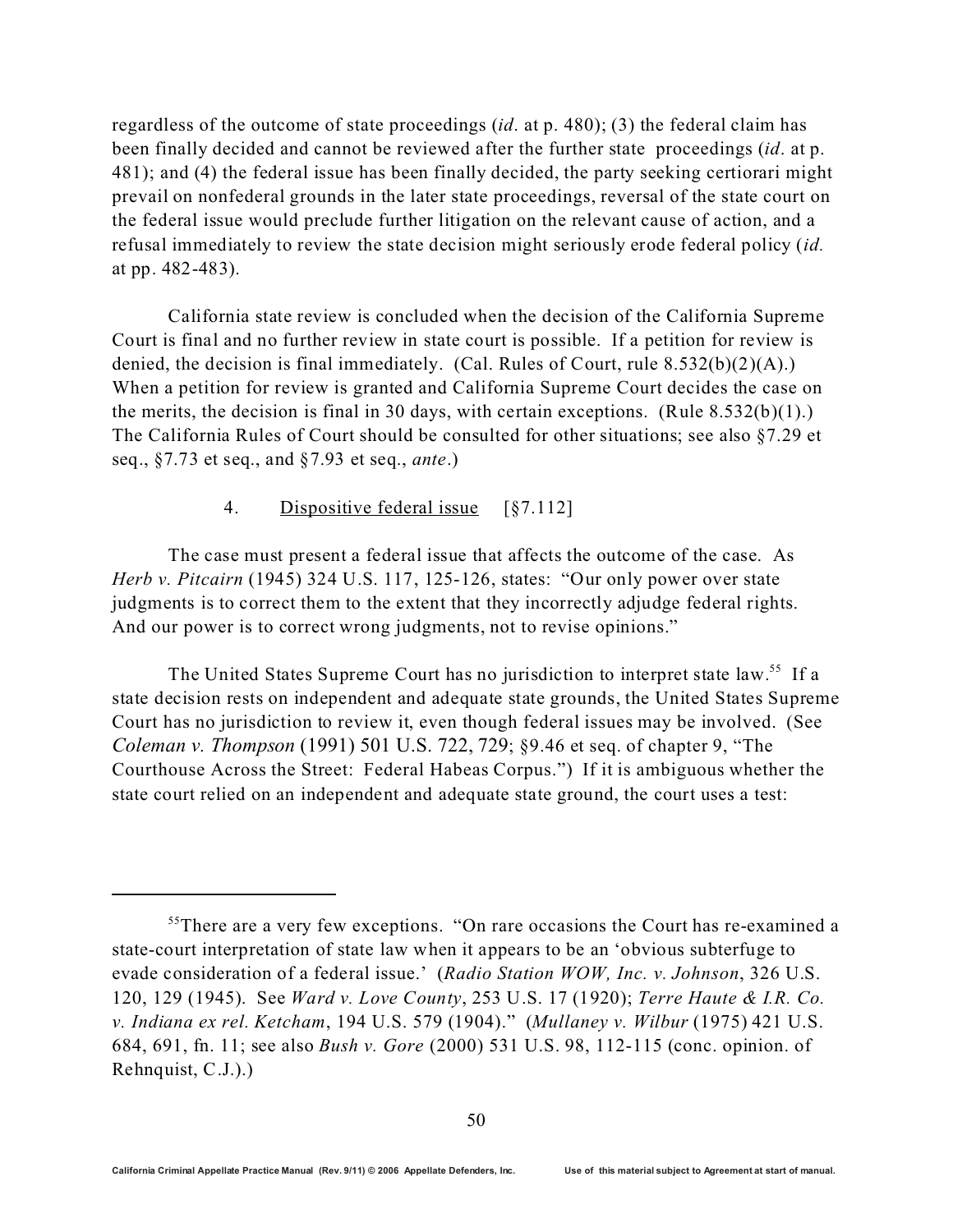regardless of the outcome of state proceedings (*id*. at p. 480); (3) the federal claim has been finally decided and cannot be reviewed after the further state proceedings (*id*. at p. 481); and (4) the federal issue has been finally decided, the party seeking certiorari might prevail on nonfederal grounds in the later state proceedings, reversal of the state court on the federal issue would preclude further litigation on the relevant cause of action, and a refusal immediately to review the state decision might seriously erode federal policy (*id.* at pp. 482-483).

California state review is concluded when the decision of the California Supreme Court is final and no further review in state court is possible. If a petition for review is denied, the decision is final immediately. (Cal. Rules of Court, rule 8.532(b)(2)(A).) When a petition for review is granted and California Supreme Court decides the case on the merits, the decision is final in 30 days, with certain exceptions. (Rule 8.532(b)(1).) The California Rules of Court should be consulted for other situations; see also §7.29 et seq., §7.73 et seq., and §7.93 et seq., *ante*.)

### 4. Dispositive federal issue [§7.112]

The case must present a federal issue that affects the outcome of the case. As *Herb v. Pitcairn* (1945) 324 U.S. 117, 125-126, states: "Our only power over state judgments is to correct them to the extent that they incorrectly adjudge federal rights. And our power is to correct wrong judgments, not to revise opinions."

The United States Supreme Court has no jurisdiction to interpret state law.[55] If a state decision rests on independent and adequate state grounds, the United States Supreme Court has no jurisdiction to review it, even though federal issues may be involved. (See *Coleman v. Thompson* (1991) 501 U.S. 722, 729; §9.46 et seq. of chapter 9, "The Courthouse Across the Street: Federal Habeas Corpus.") If it is ambiguous whether the state court relied on an independent and adequate state ground, the court uses a test:

---

[55] There are a very few exceptions. "On rare occasions the Court has re-examined a state-court interpretation of state law when it appears to be an 'obvious subterfuge to evade consideration of a federal issue.' (*Radio Station WOW, Inc. v. Johnson*, 326 U.S. 120, 129 (1945). See *Ward v. Love County*, 253 U.S. 17 (1920); *Terre Haute & I.R. Co. v. Indiana ex rel. Ketcham*, 194 U.S. 579 (1904)." (*Mullaney v. Wilbur* (1975) 421 U.S. 684, 691, fn. 11; see also *Bush v. Gore* (2000) 531 U.S. 98, 112-115 (conc. opinion. of Rehnquist, C.J.).)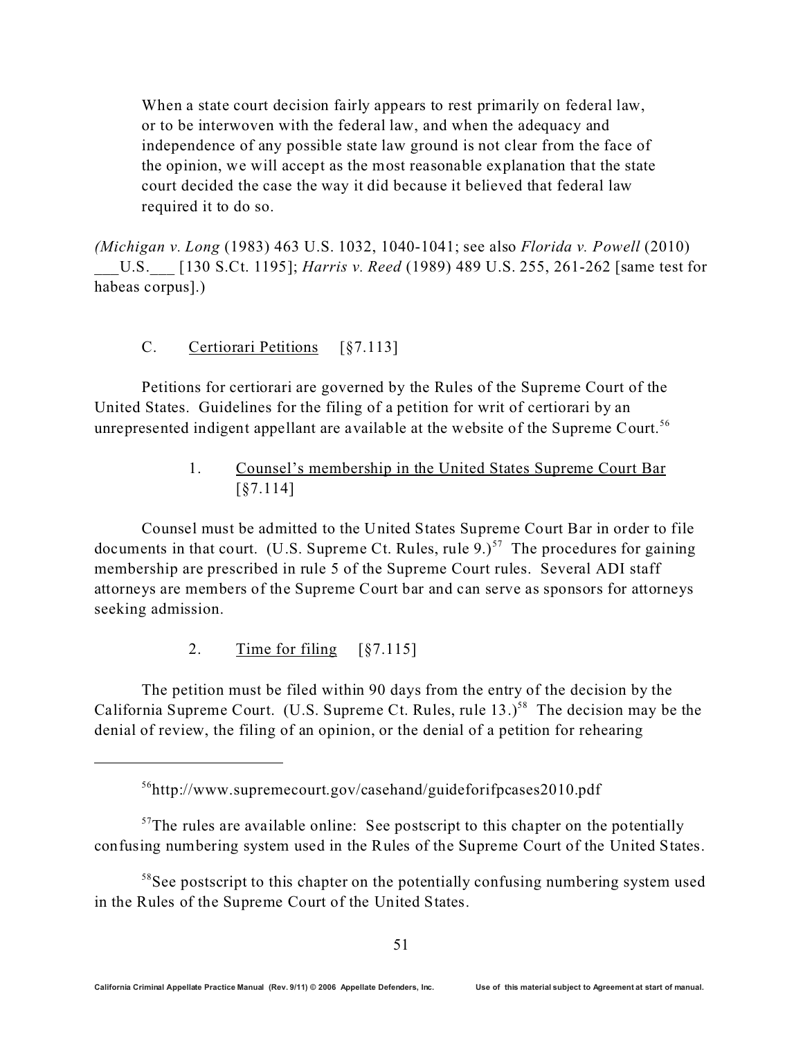> When a state court decision fairly appears to rest primarily on federal law, or to be interwoven with the federal law, and when the adequacy and independence of any possible state law ground is not clear from the face of the opinion, we will accept as the most reasonable explanation that the state court decided the case the way it did because it believed that federal law required it to do so.

*(Michigan v. Long* (1983) 463 U.S. 1032, 1040-1041; see also *Florida v. Powell* (2010) ___U.S.___ [130 S.Ct. 1195]; *Harris v. Reed* (1989) 489 U.S. 255, 261-262 [same test for habeas corpus].)

### C. Certiorari Petitions [§7.113]

Petitions for certiorari are governed by the Rules of the Supreme Court of the United States. Guidelines for the filing of a petition for writ of certiorari by an unrepresented indigent appellant are available at the website of the Supreme Court.[56]

#### 1. Counsel's membership in the United States Supreme Court Bar [§7.114]

Counsel must be admitted to the United States Supreme Court Bar in order to file documents in that court. (U.S. Supreme Ct. Rules, rule 9.)[57] The procedures for gaining membership are prescribed in rule 5 of the Supreme Court rules. Several ADI staff attorneys are members of the Supreme Court bar and can serve as sponsors for attorneys seeking admission.

#### 2. Time for filing [§7.115]

The petition must be filed within 90 days from the entry of the decision by the California Supreme Court. (U.S. Supreme Ct. Rules, rule 13.)[58] The decision may be the denial of review, the filing of an opinion, or the denial of a petition for rehearing

---

[56] http://www.supremecourt.gov/casehand/guideforifpcases2010.pdf

[57] The rules are available online: See postscript to this chapter on the potentially confusing numbering system used in the Rules of the Supreme Court of the United States.

[58] See postscript to this chapter on the potentially confusing numbering system used in the Rules of the Supreme Court of the United States.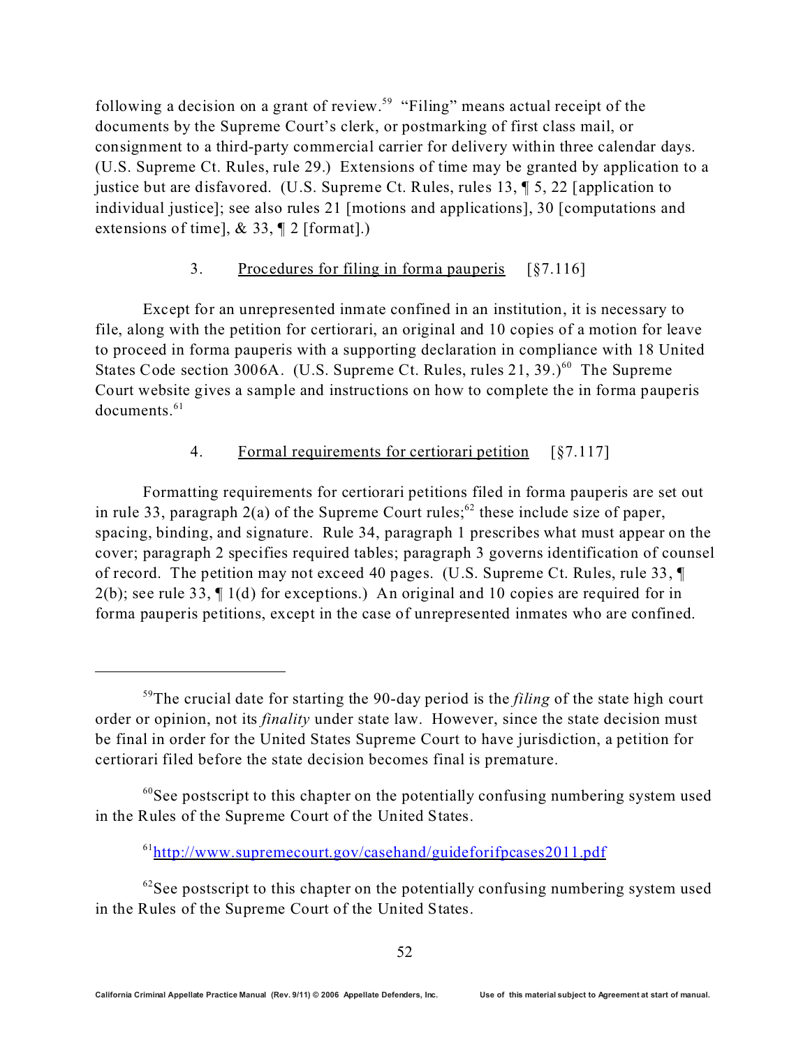following a decision on a grant of review.[59] "Filing" means actual receipt of the documents by the Supreme Court's clerk, or postmarking of first class mail, or consignment to a third-party commercial carrier for delivery within three calendar days. (U.S. Supreme Ct. Rules, rule 29.) Extensions of time may be granted by application to a justice but are disfavored. (U.S. Supreme Ct. Rules, rules 13, ¶ 5, 22 [application to individual justice]; see also rules 21 [motions and applications], 30 [computations and extensions of time], & 33, ¶ 2 [format].)

### 3. Procedures for filing in forma pauperis [§7.116]

Except for an unrepresented inmate confined in an institution, it is necessary to file, along with the petition for certiorari, an original and 10 copies of a motion for leave to proceed in forma pauperis with a supporting declaration in compliance with 18 United States Code section 3006A. (U.S. Supreme Ct. Rules, rules 21, 39.)[60] The Supreme Court website gives a sample and instructions on how to complete the in forma pauperis documents.[61]

### 4. Formal requirements for certiorari petition [§7.117]

Formatting requirements for certiorari petitions filed in forma pauperis are set out in rule 33, paragraph 2(a) of the Supreme Court rules;[62] these include size of paper, spacing, binding, and signature. Rule 34, paragraph 1 prescribes what must appear on the cover; paragraph 2 specifies required tables; paragraph 3 governs identification of counsel of record. The petition may not exceed 40 pages. (U.S. Supreme Ct. Rules, rule 33, ¶ 2(b); see rule 33, ¶ 1(d) for exceptions.) An original and 10 copies are required for in forma pauperis petitions, except in the case of unrepresented inmates who are confined.

---

[59] The crucial date for starting the 90-day period is the *filing* of the state high court order or opinion, not its *finality* under state law. However, since the state decision must be final in order for the United States Supreme Court to have jurisdiction, a petition for certiorari filed before the state decision becomes final is premature.

[60] See postscript to this chapter on the potentially confusing numbering system used in the Rules of the Supreme Court of the United States.

[61] http://www.supremecourt.gov/casehand/guideforifpcases2011.pdf

[62] See postscript to this chapter on the potentially confusing numbering system used in the Rules of the Supreme Court of the United States.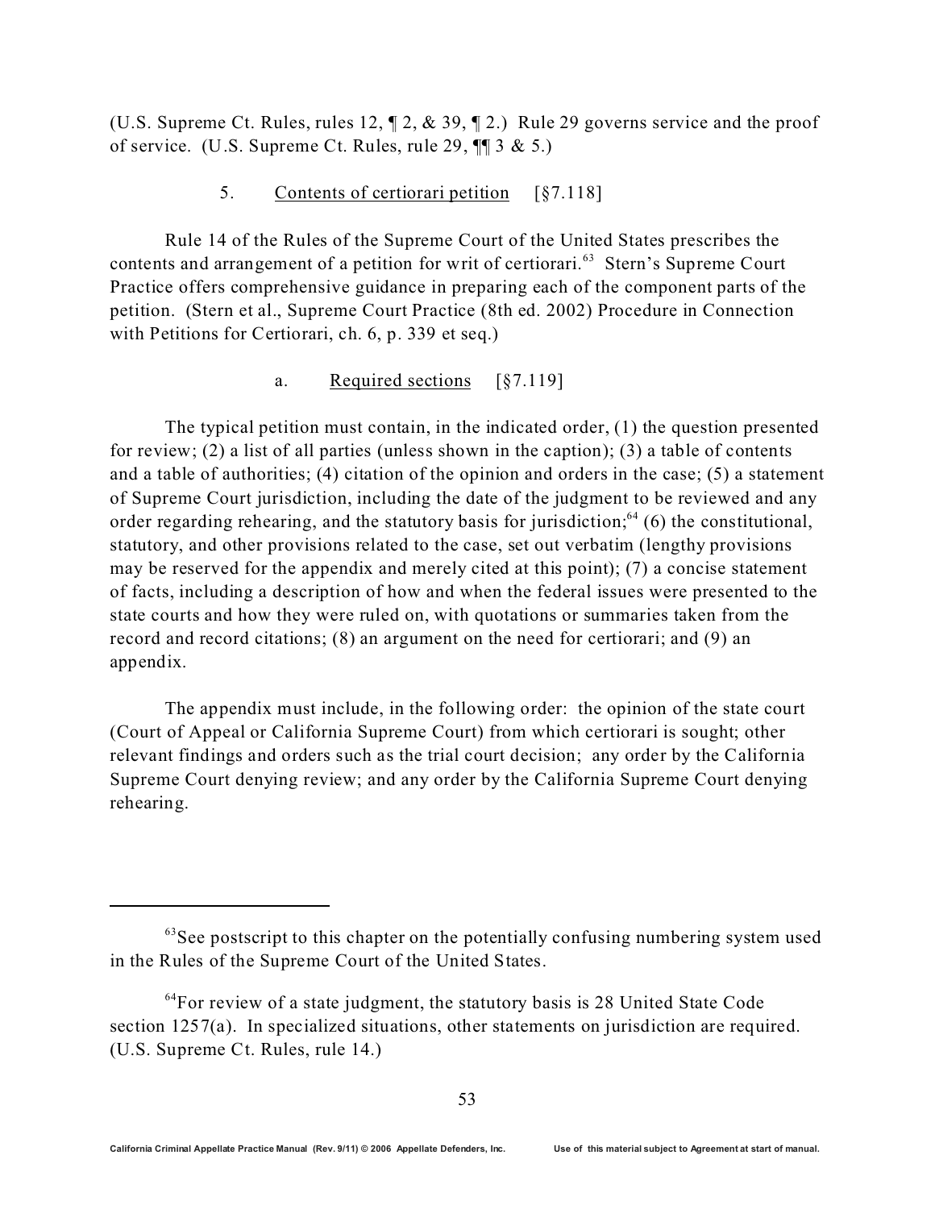(U.S. Supreme Ct. Rules, rules 12, ¶ 2, & 39, ¶ 2.) Rule 29 governs service and the proof of service. (U.S. Supreme Ct. Rules, rule 29, ¶¶ 3 & 5.)

### 5. Contents of certiorari petition [§7.118]

Rule 14 of the Rules of the Supreme Court of the United States prescribes the contents and arrangement of a petition for writ of certiorari.[63] Stern's Supreme Court Practice offers comprehensive guidance in preparing each of the component parts of the petition. (Stern et al., Supreme Court Practice (8th ed. 2002) Procedure in Connection with Petitions for Certiorari, ch. 6, p. 339 et seq.)

#### a. Required sections [§7.119]

The typical petition must contain, in the indicated order, (1) the question presented for review; (2) a list of all parties (unless shown in the caption); (3) a table of contents and a table of authorities; (4) citation of the opinion and orders in the case; (5) a statement of Supreme Court jurisdiction, including the date of the judgment to be reviewed and any order regarding rehearing, and the statutory basis for jurisdiction;[64] (6) the constitutional, statutory, and other provisions related to the case, set out verbatim (lengthy provisions may be reserved for the appendix and merely cited at this point); (7) a concise statement of facts, including a description of how and when the federal issues were presented to the state courts and how they were ruled on, with quotations or summaries taken from the record and record citations; (8) an argument on the need for certiorari; and (9) an appendix.

The appendix must include, in the following order: the opinion of the state court (Court of Appeal or California Supreme Court) from which certiorari is sought; other relevant findings and orders such as the trial court decision; any order by the California Supreme Court denying review; and any order by the California Supreme Court denying rehearing.

---

[63] See postscript to this chapter on the potentially confusing numbering system used in the Rules of the Supreme Court of the United States.

[64] For review of a state judgment, the statutory basis is 28 United State Code section 1257(a). In specialized situations, other statements on jurisdiction are required. (U.S. Supreme Ct. Rules, rule 14.)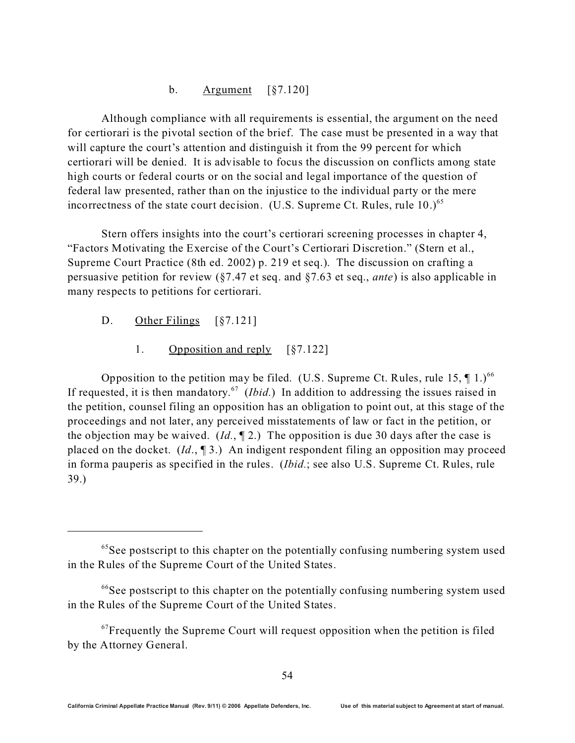b. Argument [§7.120]

Although compliance with all requirements is essential, the argument on the need for certiorari is the pivotal section of the brief. The case must be presented in a way that will capture the court's attention and distinguish it from the 99 percent for which certiorari will be denied. It is advisable to focus the discussion on conflicts among state high courts or federal courts or on the social and legal importance of the question of federal law presented, rather than on the injustice to the individual party or the mere incorrectness of the state court decision. (U.S. Supreme Ct. Rules, rule 10.)[65]

Stern offers insights into the court's certiorari screening processes in chapter 4, "Factors Motivating the Exercise of the Court's Certiorari Discretion." (Stern et al., Supreme Court Practice (8th ed. 2002) p. 219 et seq.). The discussion on crafting a persuasive petition for review (§7.47 et seq. and §7.63 et seq., *ante*) is also applicable in many respects to petitions for certiorari.

D. Other Filings [§7.121]

1. Opposition and reply [§7.122]

Opposition to the petition may be filed. (U.S. Supreme Ct. Rules, rule 15, ¶ 1.)[66] If requested, it is then mandatory.[67] (*Ibid.*) In addition to addressing the issues raised in the petition, counsel filing an opposition has an obligation to point out, at this stage of the proceedings and not later, any perceived misstatements of law or fact in the petition, or the objection may be waived. (*Id.*, ¶ 2.) The opposition is due 30 days after the case is placed on the docket. (*Id.*, ¶ 3.) An indigent respondent filing an opposition may proceed in forma pauperis as specified in the rules. (*Ibid.*; see also U.S. Supreme Ct. Rules, rule 39.)

---

[65] See postscript to this chapter on the potentially confusing numbering system used in the Rules of the Supreme Court of the United States.

[66] See postscript to this chapter on the potentially confusing numbering system used in the Rules of the Supreme Court of the United States.

[67] Frequently the Supreme Court will request opposition when the petition is filed by the Attorney General.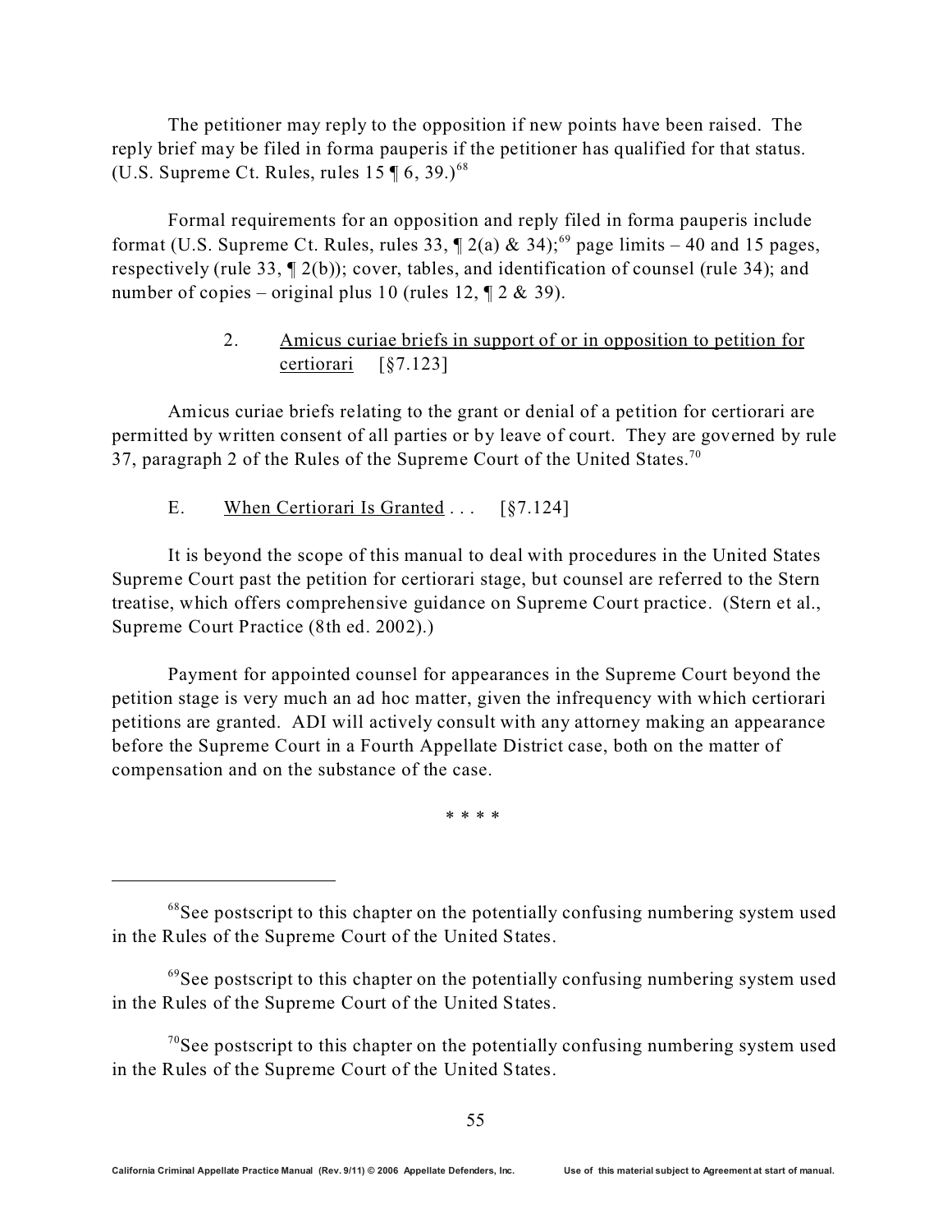The petitioner may reply to the opposition if new points have been raised. The reply brief may be filed in forma pauperis if the petitioner has qualified for that status. (U.S. Supreme Ct. Rules, rules 15 ¶ 6, 39.)[68]

Formal requirements for an opposition and reply filed in forma pauperis include format (U.S. Supreme Ct. Rules, rules 33, ¶ 2(a) & 34);[69] page limits – 40 and 15 pages, respectively (rule 33, ¶ 2(b)); cover, tables, and identification of counsel (rule 34); and number of copies – original plus 10 (rules 12, ¶ 2 & 39).

### 2. Amicus curiae briefs in support of or in opposition to petition for certiorari [§7.123]

Amicus curiae briefs relating to the grant or denial of a petition for certiorari are permitted by written consent of all parties or by leave of court. They are governed by rule 37, paragraph 2 of the Rules of the Supreme Court of the United States.[70]

## E. When Certiorari Is Granted . . . [§7.124]

It is beyond the scope of this manual to deal with procedures in the United States Supreme Court past the petition for certiorari stage, but counsel are referred to the Stern treatise, which offers comprehensive guidance on Supreme Court practice. (Stern et al., Supreme Court Practice (8th ed. 2002).)

Payment for appointed counsel for appearances in the Supreme Court beyond the petition stage is very much an ad hoc matter, given the infrequency with which certiorari petitions are granted. ADI will actively consult with any attorney making an appearance before the Supreme Court in a Fourth Appellate District case, both on the matter of compensation and on the substance of the case.

\* \* \* \*

---

[68] See postscript to this chapter on the potentially confusing numbering system used in the Rules of the Supreme Court of the United States.

[69] See postscript to this chapter on the potentially confusing numbering system used in the Rules of the Supreme Court of the United States.

[70] See postscript to this chapter on the potentially confusing numbering system used in the Rules of the Supreme Court of the United States.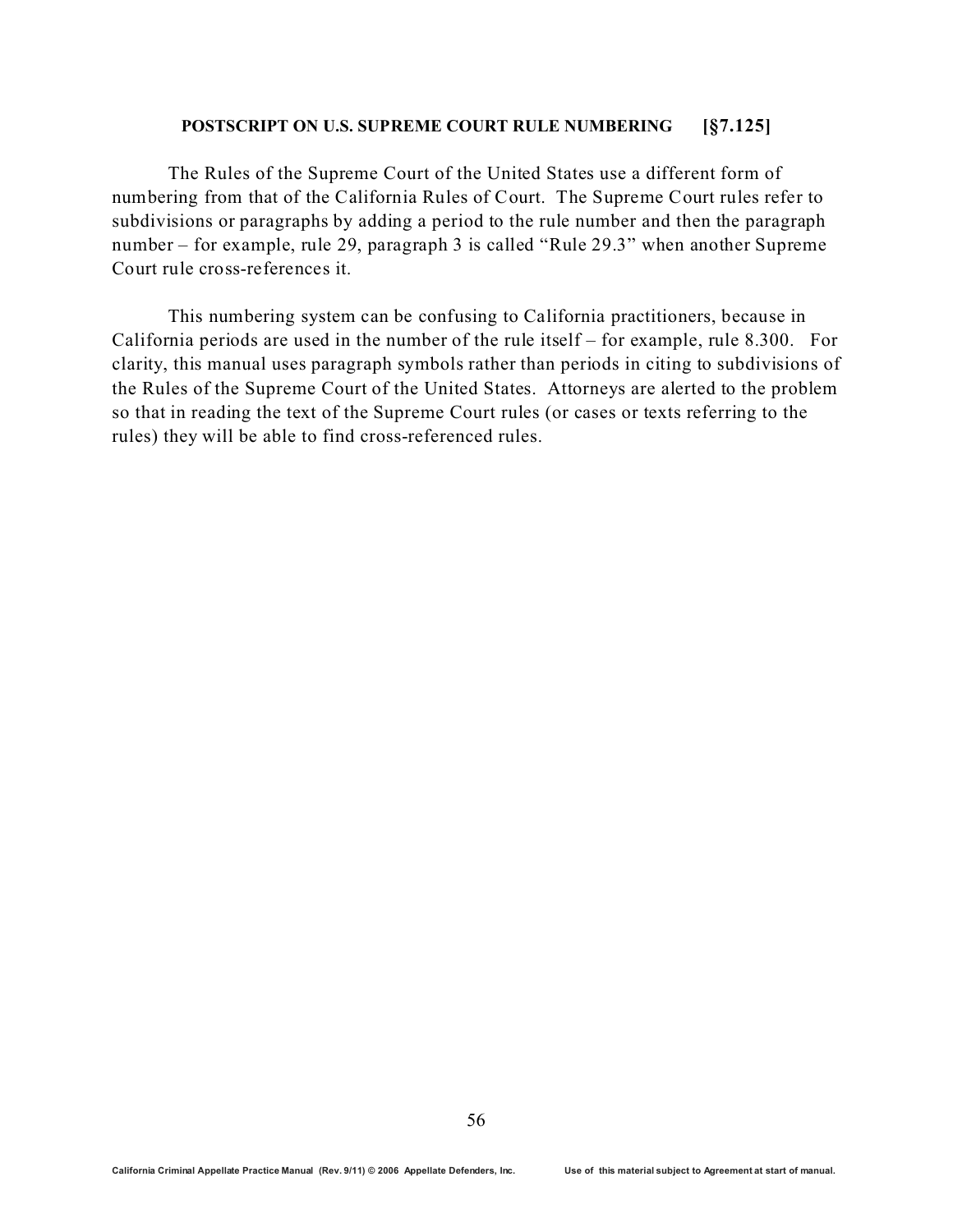## POSTSCRIPT ON U.S. SUPREME COURT RULE NUMBERING [§7.125]

The Rules of the Supreme Court of the United States use a different form of numbering from that of the California Rules of Court. The Supreme Court rules refer to subdivisions or paragraphs by adding a period to the rule number and then the paragraph number – for example, rule 29, paragraph 3 is called "Rule 29.3" when another Supreme Court rule cross-references it.

This numbering system can be confusing to California practitioners, because in California periods are used in the number of the rule itself – for example, rule 8.300. For clarity, this manual uses paragraph symbols rather than periods in citing to subdivisions of the Rules of the Supreme Court of the United States. Attorneys are alerted to the problem so that in reading the text of the Supreme Court rules (or cases or texts referring to the rules) they will be able to find cross-referenced rules.